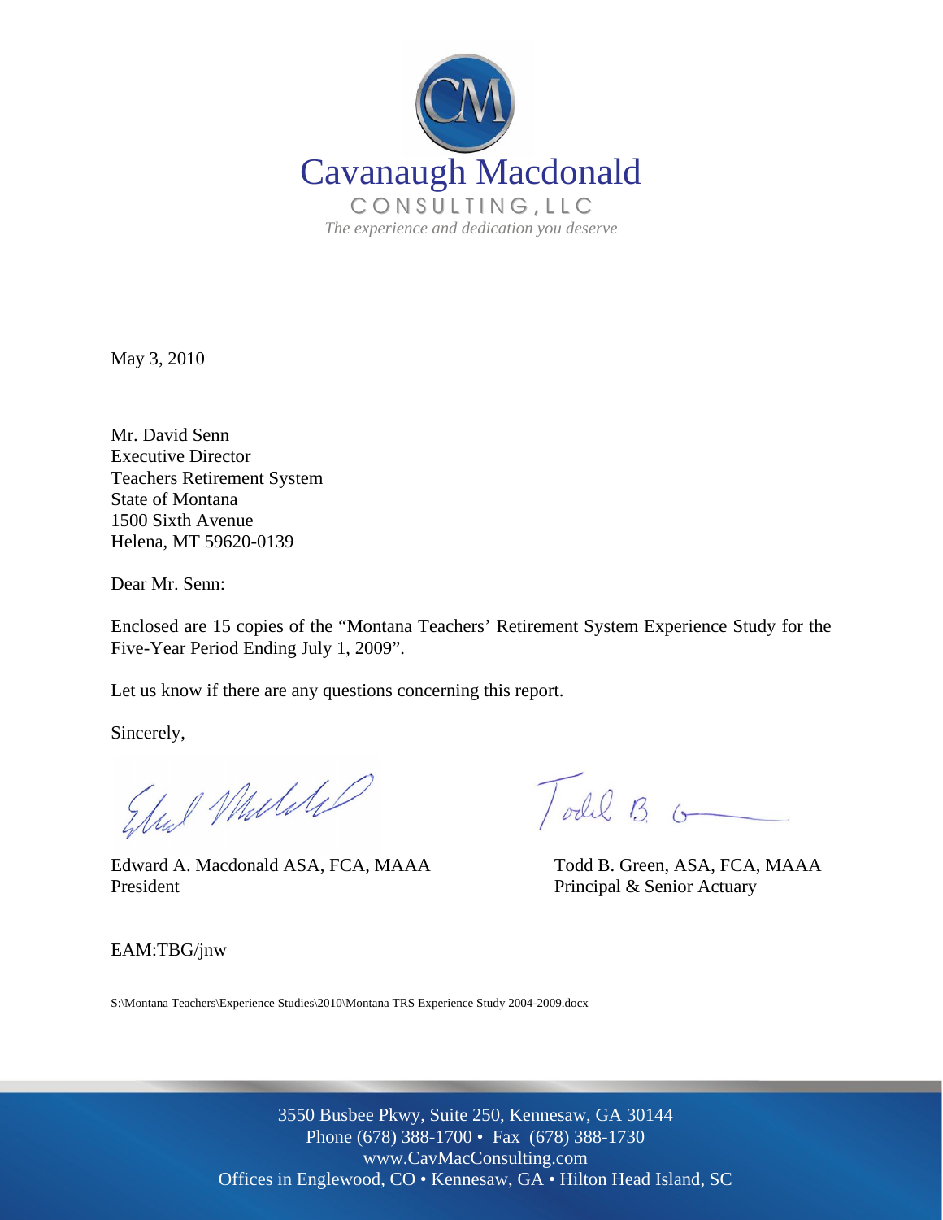Cavanaugh Macdonald

CONSULTING, LLC

*The experience and dedication you deserve*

May 3, 2010

Mr. David Senn
Executive Director
Teachers Retirement System
State of Montana
1500 Sixth Avenue
Helena, MT 59620-0139

Dear Mr. Senn:

Enclosed are 15 copies of the "Montana Teachers' Retirement System Experience Study for the Five-Year Period Ending July 1, 2009".

Let us know if there are any questions concerning this report.

Sincerely,

Edward A. Macdonald ASA, FCA, MAAA
President

Todd B. Green, ASA, FCA, MAAA
Principal & Senior Actuary

EAM:TBG/jnw

S:\Montana Teachers\Experience Studies\2010\Montana TRS Experience Study 2004-2009.docx

3550 Busbee Pkwy, Suite 250, Kennesaw, GA 30144
Phone (678) 388-1700 • Fax (678) 388-1730
www.CavMacConsulting.com
Offices in Englewood, CO • Kennesaw, GA • Hilton Head Island, SC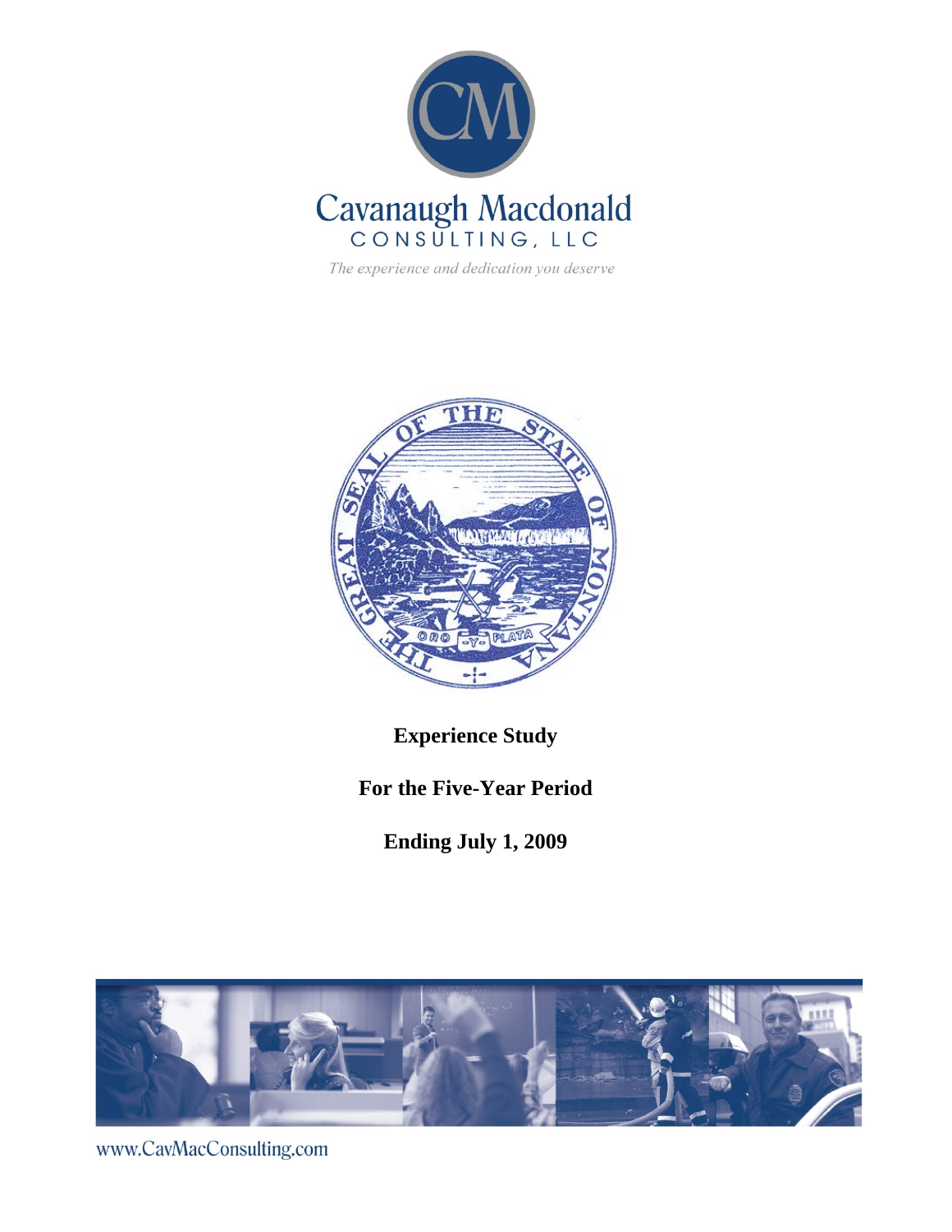Cavanaugh Macdonald

CONSULTING, LLC

*The experience and dedication you deserve*

**Experience Study**

**For the Five-Year Period**

**Ending July 1, 2009**

www.CavMacConsulting.com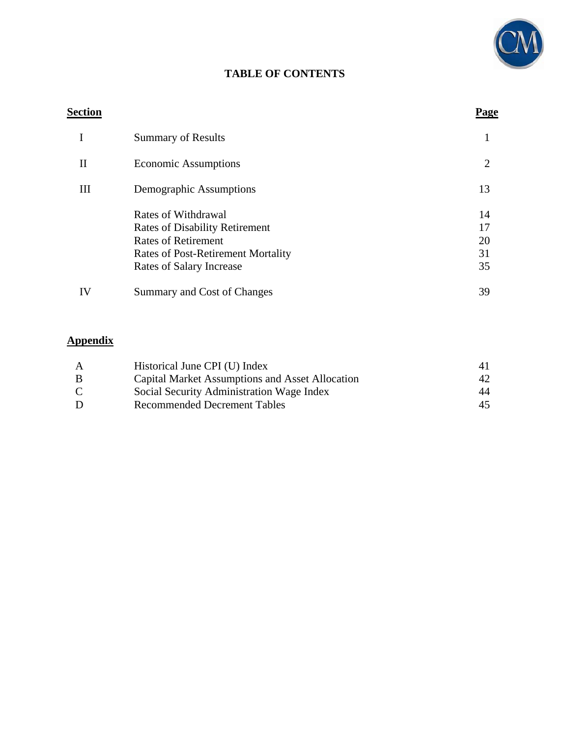# TABLE OF CONTENTS

| Section | | Page |
|---|---|---|
| I | Summary of Results | 1 |
| II | Economic Assumptions | 2 |
| III | Demographic Assumptions | 13 |
| | Rates of Withdrawal | 14 |
| | Rates of Disability Retirement | 17 |
| | Rates of Retirement | 20 |
| | Rates of Post-Retirement Mortality | 31 |
| | Rates of Salary Increase | 35 |
| IV | Summary and Cost of Changes | 39 |

| Appendix | | |
|---|---|---|
| A | Historical June CPI (U) Index | 41 |
| B | Capital Market Assumptions and Asset Allocation | 42 |
| C | Social Security Administration Wage Index | 44 |
| D | Recommended Decrement Tables | 45 |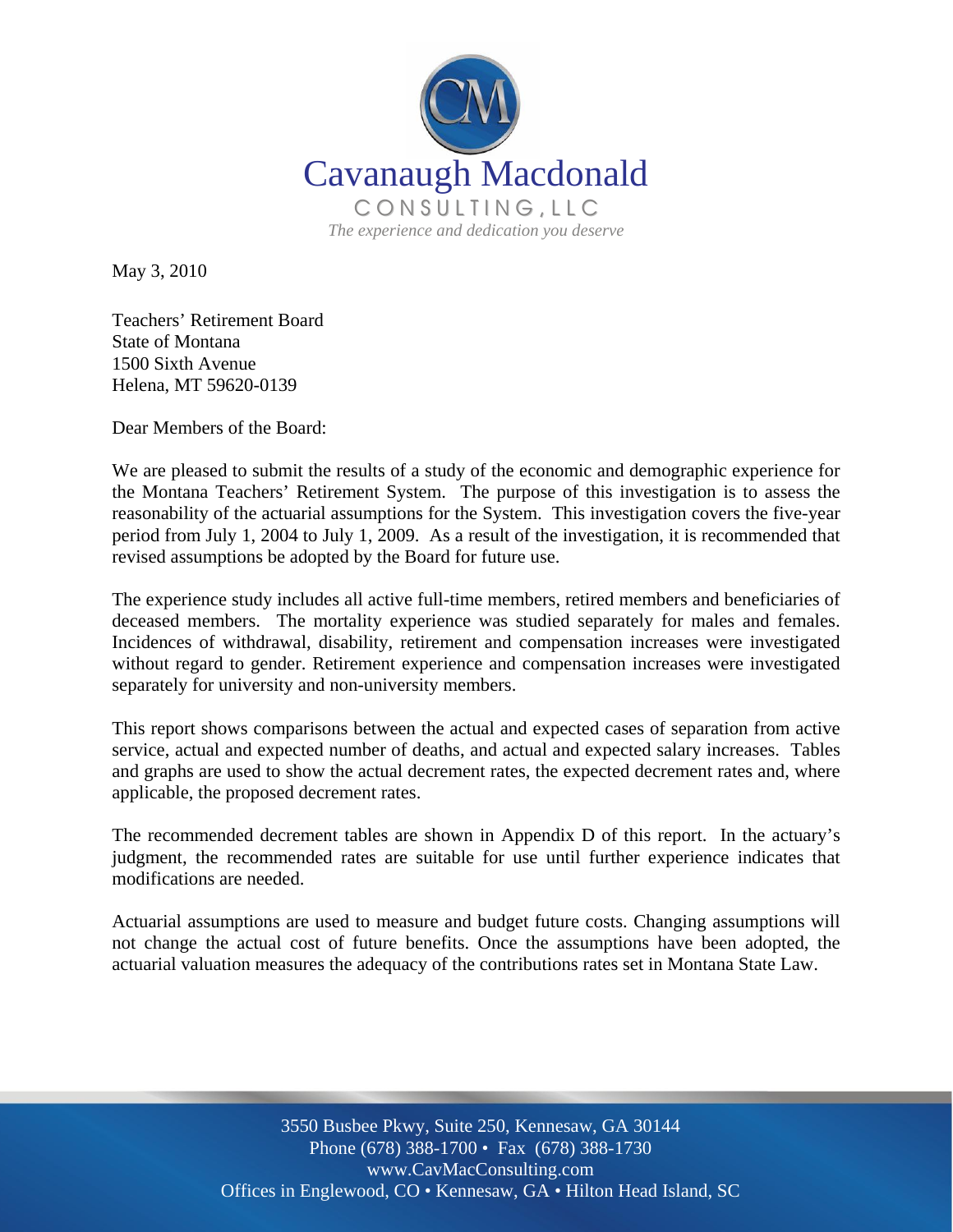Cavanaugh Macdonald

CONSULTING, LLC

*The experience and dedication you deserve*

May 3, 2010

Teachers' Retirement Board
State of Montana
1500 Sixth Avenue
Helena, MT 59620-0139

Dear Members of the Board:

We are pleased to submit the results of a study of the economic and demographic experience for the Montana Teachers' Retirement System. The purpose of this investigation is to assess the reasonability of the actuarial assumptions for the System. This investigation covers the five-year period from July 1, 2004 to July 1, 2009. As a result of the investigation, it is recommended that revised assumptions be adopted by the Board for future use.

The experience study includes all active full-time members, retired members and beneficiaries of deceased members. The mortality experience was studied separately for males and females. Incidences of withdrawal, disability, retirement and compensation increases were investigated without regard to gender. Retirement experience and compensation increases were investigated separately for university and non-university members.

This report shows comparisons between the actual and expected cases of separation from active service, actual and expected number of deaths, and actual and expected salary increases. Tables and graphs are used to show the actual decrement rates, the expected decrement rates and, where applicable, the proposed decrement rates.

The recommended decrement tables are shown in Appendix D of this report. In the actuary's judgment, the recommended rates are suitable for use until further experience indicates that modifications are needed.

Actuarial assumptions are used to measure and budget future costs. Changing assumptions will not change the actual cost of future benefits. Once the assumptions have been adopted, the actuarial valuation measures the adequacy of the contributions rates set in Montana State Law.

3550 Busbee Pkwy, Suite 250, Kennesaw, GA 30144
Phone (678) 388-1700 • Fax (678) 388-1730
www.CavMacConsulting.com
Offices in Englewood, CO • Kennesaw, GA • Hilton Head Island, SC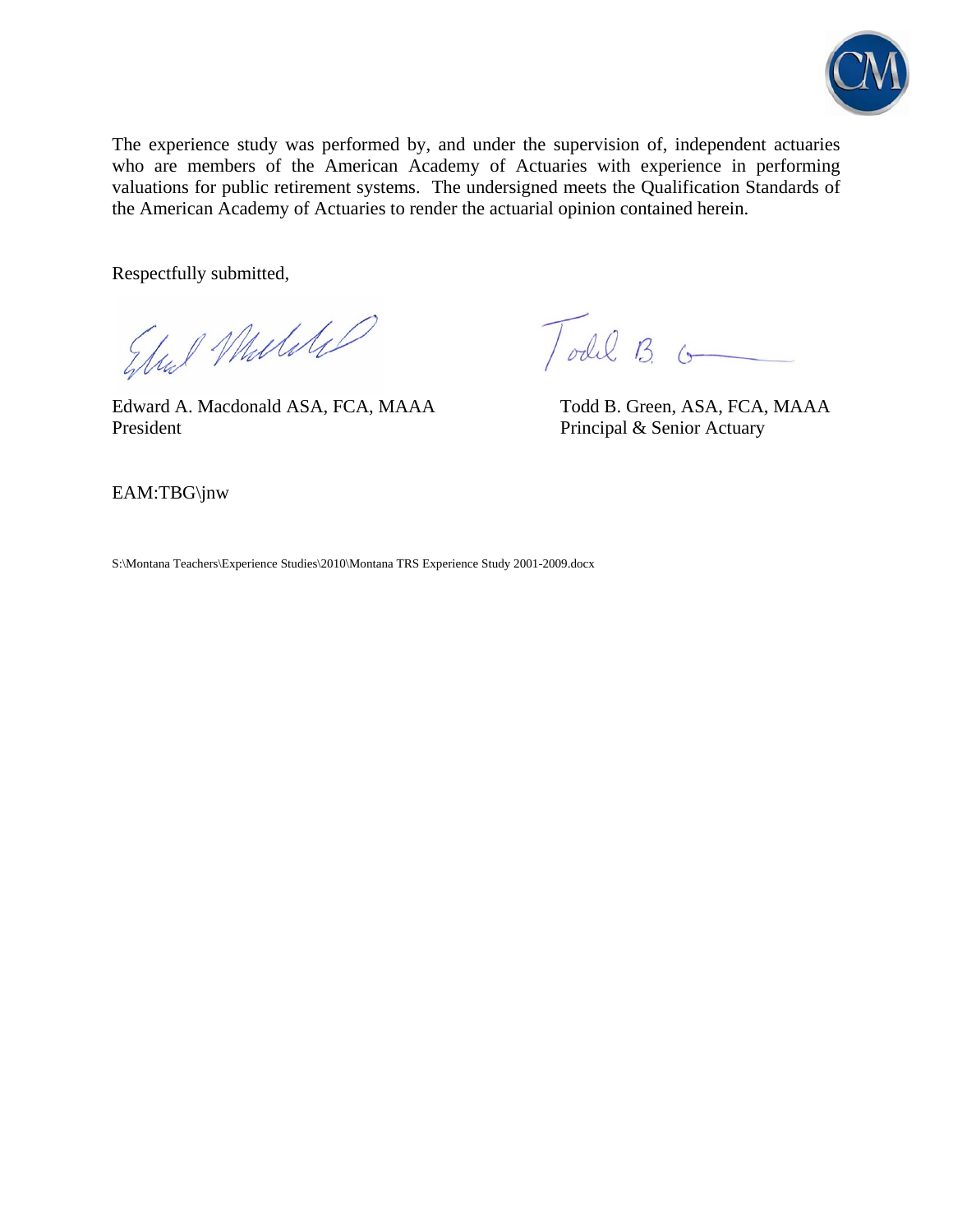The experience study was performed by, and under the supervision of, independent actuaries who are members of the American Academy of Actuaries with experience in performing valuations for public retirement systems. The undersigned meets the Qualification Standards of the American Academy of Actuaries to render the actuarial opinion contained herein.

Respectfully submitted,

| | |
|---|---|
| Edward A. Macdonald ASA, FCA, MAAA | Todd B. Green, ASA, FCA, MAAA |
| President | Principal & Senior Actuary |

EAM:TBG\jnw

S:\Montana Teachers\Experience Studies\2010\Montana TRS Experience Study 2001-2009.docx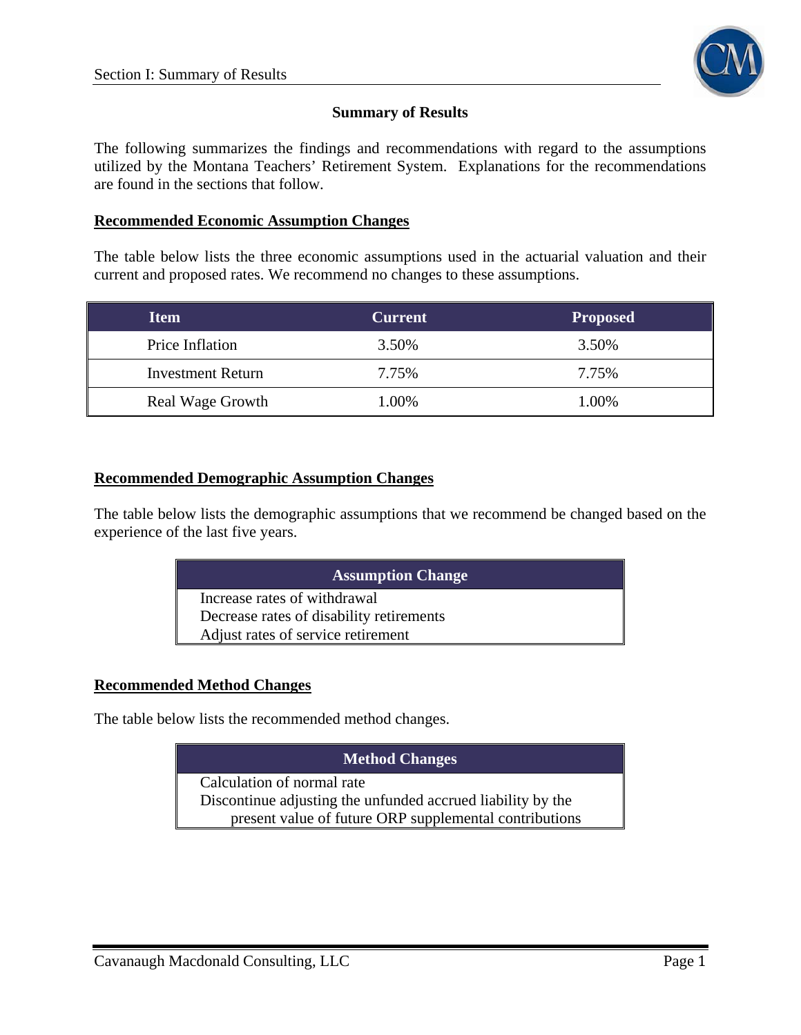## Summary of Results

The following summarizes the findings and recommendations with regard to the assumptions utilized by the Montana Teachers' Retirement System. Explanations for the recommendations are found in the sections that follow.

### Recommended Economic Assumption Changes

The table below lists the three economic assumptions used in the actuarial valuation and their current and proposed rates. We recommend no changes to these assumptions.

| Item | Current | Proposed |
|---|---|---|
| Price Inflation | 3.50% | 3.50% |
| Investment Return | 7.75% | 7.75% |
| Real Wage Growth | 1.00% | 1.00% |

### Recommended Demographic Assumption Changes

The table below lists the demographic assumptions that we recommend be changed based on the experience of the last five years.

| Assumption Change |
|---|
| Increase rates of withdrawal |
| Decrease rates of disability retirements |
| Adjust rates of service retirement |

### Recommended Method Changes

The table below lists the recommended method changes.

| Method Changes |
|---|
| Calculation of normal rate |
| Discontinue adjusting the unfunded accrued liability by the present value of future ORP supplemental contributions |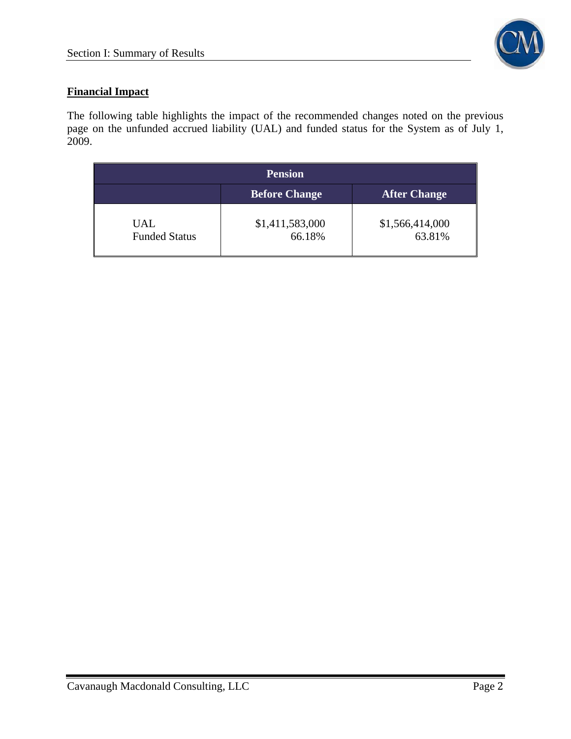## Financial Impact

The following table highlights the impact of the recommended changes noted on the previous page on the unfunded accrued liability (UAL) and funded status for the System as of July 1, 2009.

| Pension | | |
|---|---|---|
| | **Before Change** | **After Change** |
| UAL | $1,411,583,000 | $1,566,414,000 |
| Funded Status | 66.18% | 63.81% |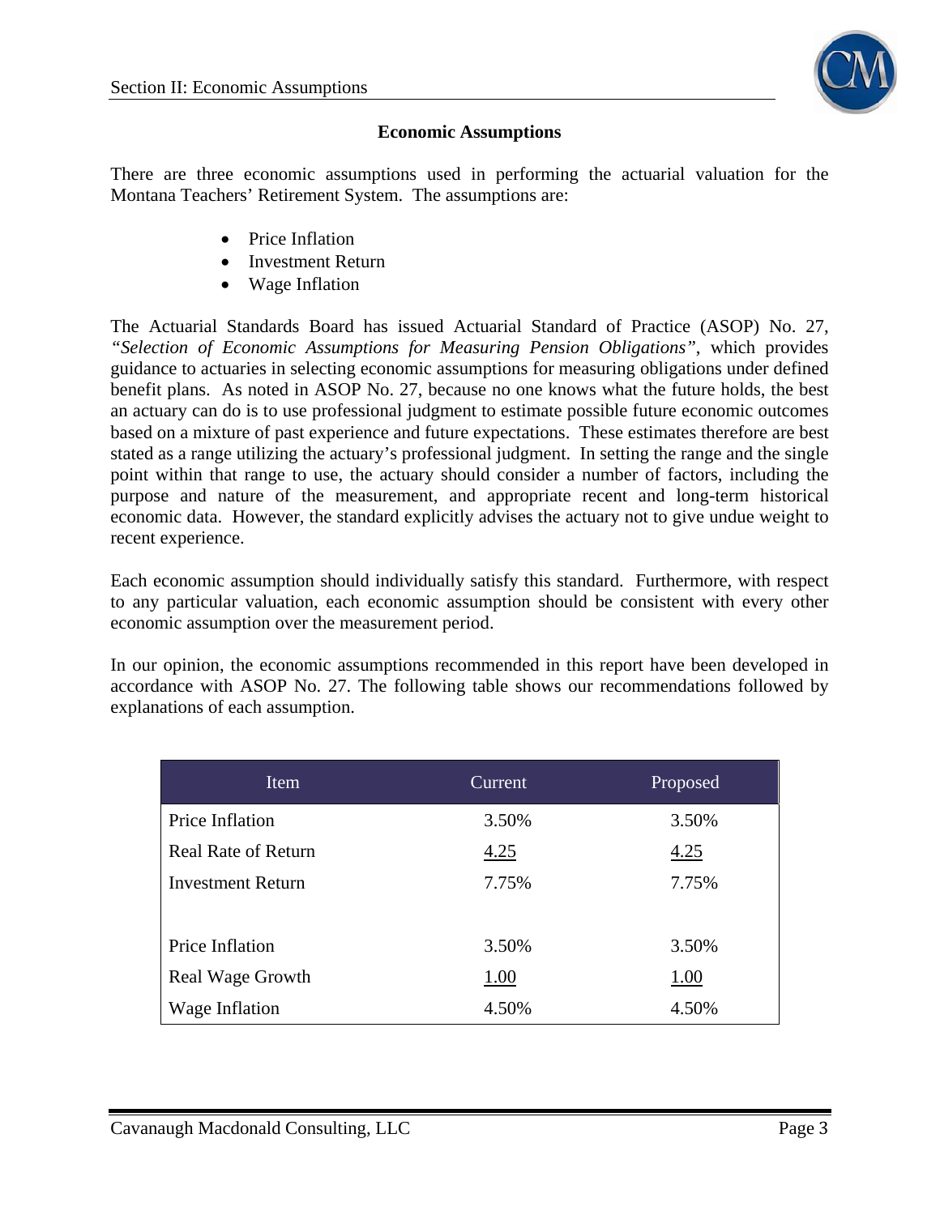## Economic Assumptions

There are three economic assumptions used in performing the actuarial valuation for the Montana Teachers' Retirement System. The assumptions are:

- Price Inflation
- Investment Return
- Wage Inflation

The Actuarial Standards Board has issued Actuarial Standard of Practice (ASOP) No. 27, *"Selection of Economic Assumptions for Measuring Pension Obligations"*, which provides guidance to actuaries in selecting economic assumptions for measuring obligations under defined benefit plans. As noted in ASOP No. 27, because no one knows what the future holds, the best an actuary can do is to use professional judgment to estimate possible future economic outcomes based on a mixture of past experience and future expectations. These estimates therefore are best stated as a range utilizing the actuary's professional judgment. In setting the range and the single point within that range to use, the actuary should consider a number of factors, including the purpose and nature of the measurement, and appropriate recent and long-term historical economic data. However, the standard explicitly advises the actuary not to give undue weight to recent experience.

Each economic assumption should individually satisfy this standard. Furthermore, with respect to any particular valuation, each economic assumption should be consistent with every other economic assumption over the measurement period.

In our opinion, the economic assumptions recommended in this report have been developed in accordance with ASOP No. 27. The following table shows our recommendations followed by explanations of each assumption.

| Item | Current | Proposed |
|---|---|---|
| Price Inflation | 3.50% | 3.50% |
| Real Rate of Return | 4.25 | 4.25 |
| Investment Return | 7.75% | 7.75% |
| | | |
| Price Inflation | 3.50% | 3.50% |
| Real Wage Growth | 1.00 | 1.00 |
| Wage Inflation | 4.50% | 4.50% |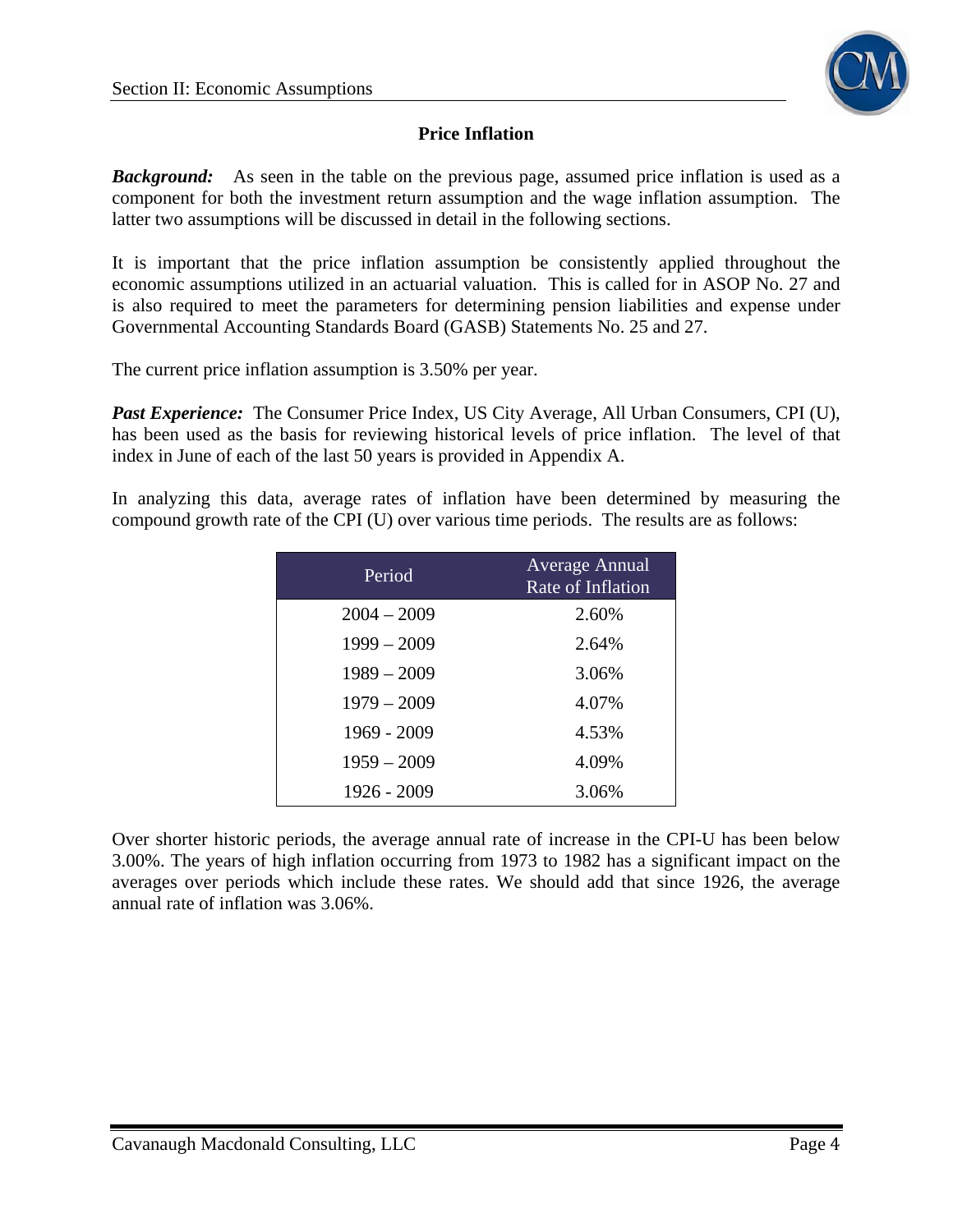## Price Inflation

***Background:*** As seen in the table on the previous page, assumed price inflation is used as a component for both the investment return assumption and the wage inflation assumption. The latter two assumptions will be discussed in detail in the following sections.

It is important that the price inflation assumption be consistently applied throughout the economic assumptions utilized in an actuarial valuation. This is called for in ASOP No. 27 and is also required to meet the parameters for determining pension liabilities and expense under Governmental Accounting Standards Board (GASB) Statements No. 25 and 27.

The current price inflation assumption is 3.50% per year.

***Past Experience:*** The Consumer Price Index, US City Average, All Urban Consumers, CPI (U), has been used as the basis for reviewing historical levels of price inflation. The level of that index in June of each of the last 50 years is provided in Appendix A.

In analyzing this data, average rates of inflation have been determined by measuring the compound growth rate of the CPI (U) over various time periods. The results are as follows:

| Period | Average Annual Rate of Inflation |
|---|---|
| 2004 – 2009 | 2.60% |
| 1999 – 2009 | 2.64% |
| 1989 – 2009 | 3.06% |
| 1979 – 2009 | 4.07% |
| 1969 - 2009 | 4.53% |
| 1959 – 2009 | 4.09% |
| 1926 - 2009 | 3.06% |

Over shorter historic periods, the average annual rate of increase in the CPI-U has been below 3.00%. The years of high inflation occurring from 1973 to 1982 has a significant impact on the averages over periods which include these rates. We should add that since 1926, the average annual rate of inflation was 3.06%.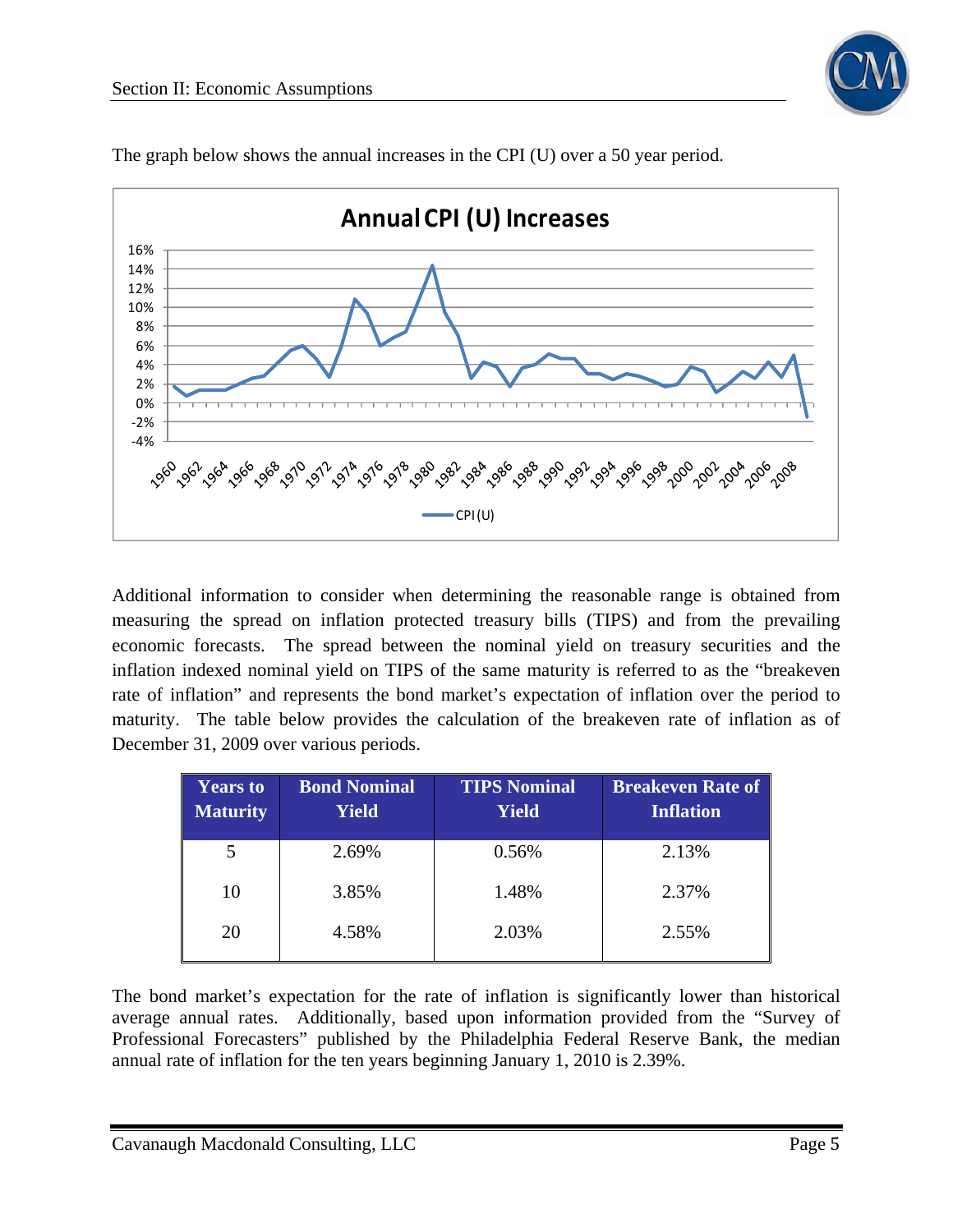The graph below shows the annual increases in the CPI (U) over a 50 year period.

Additional information to consider when determining the reasonable range is obtained from measuring the spread on inflation protected treasury bills (TIPS) and from the prevailing economic forecasts. The spread between the nominal yield on treasury securities and the inflation indexed nominal yield on TIPS of the same maturity is referred to as the "breakeven rate of inflation" and represents the bond market's expectation of inflation over the period to maturity. The table below provides the calculation of the breakeven rate of inflation as of December 31, 2009 over various periods.

| Years to Maturity | Bond Nominal Yield | TIPS Nominal Yield | Breakeven Rate of Inflation |
|---|---|---|---|
| 5 | 2.69% | 0.56% | 2.13% |
| 10 | 3.85% | 1.48% | 2.37% |
| 20 | 4.58% | 2.03% | 2.55% |

The bond market's expectation for the rate of inflation is significantly lower than historical average annual rates. Additionally, based upon information provided from the "Survey of Professional Forecasters" published by the Philadelphia Federal Reserve Bank, the median annual rate of inflation for the ten years beginning January 1, 2010 is 2.39%.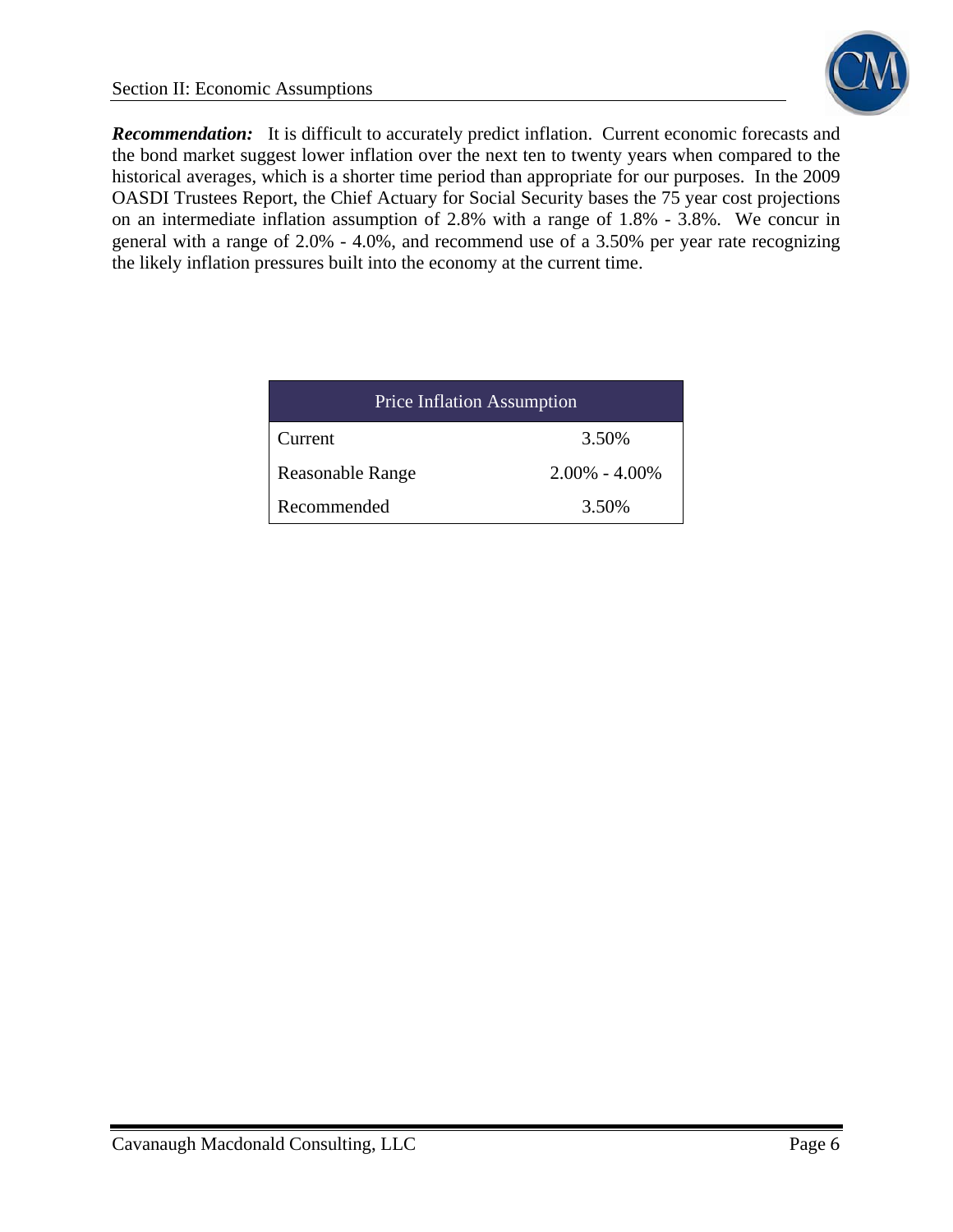***Recommendation:*** It is difficult to accurately predict inflation. Current economic forecasts and the bond market suggest lower inflation over the next ten to twenty years when compared to the historical averages, which is a shorter time period than appropriate for our purposes. In the 2009 OASDI Trustees Report, the Chief Actuary for Social Security bases the 75 year cost projections on an intermediate inflation assumption of 2.8% with a range of 1.8% - 3.8%. We concur in general with a range of 2.0% - 4.0%, and recommend use of a 3.50% per year rate recognizing the likely inflation pressures built into the economy at the current time.

| Price Inflation Assumption | |
|---|---|
| Current | 3.50% |
| Reasonable Range | 2.00% - 4.00% |
| Recommended | 3.50% |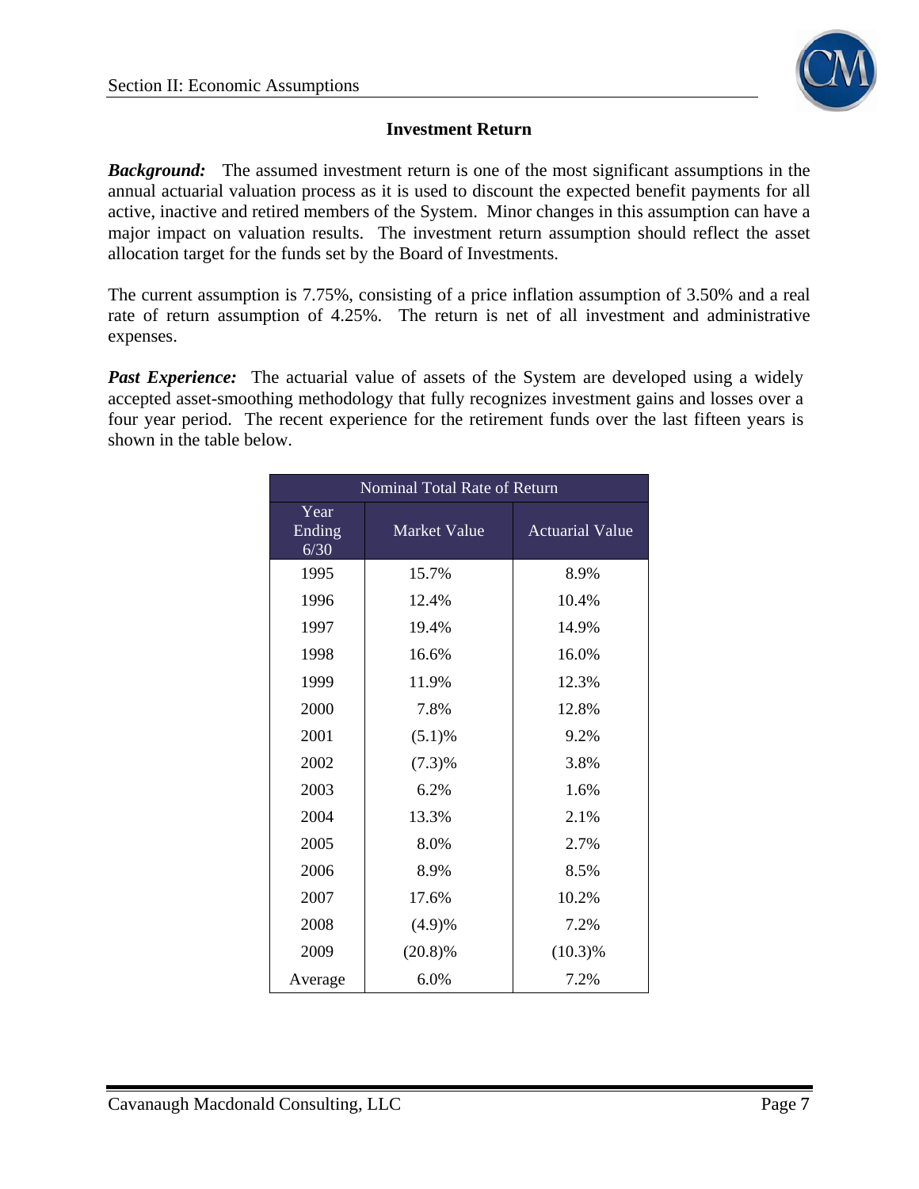## Investment Return

***Background:*** The assumed investment return is one of the most significant assumptions in the annual actuarial valuation process as it is used to discount the expected benefit payments for all active, inactive and retired members of the System. Minor changes in this assumption can have a major impact on valuation results. The investment return assumption should reflect the asset allocation target for the funds set by the Board of Investments.

The current assumption is 7.75%, consisting of a price inflation assumption of 3.50% and a real rate of return assumption of 4.25%. The return is net of all investment and administrative expenses.

***Past Experience:*** The actuarial value of assets of the System are developed using a widely accepted asset-smoothing methodology that fully recognizes investment gains and losses over a four year period. The recent experience for the retirement funds over the last fifteen years is shown in the table below.

| Nominal Total Rate of Return | | |
|---|---|---|
| Year Ending 6/30 | Market Value | Actuarial Value |
| 1995 | 15.7% | 8.9% |
| 1996 | 12.4% | 10.4% |
| 1997 | 19.4% | 14.9% |
| 1998 | 16.6% | 16.0% |
| 1999 | 11.9% | 12.3% |
| 2000 | 7.8% | 12.8% |
| 2001 | (5.1)% | 9.2% |
| 2002 | (7.3)% | 3.8% |
| 2003 | 6.2% | 1.6% |
| 2004 | 13.3% | 2.1% |
| 2005 | 8.0% | 2.7% |
| 2006 | 8.9% | 8.5% |
| 2007 | 17.6% | 10.2% |
| 2008 | (4.9)% | 7.2% |
| 2009 | (20.8)% | (10.3)% |
| Average | 6.0% | 7.2% |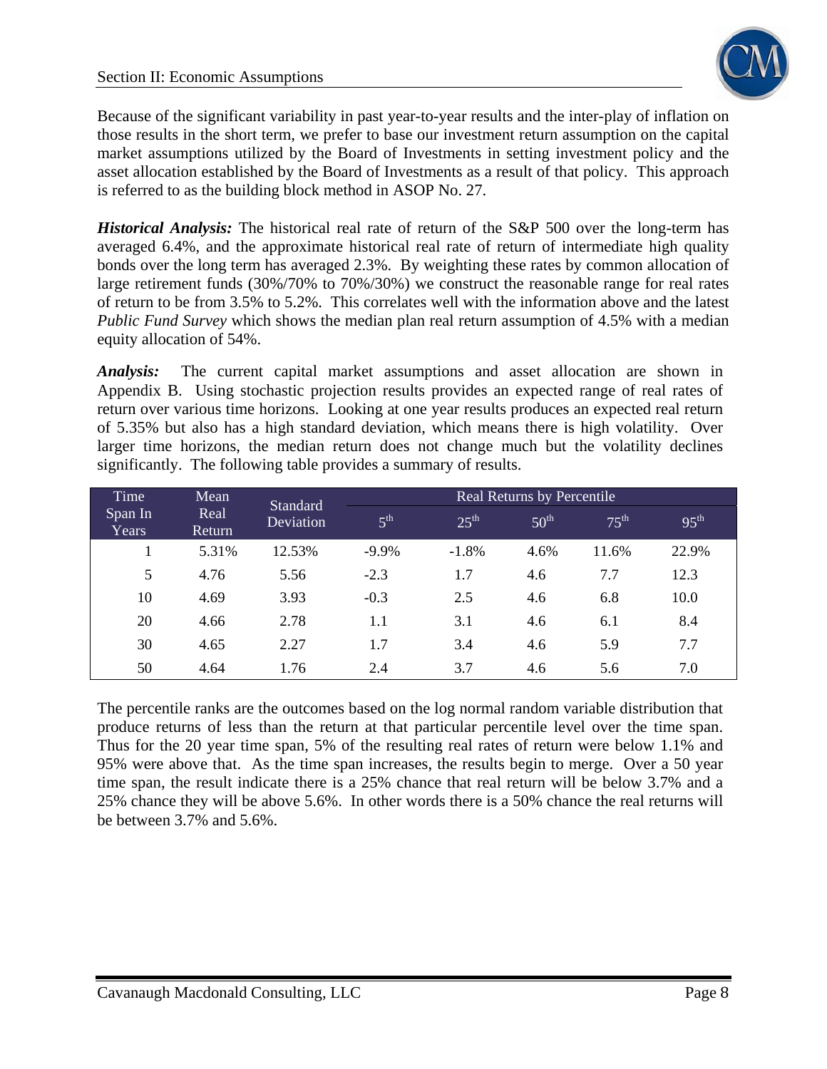Because of the significant variability in past year-to-year results and the inter-play of inflation on those results in the short term, we prefer to base our investment return assumption on the capital market assumptions utilized by the Board of Investments in setting investment policy and the asset allocation established by the Board of Investments as a result of that policy. This approach is referred to as the building block method in ASOP No. 27.

***Historical Analysis:*** The historical real rate of return of the S&P 500 over the long-term has averaged 6.4%, and the approximate historical real rate of return of intermediate high quality bonds over the long term has averaged 2.3%. By weighting these rates by common allocation of large retirement funds (30%/70% to 70%/30%) we construct the reasonable range for real rates of return to be from 3.5% to 5.2%. This correlates well with the information above and the latest *Public Fund Survey* which shows the median plan real return assumption of 4.5% with a median equity allocation of 54%.

***Analysis:*** The current capital market assumptions and asset allocation are shown in Appendix B. Using stochastic projection results provides an expected range of real rates of return over various time horizons. Looking at one year results produces an expected real return of 5.35% but also has a high standard deviation, which means there is high volatility. Over larger time horizons, the median return does not change much but the volatility declines significantly. The following table provides a summary of results.

| Time Span In Years | Mean Real Return | Standard Deviation | Real Returns by Percentile | | | | |
|---|---|---|---|---|---|---|---|
| | | | 5th | 25th | 50th | 75th | 95th |
| 1 | 5.31% | 12.53% | -9.9% | -1.8% | 4.6% | 11.6% | 22.9% |
| 5 | 4.76 | 5.56 | -2.3 | 1.7 | 4.6 | 7.7 | 12.3 |
| 10 | 4.69 | 3.93 | -0.3 | 2.5 | 4.6 | 6.8 | 10.0 |
| 20 | 4.66 | 2.78 | 1.1 | 3.1 | 4.6 | 6.1 | 8.4 |
| 30 | 4.65 | 2.27 | 1.7 | 3.4 | 4.6 | 5.9 | 7.7 |
| 50 | 4.64 | 1.76 | 2.4 | 3.7 | 4.6 | 5.6 | 7.0 |

The percentile ranks are the outcomes based on the log normal random variable distribution that produce returns of less than the return at that particular percentile level over the time span. Thus for the 20 year time span, 5% of the resulting real rates of return were below 1.1% and 95% were above that. As the time span increases, the results begin to merge. Over a 50 year time span, the result indicate there is a 25% chance that real return will be below 3.7% and a 25% chance they will be above 5.6%. In other words there is a 50% chance the real returns will be between 3.7% and 5.6%.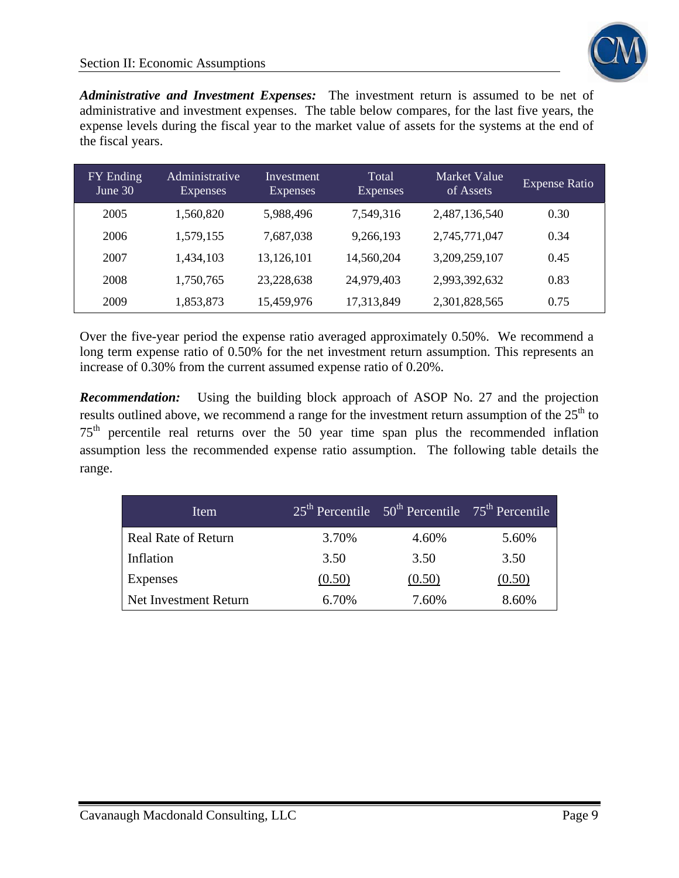***Administrative and Investment Expenses:*** The investment return is assumed to be net of administrative and investment expenses. The table below compares, for the last five years, the expense levels during the fiscal year to the market value of assets for the systems at the end of the fiscal years.

| FY Ending June 30 | Administrative Expenses | Investment Expenses | Total Expenses | Market Value of Assets | Expense Ratio |
|---|---|---|---|---|---|
| 2005 | 1,560,820 | 5,988,496 | 7,549,316 | 2,487,136,540 | 0.30 |
| 2006 | 1,579,155 | 7,687,038 | 9,266,193 | 2,745,771,047 | 0.34 |
| 2007 | 1,434,103 | 13,126,101 | 14,560,204 | 3,209,259,107 | 0.45 |
| 2008 | 1,750,765 | 23,228,638 | 24,979,403 | 2,993,392,632 | 0.83 |
| 2009 | 1,853,873 | 15,459,976 | 17,313,849 | 2,301,828,565 | 0.75 |

Over the five-year period the expense ratio averaged approximately 0.50%. We recommend a long term expense ratio of 0.50% for the net investment return assumption. This represents an increase of 0.30% from the current assumed expense ratio of 0.20%.

***Recommendation:*** Using the building block approach of ASOP No. 27 and the projection results outlined above, we recommend a range for the investment return assumption of the 25th to 75th percentile real returns over the 50 year time span plus the recommended inflation assumption less the recommended expense ratio assumption. The following table details the range.

| Item | 25th Percentile | 50th Percentile | 75th Percentile |
|---|---|---|---|
| Real Rate of Return | 3.70% | 4.60% | 5.60% |
| Inflation | 3.50 | 3.50 | 3.50 |
| Expenses | (0.50) | (0.50) | (0.50) |
| Net Investment Return | 6.70% | 7.60% | 8.60% |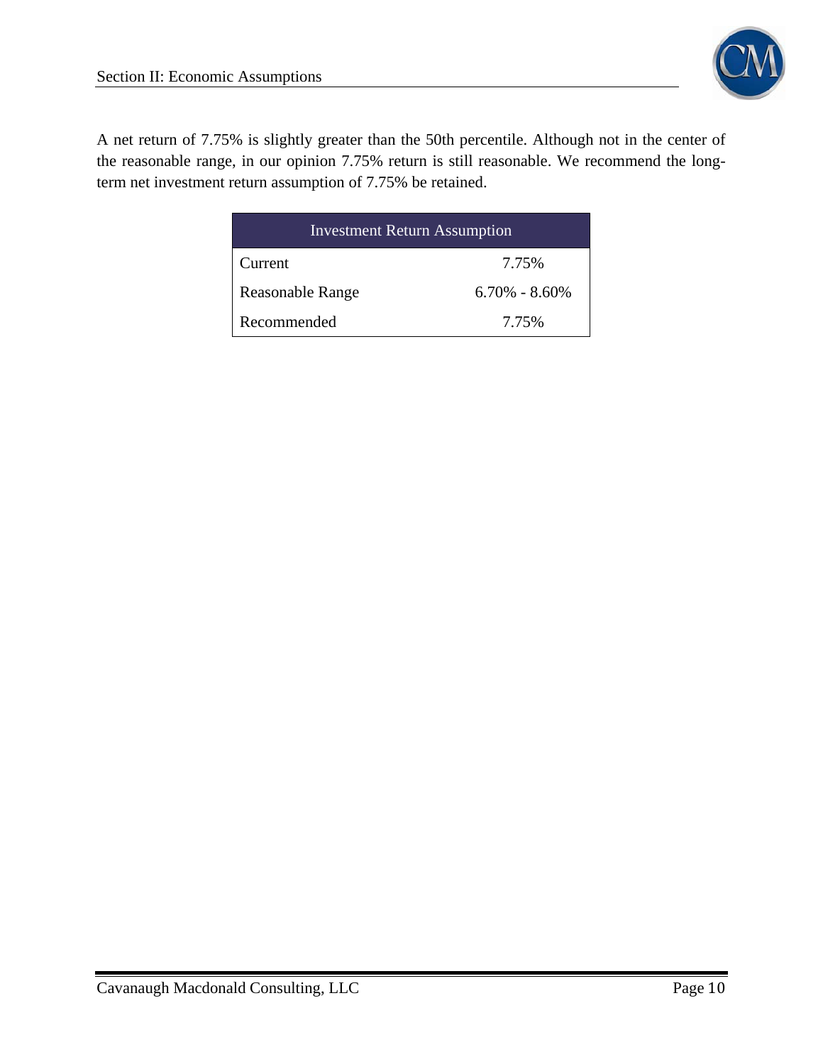A net return of 7.75% is slightly greater than the 50th percentile. Although not in the center of the reasonable range, in our opinion 7.75% return is still reasonable. We recommend the long-term net investment return assumption of 7.75% be retained.

| Investment Return Assumption | |
|---|---|
| Current | 7.75% |
| Reasonable Range | 6.70% - 8.60% |
| Recommended | 7.75% |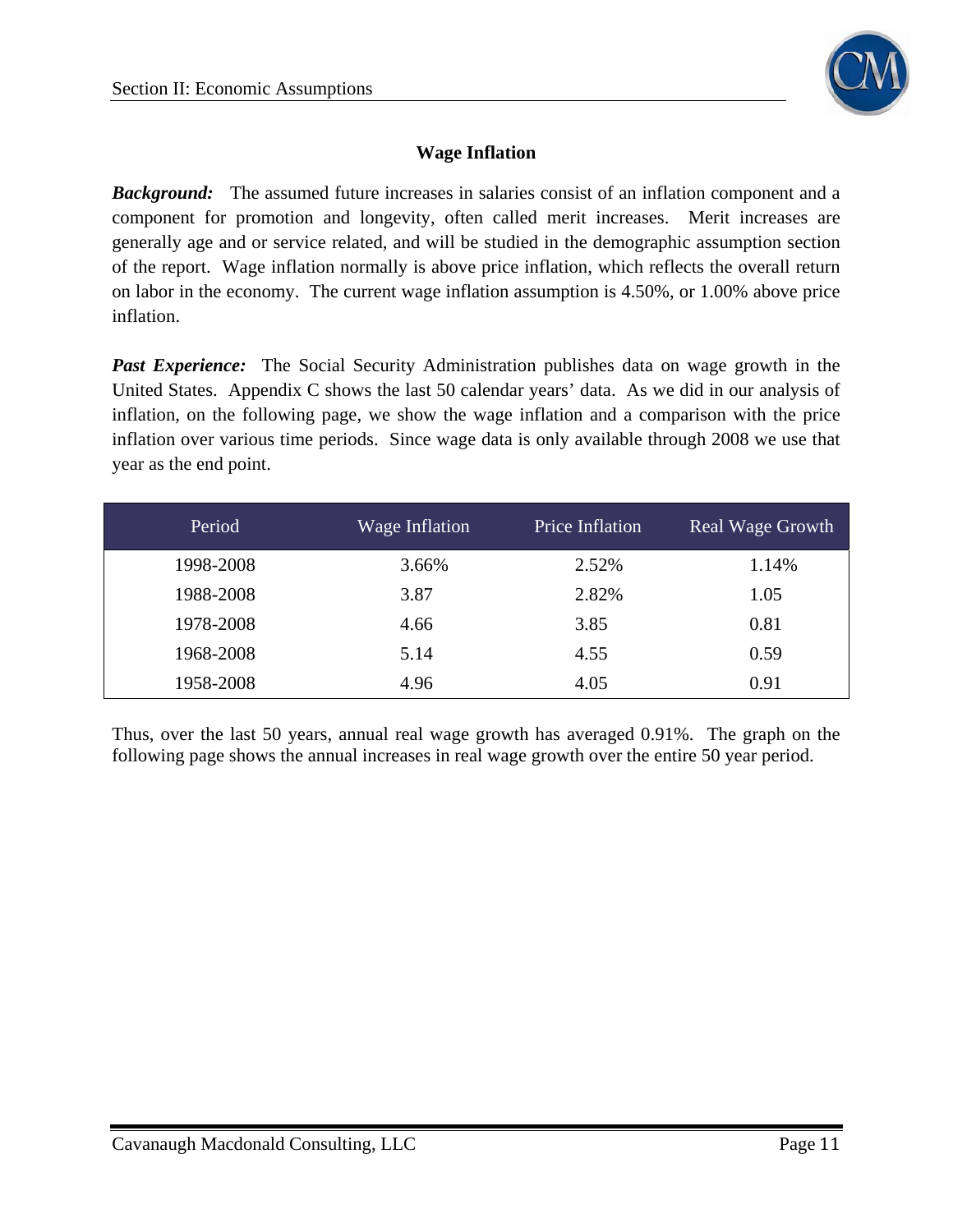## Wage Inflation

***Background:*** The assumed future increases in salaries consist of an inflation component and a component for promotion and longevity, often called merit increases. Merit increases are generally age and or service related, and will be studied in the demographic assumption section of the report. Wage inflation normally is above price inflation, which reflects the overall return on labor in the economy. The current wage inflation assumption is 4.50%, or 1.00% above price inflation.

***Past Experience:*** The Social Security Administration publishes data on wage growth in the United States. Appendix C shows the last 50 calendar years' data. As we did in our analysis of inflation, on the following page, we show the wage inflation and a comparison with the price inflation over various time periods. Since wage data is only available through 2008 we use that year as the end point.

| Period | Wage Inflation | Price Inflation | Real Wage Growth |
|---|---|---|---|
| 1998-2008 | 3.66% | 2.52% | 1.14% |
| 1988-2008 | 3.87 | 2.82% | 1.05 |
| 1978-2008 | 4.66 | 3.85 | 0.81 |
| 1968-2008 | 5.14 | 4.55 | 0.59 |
| 1958-2008 | 4.96 | 4.05 | 0.91 |

Thus, over the last 50 years, annual real wage growth has averaged 0.91%. The graph on the following page shows the annual increases in real wage growth over the entire 50 year period.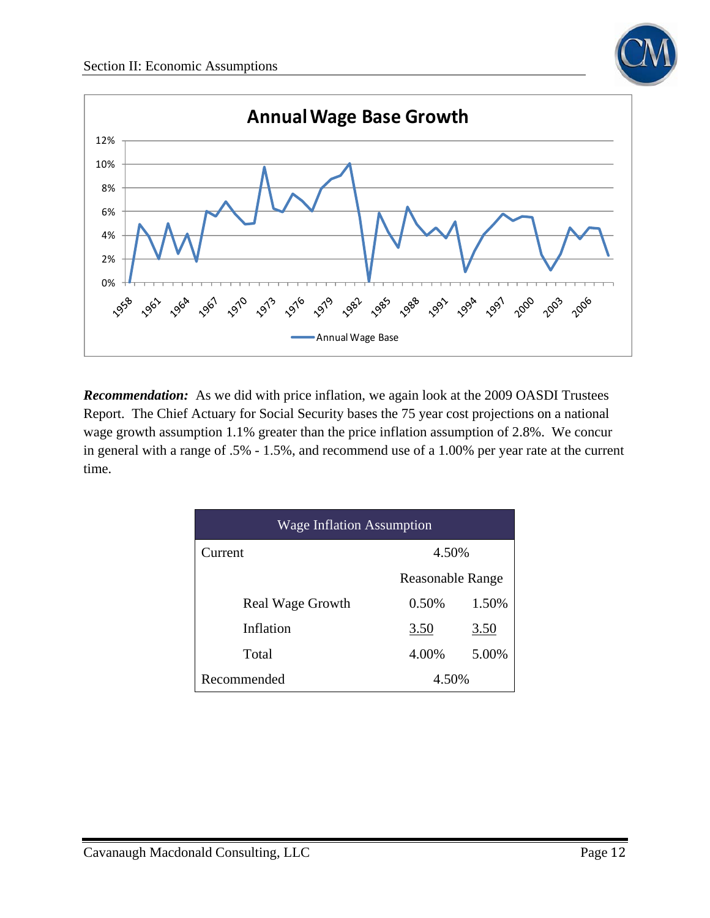## Annual Wage Base Growth

***Recommendation:*** As we did with price inflation, we again look at the 2009 OASDI Trustees Report. The Chief Actuary for Social Security bases the 75 year cost projections on a national wage growth assumption 1.1% greater than the price inflation assumption of 2.8%. We concur in general with a range of .5% - 1.5%, and recommend use of a 1.00% per year rate at the current time.

| Wage Inflation Assumption | | |
|---|---|---|
| Current | 4.50% | |
| | Reasonable Range | |
| Real Wage Growth | 0.50% | 1.50% |
| Inflation | 3.50 | 3.50 |
| Total | 4.00% | 5.00% |
| Recommended | 4.50% | |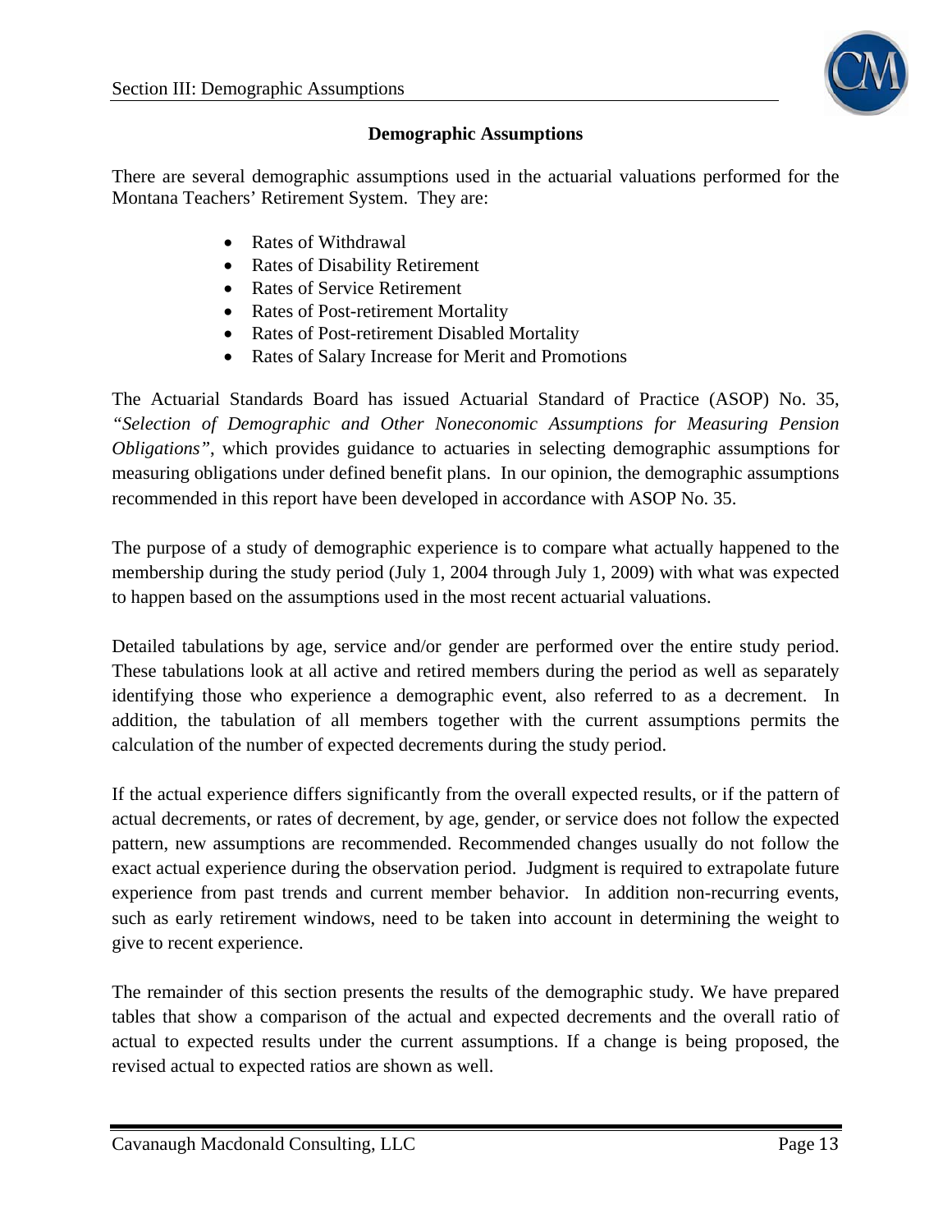## Demographic Assumptions

There are several demographic assumptions used in the actuarial valuations performed for the Montana Teachers' Retirement System. They are:

- Rates of Withdrawal
- Rates of Disability Retirement
- Rates of Service Retirement
- Rates of Post-retirement Mortality
- Rates of Post-retirement Disabled Mortality
- Rates of Salary Increase for Merit and Promotions

The Actuarial Standards Board has issued Actuarial Standard of Practice (ASOP) No. 35, *"Selection of Demographic and Other Noneconomic Assumptions for Measuring Pension Obligations"*, which provides guidance to actuaries in selecting demographic assumptions for measuring obligations under defined benefit plans. In our opinion, the demographic assumptions recommended in this report have been developed in accordance with ASOP No. 35.

The purpose of a study of demographic experience is to compare what actually happened to the membership during the study period (July 1, 2004 through July 1, 2009) with what was expected to happen based on the assumptions used in the most recent actuarial valuations.

Detailed tabulations by age, service and/or gender are performed over the entire study period. These tabulations look at all active and retired members during the period as well as separately identifying those who experience a demographic event, also referred to as a decrement. In addition, the tabulation of all members together with the current assumptions permits the calculation of the number of expected decrements during the study period.

If the actual experience differs significantly from the overall expected results, or if the pattern of actual decrements, or rates of decrement, by age, gender, or service does not follow the expected pattern, new assumptions are recommended. Recommended changes usually do not follow the exact actual experience during the observation period. Judgment is required to extrapolate future experience from past trends and current member behavior. In addition non-recurring events, such as early retirement windows, need to be taken into account in determining the weight to give to recent experience.

The remainder of this section presents the results of the demographic study. We have prepared tables that show a comparison of the actual and expected decrements and the overall ratio of actual to expected results under the current assumptions. If a change is being proposed, the revised actual to expected ratios are shown as well.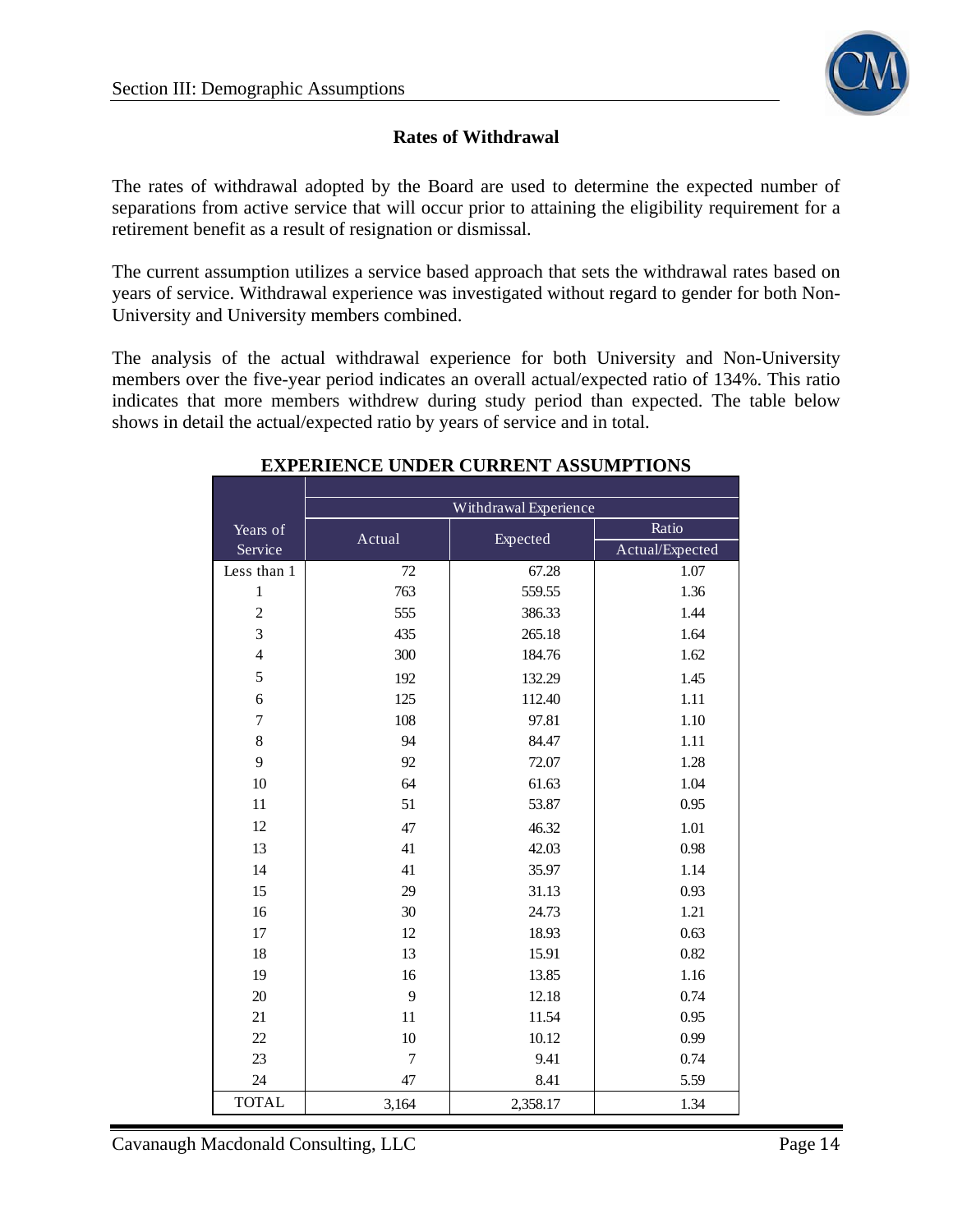### Rates of Withdrawal

The rates of withdrawal adopted by the Board are used to determine the expected number of separations from active service that will occur prior to attaining the eligibility requirement for a retirement benefit as a result of resignation or dismissal.

The current assumption utilizes a service based approach that sets the withdrawal rates based on years of service. Withdrawal experience was investigated without regard to gender for both Non-University and University members combined.

The analysis of the actual withdrawal experience for both University and Non-University members over the five-year period indicates an overall actual/expected ratio of 134%. This ratio indicates that more members withdrew during study period than expected. The table below shows in detail the actual/expected ratio by years of service and in total.

**EXPERIENCE UNDER CURRENT ASSUMPTIONS**

| Years of Service | Withdrawal Experience | | |
|---|---|---|---|
| | Actual | Expected | Ratio Actual/Expected |
| Less than 1 | 72 | 67.28 | 1.07 |
| 1 | 763 | 559.55 | 1.36 |
| 2 | 555 | 386.33 | 1.44 |
| 3 | 435 | 265.18 | 1.64 |
| 4 | 300 | 184.76 | 1.62 |
| 5 | 192 | 132.29 | 1.45 |
| 6 | 125 | 112.40 | 1.11 |
| 7 | 108 | 97.81 | 1.10 |
| 8 | 94 | 84.47 | 1.11 |
| 9 | 92 | 72.07 | 1.28 |
| 10 | 64 | 61.63 | 1.04 |
| 11 | 51 | 53.87 | 0.95 |
| 12 | 47 | 46.32 | 1.01 |
| 13 | 41 | 42.03 | 0.98 |
| 14 | 41 | 35.97 | 1.14 |
| 15 | 29 | 31.13 | 0.93 |
| 16 | 30 | 24.73 | 1.21 |
| 17 | 12 | 18.93 | 0.63 |
| 18 | 13 | 15.91 | 0.82 |
| 19 | 16 | 13.85 | 1.16 |
| 20 | 9 | 12.18 | 0.74 |
| 21 | 11 | 11.54 | 0.95 |
| 22 | 10 | 10.12 | 0.99 |
| 23 | 7 | 9.41 | 0.74 |
| 24 | 47 | 8.41 | 5.59 |
| TOTAL | 3,164 | 2,358.17 | 1.34 |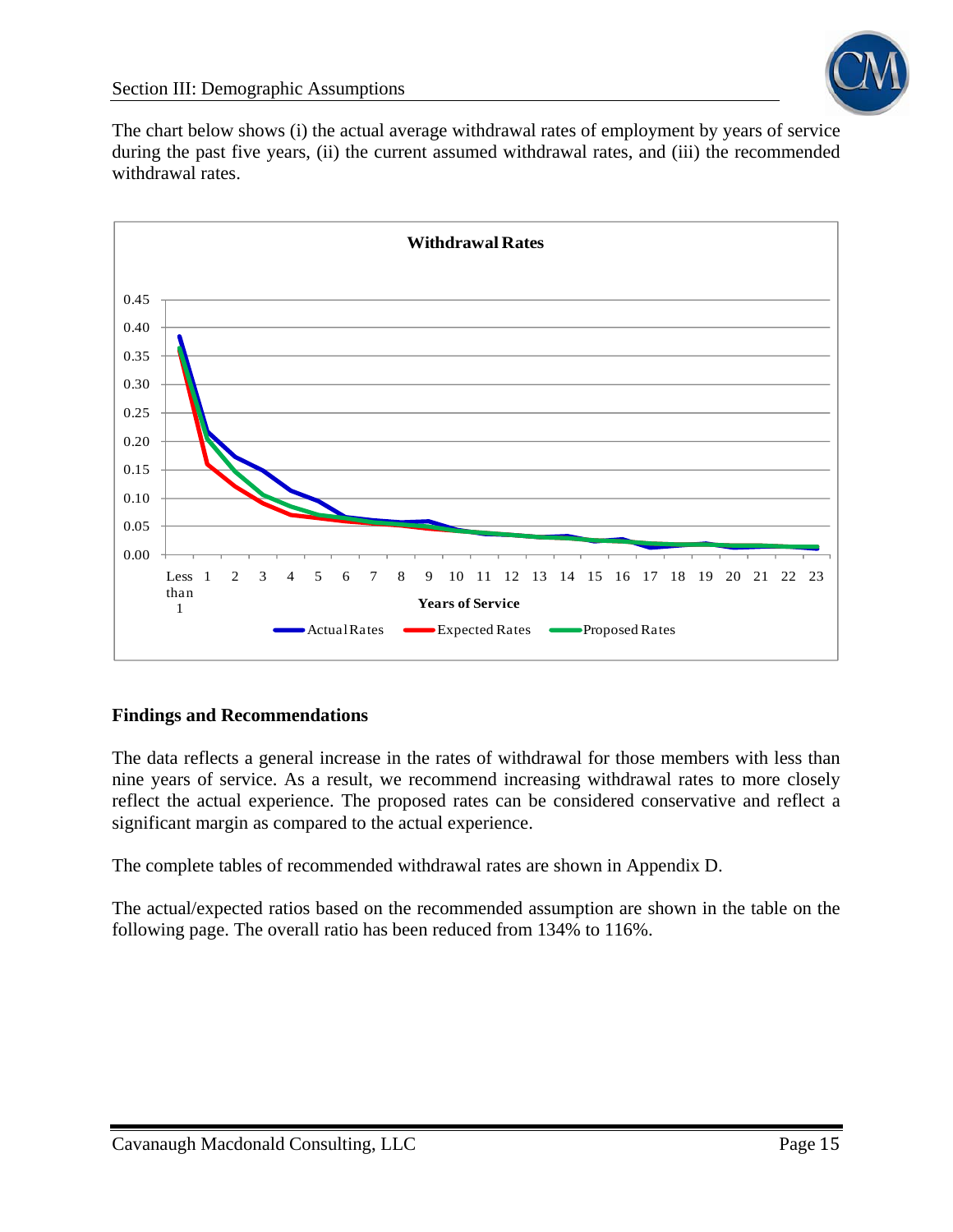The chart below shows (i) the actual average withdrawal rates of employment by years of service during the past five years, (ii) the current assumed withdrawal rates, and (iii) the recommended withdrawal rates.

**Findings and Recommendations**

The data reflects a general increase in the rates of withdrawal for those members with less than nine years of service. As a result, we recommend increasing withdrawal rates to more closely reflect the actual experience. The proposed rates can be considered conservative and reflect a significant margin as compared to the actual experience.

The complete tables of recommended withdrawal rates are shown in Appendix D.

The actual/expected ratios based on the recommended assumption are shown in the table on the following page. The overall ratio has been reduced from 134% to 116%.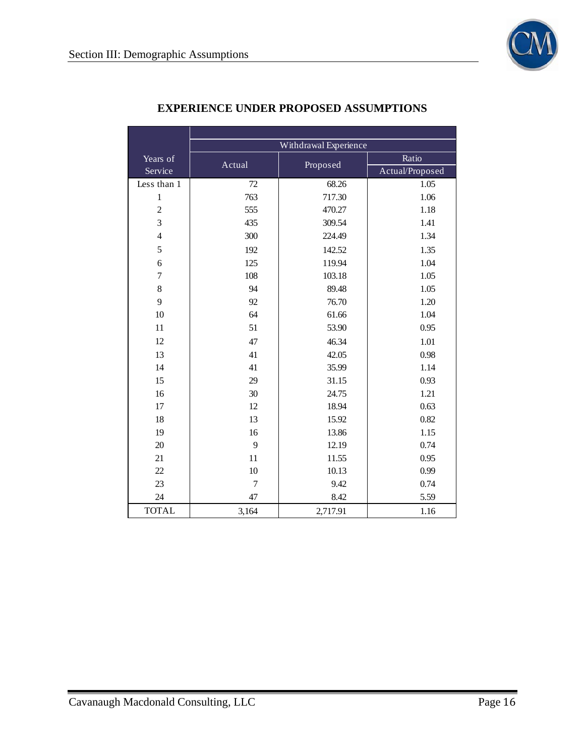## EXPERIENCE UNDER PROPOSED ASSUMPTIONS

| Years of Service | Withdrawal Experience | | |
|---|---|---|---|
| | Actual | Proposed | Ratio Actual/Proposed |
| Less than 1 | 72 | 68.26 | 1.05 |
| 1 | 763 | 717.30 | 1.06 |
| 2 | 555 | 470.27 | 1.18 |
| 3 | 435 | 309.54 | 1.41 |
| 4 | 300 | 224.49 | 1.34 |
| 5 | 192 | 142.52 | 1.35 |
| 6 | 125 | 119.94 | 1.04 |
| 7 | 108 | 103.18 | 1.05 |
| 8 | 94 | 89.48 | 1.05 |
| 9 | 92 | 76.70 | 1.20 |
| 10 | 64 | 61.66 | 1.04 |
| 11 | 51 | 53.90 | 0.95 |
| 12 | 47 | 46.34 | 1.01 |
| 13 | 41 | 42.05 | 0.98 |
| 14 | 41 | 35.99 | 1.14 |
| 15 | 29 | 31.15 | 0.93 |
| 16 | 30 | 24.75 | 1.21 |
| 17 | 12 | 18.94 | 0.63 |
| 18 | 13 | 15.92 | 0.82 |
| 19 | 16 | 13.86 | 1.15 |
| 20 | 9 | 12.19 | 0.74 |
| 21 | 11 | 11.55 | 0.95 |
| 22 | 10 | 10.13 | 0.99 |
| 23 | 7 | 9.42 | 0.74 |
| 24 | 47 | 8.42 | 5.59 |
| TOTAL | 3,164 | 2,717.91 | 1.16 |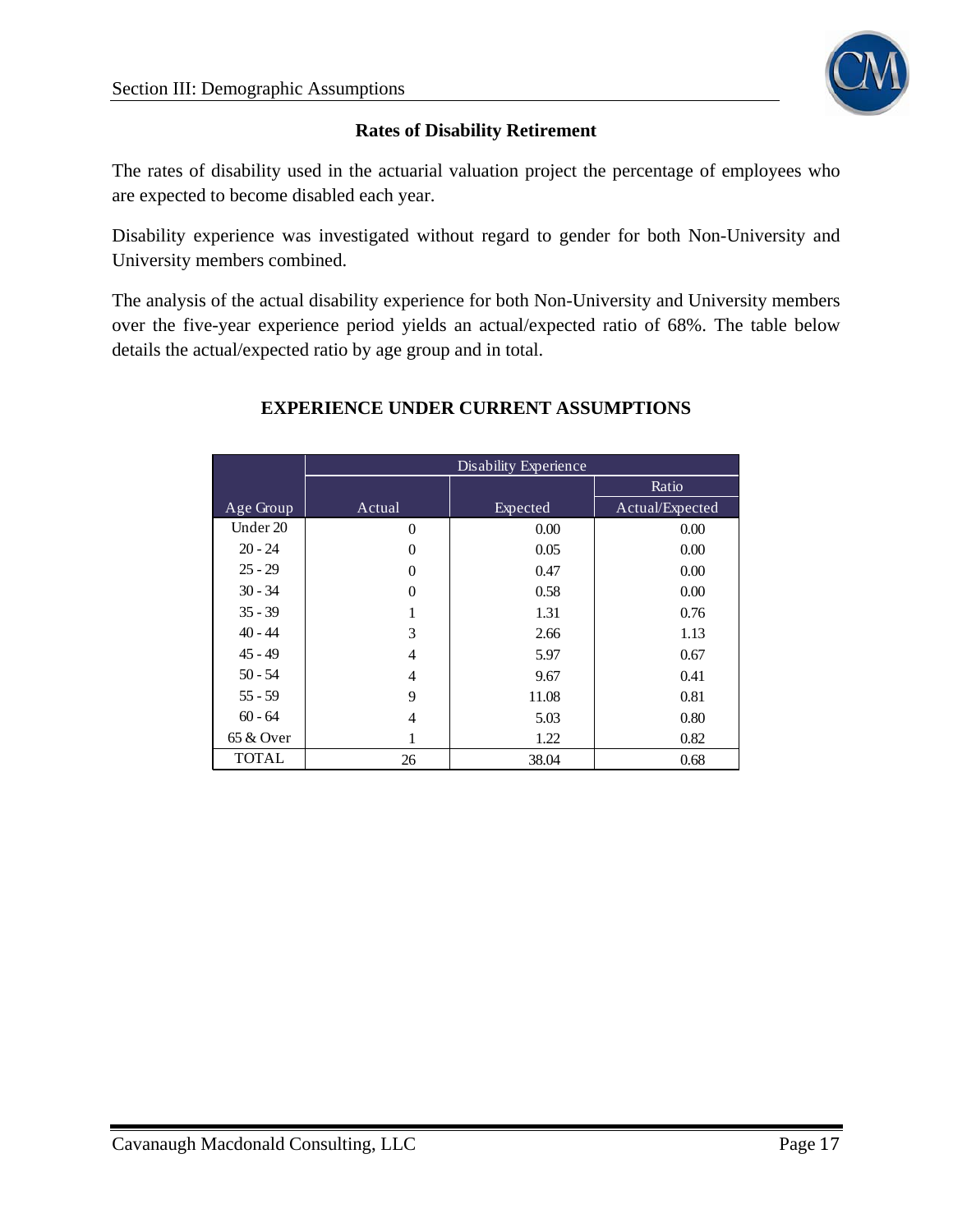## Rates of Disability Retirement

The rates of disability used in the actuarial valuation project the percentage of employees who are expected to become disabled each year.

Disability experience was investigated without regard to gender for both Non-University and University members combined.

The analysis of the actual disability experience for both Non-University and University members over the five-year experience period yields an actual/expected ratio of 68%. The table below details the actual/expected ratio by age group and in total.

### EXPERIENCE UNDER CURRENT ASSUMPTIONS

| | Disability Experience | | |
|---|---|---|---|
| | | | Ratio |
| Age Group | Actual | Expected | Actual/Expected |
| Under 20 | 0 | 0.00 | 0.00 |
| 20 - 24 | 0 | 0.05 | 0.00 |
| 25 - 29 | 0 | 0.47 | 0.00 |
| 30 - 34 | 0 | 0.58 | 0.00 |
| 35 - 39 | 1 | 1.31 | 0.76 |
| 40 - 44 | 3 | 2.66 | 1.13 |
| 45 - 49 | 4 | 5.97 | 0.67 |
| 50 - 54 | 4 | 9.67 | 0.41 |
| 55 - 59 | 9 | 11.08 | 0.81 |
| 60 - 64 | 4 | 5.03 | 0.80 |
| 65 & Over | 1 | 1.22 | 0.82 |
| TOTAL | 26 | 38.04 | 0.68 |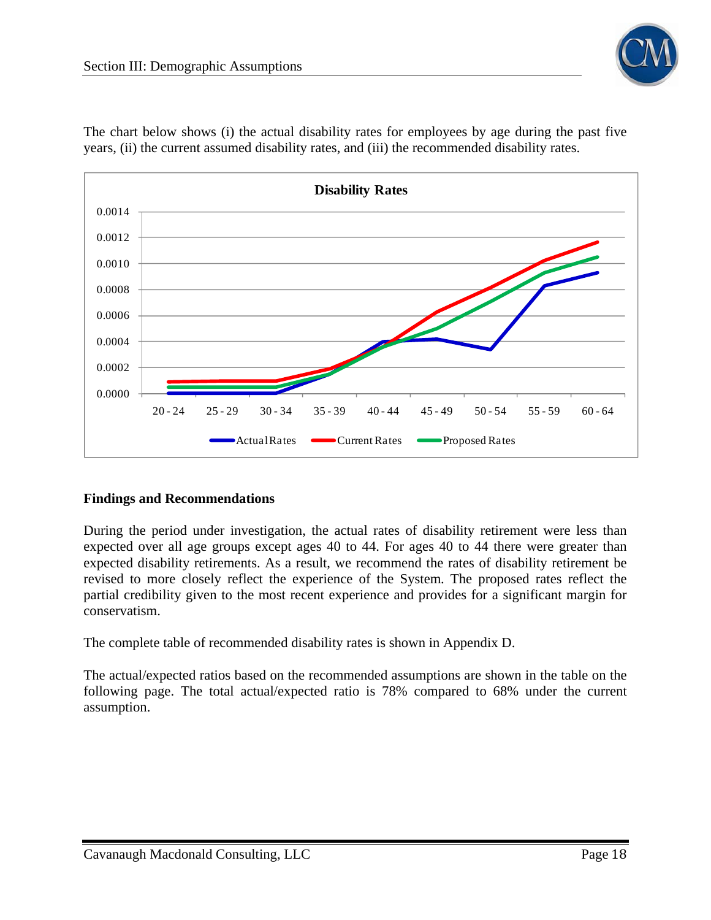The chart below shows (i) the actual disability rates for employees by age during the past five years, (ii) the current assumed disability rates, and (iii) the recommended disability rates.

### Findings and Recommendations

During the period under investigation, the actual rates of disability retirement were less than expected over all age groups except ages 40 to 44. For ages 40 to 44 there were greater than expected disability retirements. As a result, we recommend the rates of disability retirement be revised to more closely reflect the experience of the System. The proposed rates reflect the partial credibility given to the most recent experience and provides for a significant margin for conservatism.

The complete table of recommended disability rates is shown in Appendix D.

The actual/expected ratios based on the recommended assumptions are shown in the table on the following page. The total actual/expected ratio is 78% compared to 68% under the current assumption.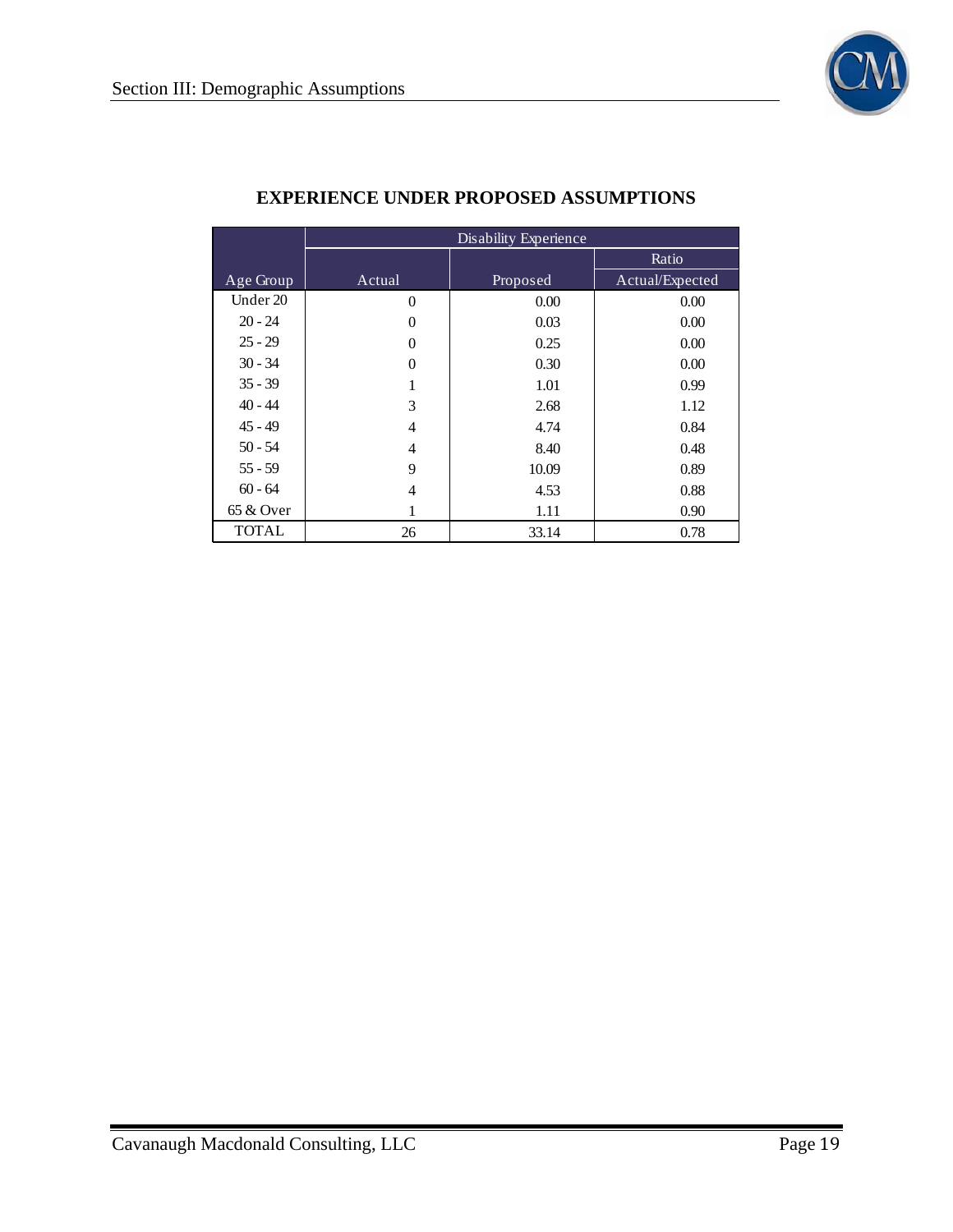## EXPERIENCE UNDER PROPOSED ASSUMPTIONS

| | Disability Experience | | |
|---|---|---|---|
| | | | Ratio |
| Age Group | Actual | Proposed | Actual/Expected |
| Under 20 | 0 | 0.00 | 0.00 |
| 20 - 24 | 0 | 0.03 | 0.00 |
| 25 - 29 | 0 | 0.25 | 0.00 |
| 30 - 34 | 0 | 0.30 | 0.00 |
| 35 - 39 | 1 | 1.01 | 0.99 |
| 40 - 44 | 3 | 2.68 | 1.12 |
| 45 - 49 | 4 | 4.74 | 0.84 |
| 50 - 54 | 4 | 8.40 | 0.48 |
| 55 - 59 | 9 | 10.09 | 0.89 |
| 60 - 64 | 4 | 4.53 | 0.88 |
| 65 & Over | 1 | 1.11 | 0.90 |
| TOTAL | 26 | 33.14 | 0.78 |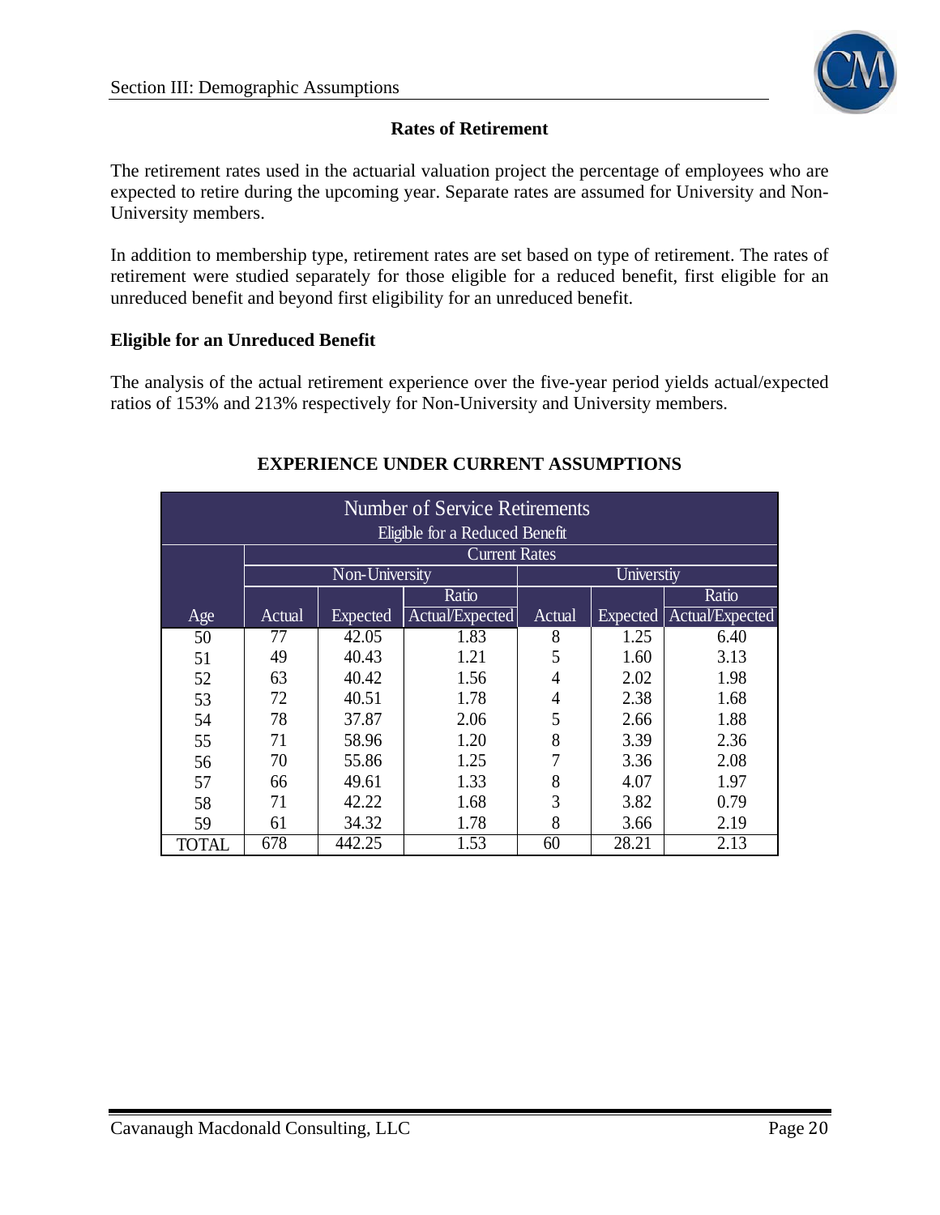## Rates of Retirement

The retirement rates used in the actuarial valuation project the percentage of employees who are expected to retire during the upcoming year. Separate rates are assumed for University and Non-University members.

In addition to membership type, retirement rates are set based on type of retirement. The rates of retirement were studied separately for those eligible for a reduced benefit, first eligible for an unreduced benefit and beyond first eligibility for an unreduced benefit.

### Eligible for an Unreduced Benefit

The analysis of the actual retirement experience over the five-year period yields actual/expected ratios of 153% and 213% respectively for Non-University and University members.

**EXPERIENCE UNDER CURRENT ASSUMPTIONS**

| Number of Service Retirements Eligible for a Reduced Benefit | | | | | | |
|---|---|---|---|---|---|---|
| | Current Rates | | | | | |
| | Non-University | | | Universtiy | | |
| | | | Ratio | | | Ratio |
| Age | Actual | Expected | Actual/Expected | Actual | Expected | Actual/Expected |
| 50 | 77 | 42.05 | 1.83 | 8 | 1.25 | 6.40 |
| 51 | 49 | 40.43 | 1.21 | 5 | 1.60 | 3.13 |
| 52 | 63 | 40.42 | 1.56 | 4 | 2.02 | 1.98 |
| 53 | 72 | 40.51 | 1.78 | 4 | 2.38 | 1.68 |
| 54 | 78 | 37.87 | 2.06 | 5 | 2.66 | 1.88 |
| 55 | 71 | 58.96 | 1.20 | 8 | 3.39 | 2.36 |
| 56 | 70 | 55.86 | 1.25 | 7 | 3.36 | 2.08 |
| 57 | 66 | 49.61 | 1.33 | 8 | 4.07 | 1.97 |
| 58 | 71 | 42.22 | 1.68 | 3 | 3.82 | 0.79 |
| 59 | 61 | 34.32 | 1.78 | 8 | 3.66 | 2.19 |
| TOTAL | 678 | 442.25 | 1.53 | 60 | 28.21 | 2.13 |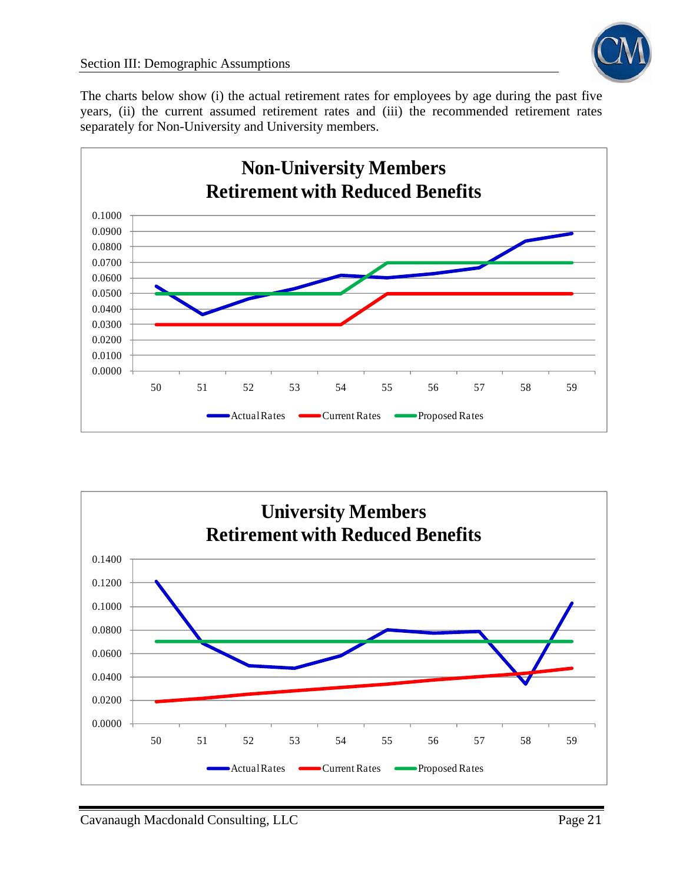The charts below show (i) the actual retirement rates for employees by age during the past five years, (ii) the current assumed retirement rates and (iii) the recommended retirement rates separately for Non-University and University members.

**Non-University Members**
**Retirement with Reduced Benefits**

**University Members**
**Retirement with Reduced Benefits**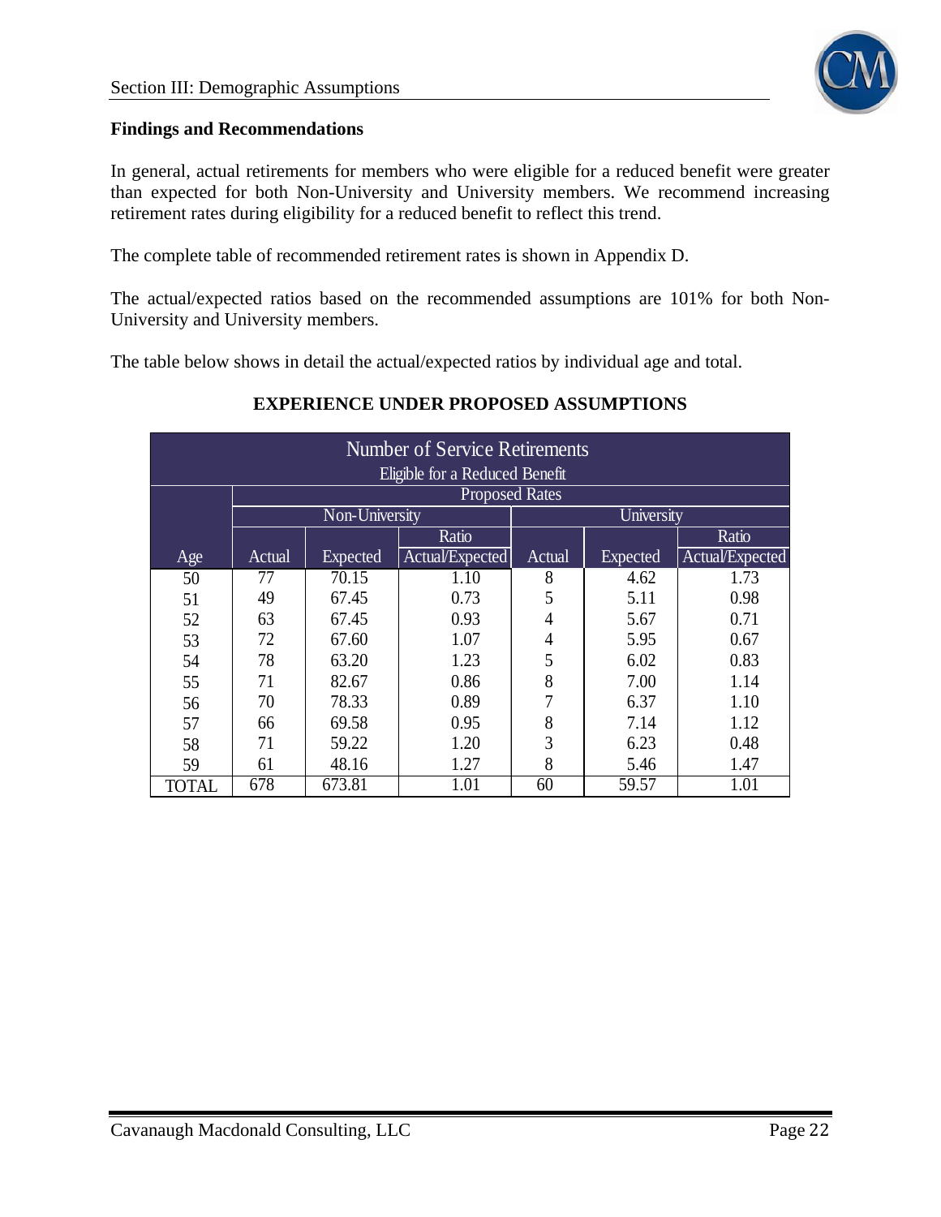**Findings and Recommendations**

In general, actual retirements for members who were eligible for a reduced benefit were greater than expected for both Non-University and University members. We recommend increasing retirement rates during eligibility for a reduced benefit to reflect this trend.

The complete table of recommended retirement rates is shown in Appendix D.

The actual/expected ratios based on the recommended assumptions are 101% for both Non-University and University members.

The table below shows in detail the actual/expected ratios by individual age and total.

**EXPERIENCE UNDER PROPOSED ASSUMPTIONS**

| Number of Service Retirements Eligible for a Reduced Benefit | | | | | | |
|---|---|---|---|---|---|---|
| | Proposed Rates | | | | | |
| | Non-University | | | University | | |
| Age | Actual | Expected | Ratio Actual/Expected | Actual | Expected | Ratio Actual/Expected |
| 50 | 77 | 70.15 | 1.10 | 8 | 4.62 | 1.73 |
| 51 | 49 | 67.45 | 0.73 | 5 | 5.11 | 0.98 |
| 52 | 63 | 67.45 | 0.93 | 4 | 5.67 | 0.71 |
| 53 | 72 | 67.60 | 1.07 | 4 | 5.95 | 0.67 |
| 54 | 78 | 63.20 | 1.23 | 5 | 6.02 | 0.83 |
| 55 | 71 | 82.67 | 0.86 | 8 | 7.00 | 1.14 |
| 56 | 70 | 78.33 | 0.89 | 7 | 6.37 | 1.10 |
| 57 | 66 | 69.58 | 0.95 | 8 | 7.14 | 1.12 |
| 58 | 71 | 59.22 | 1.20 | 3 | 6.23 | 0.48 |
| 59 | 61 | 48.16 | 1.27 | 8 | 5.46 | 1.47 |
| TOTAL | 678 | 673.81 | 1.01 | 60 | 59.57 | 1.01 |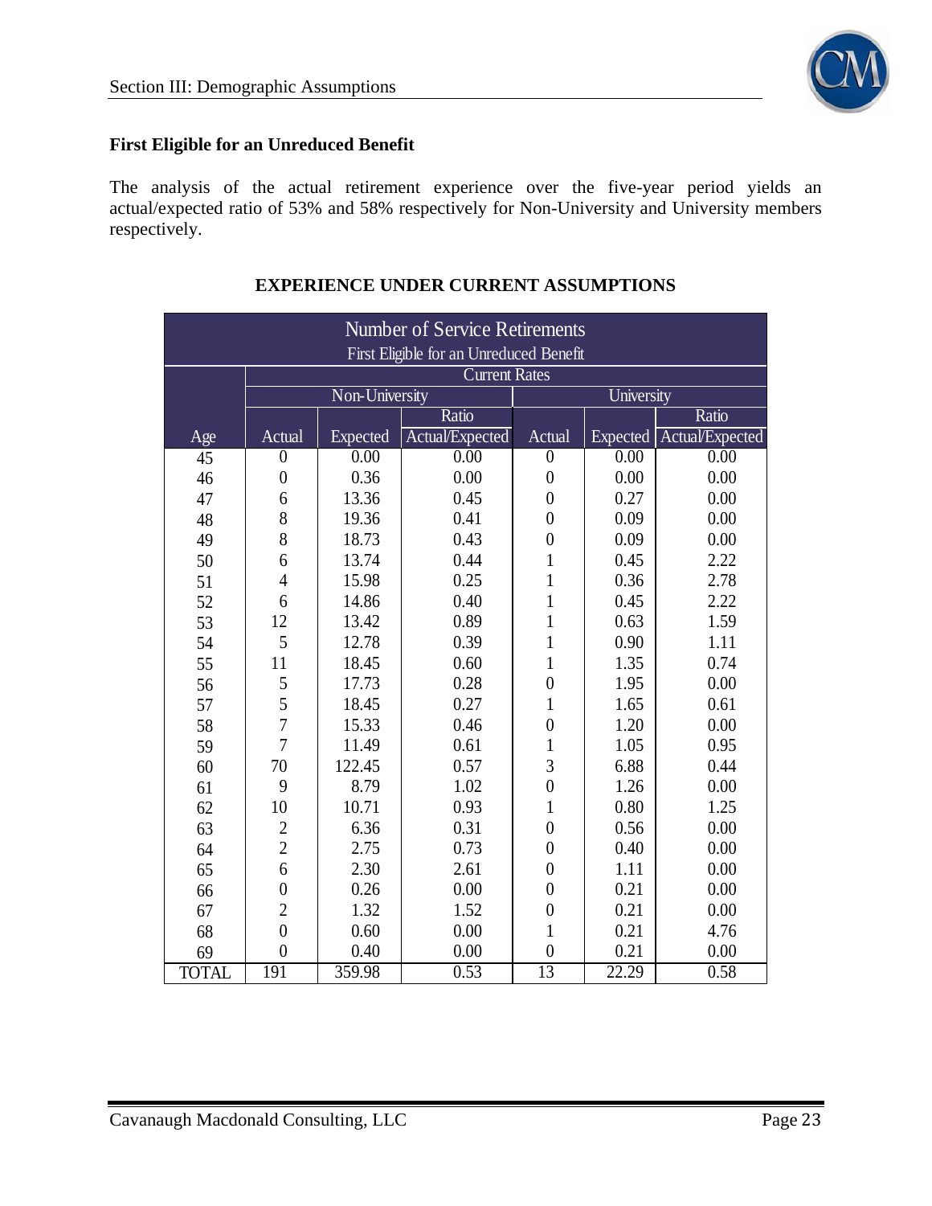### First Eligible for an Unreduced Benefit

The analysis of the actual retirement experience over the five-year period yields an actual/expected ratio of 53% and 58% respectively for Non-University and University members respectively.

**EXPERIENCE UNDER CURRENT ASSUMPTIONS**

| Number of Service Retirements<br>First Eligible for an Unreduced Benefit | | | | | | |
|---|---|---|---|---|---|---|
| | Current Rates | | | | | |
| | Non-University | | | University | | |
| | | | Ratio | | | Ratio |
| Age | Actual | Expected | Actual/Expected | Actual | Expected | Actual/Expected |
| 45 | 0 | 0.00 | 0.00 | 0 | 0.00 | 0.00 |
| 46 | 0 | 0.36 | 0.00 | 0 | 0.00 | 0.00 |
| 47 | 6 | 13.36 | 0.45 | 0 | 0.27 | 0.00 |
| 48 | 8 | 19.36 | 0.41 | 0 | 0.09 | 0.00 |
| 49 | 8 | 18.73 | 0.43 | 0 | 0.09 | 0.00 |
| 50 | 6 | 13.74 | 0.44 | 1 | 0.45 | 2.22 |
| 51 | 4 | 15.98 | 0.25 | 1 | 0.36 | 2.78 |
| 52 | 6 | 14.86 | 0.40 | 1 | 0.45 | 2.22 |
| 53 | 12 | 13.42 | 0.89 | 1 | 0.63 | 1.59 |
| 54 | 5 | 12.78 | 0.39 | 1 | 0.90 | 1.11 |
| 55 | 11 | 18.45 | 0.60 | 1 | 1.35 | 0.74 |
| 56 | 5 | 17.73 | 0.28 | 0 | 1.95 | 0.00 |
| 57 | 5 | 18.45 | 0.27 | 1 | 1.65 | 0.61 |
| 58 | 7 | 15.33 | 0.46 | 0 | 1.20 | 0.00 |
| 59 | 7 | 11.49 | 0.61 | 1 | 1.05 | 0.95 |
| 60 | 70 | 122.45 | 0.57 | 3 | 6.88 | 0.44 |
| 61 | 9 | 8.79 | 1.02 | 0 | 1.26 | 0.00 |
| 62 | 10 | 10.71 | 0.93 | 1 | 0.80 | 1.25 |
| 63 | 2 | 6.36 | 0.31 | 0 | 0.56 | 0.00 |
| 64 | 2 | 2.75 | 0.73 | 0 | 0.40 | 0.00 |
| 65 | 6 | 2.30 | 2.61 | 0 | 1.11 | 0.00 |
| 66 | 0 | 0.26 | 0.00 | 0 | 0.21 | 0.00 |
| 67 | 2 | 1.32 | 1.52 | 0 | 0.21 | 0.00 |
| 68 | 0 | 0.60 | 0.00 | 1 | 0.21 | 4.76 |
| 69 | 0 | 0.40 | 0.00 | 0 | 0.21 | 0.00 |
| TOTAL | 191 | 359.98 | 0.53 | 13 | 22.29 | 0.58 |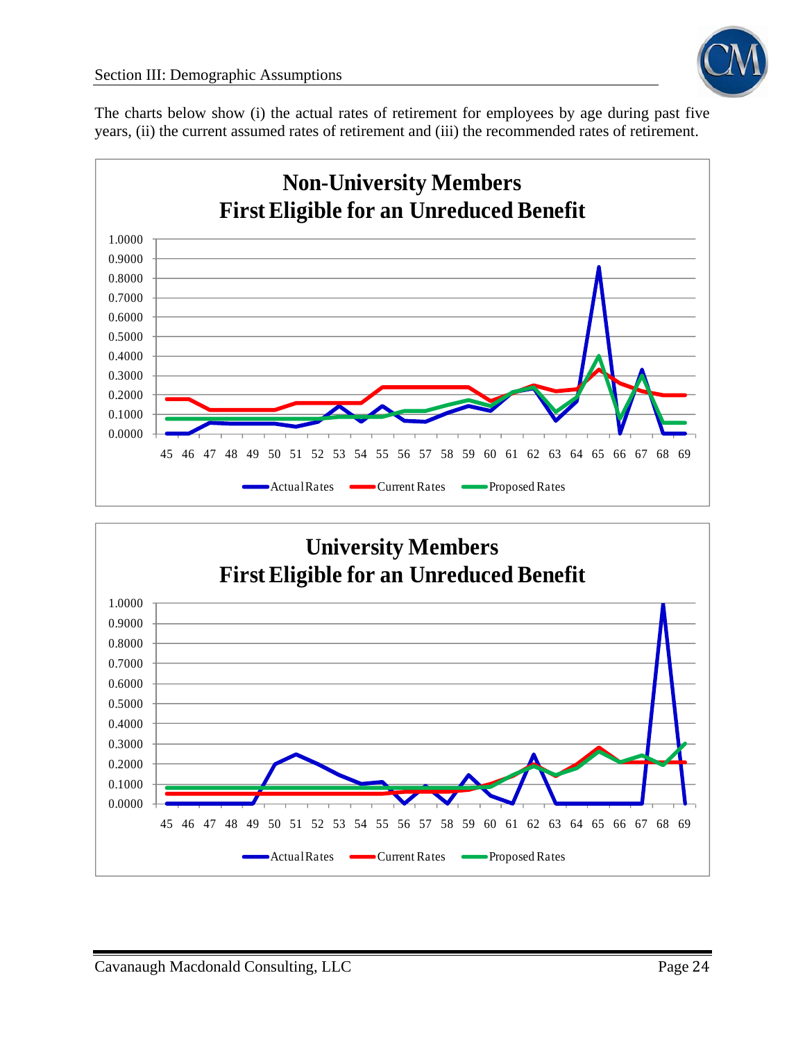The charts below show (i) the actual rates of retirement for employees by age during past five years, (ii) the current assumed rates of retirement and (iii) the recommended rates of retirement.

**Non-University Members**
**First Eligible for an Unreduced Benefit**

Legend: Actual Rates, Current Rates, Proposed Rates

**University Members**
**First Eligible for an Unreduced Benefit**

Legend: Actual Rates, Current Rates, Proposed Rates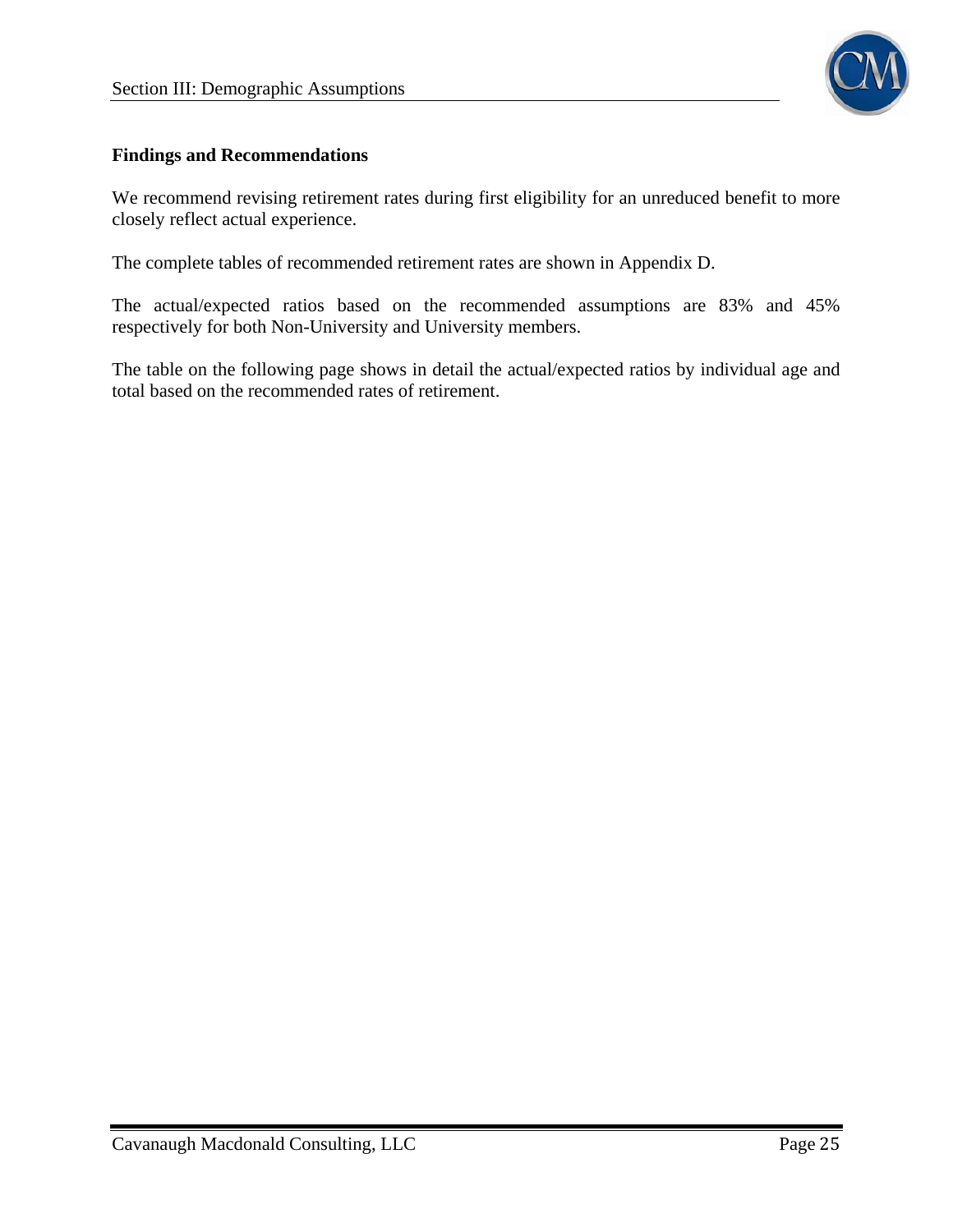### Findings and Recommendations

We recommend revising retirement rates during first eligibility for an unreduced benefit to more closely reflect actual experience.

The complete tables of recommended retirement rates are shown in Appendix D.

The actual/expected ratios based on the recommended assumptions are 83% and 45% respectively for both Non-University and University members.

The table on the following page shows in detail the actual/expected ratios by individual age and total based on the recommended rates of retirement.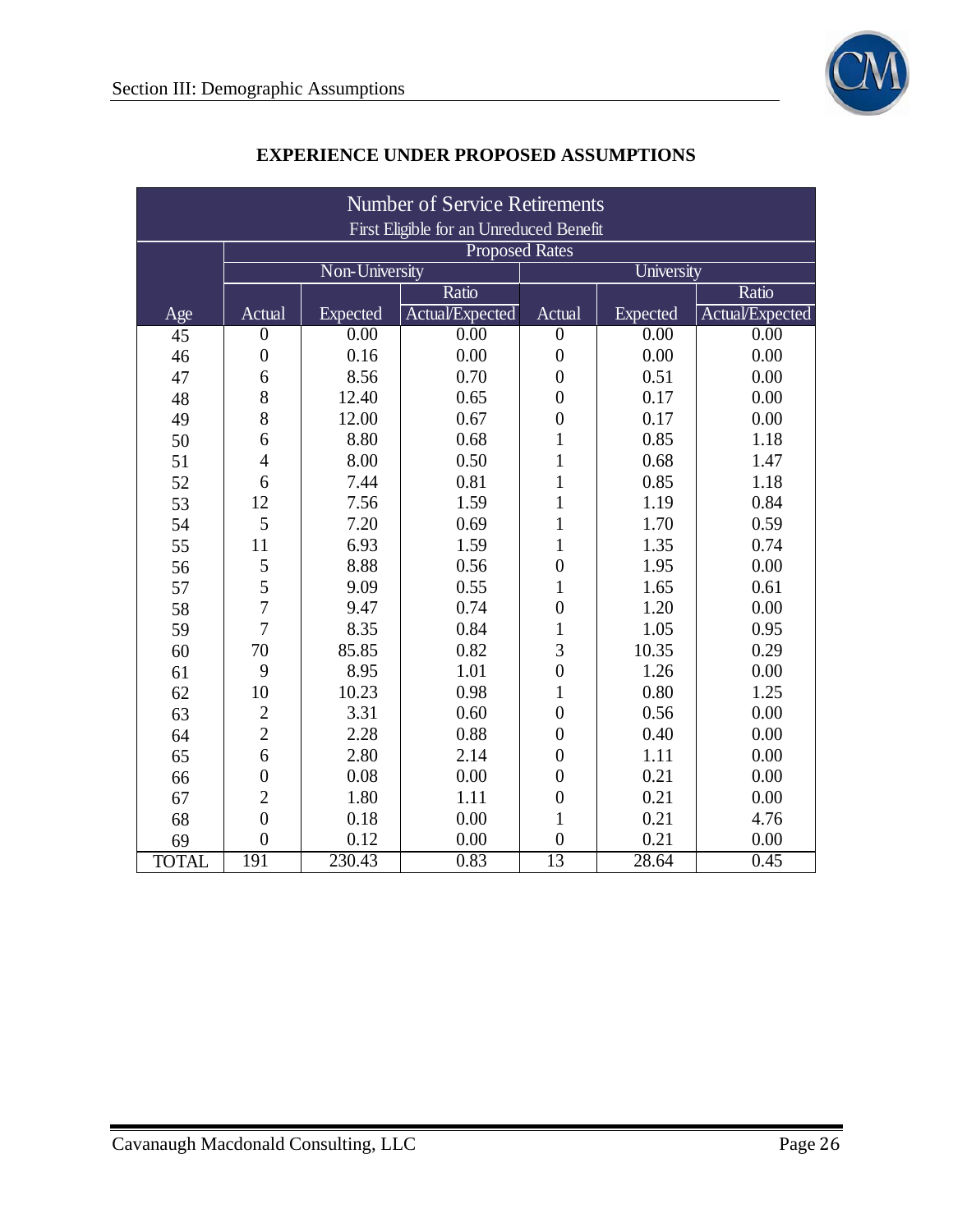## EXPERIENCE UNDER PROPOSED ASSUMPTIONS

| Number of Service Retirements First Eligible for an Unreduced Benefit | | | | | | |
|---|---|---|---|---|---|---|
| | Proposed Rates | | | | | |
| | Non-University | | | University | | |
| Age | Actual | Expected | Ratio Actual/Expected | Actual | Expected | Ratio Actual/Expected |
| 45 | 0 | 0.00 | 0.00 | 0 | 0.00 | 0.00 |
| 46 | 0 | 0.16 | 0.00 | 0 | 0.00 | 0.00 |
| 47 | 6 | 8.56 | 0.70 | 0 | 0.51 | 0.00 |
| 48 | 8 | 12.40 | 0.65 | 0 | 0.17 | 0.00 |
| 49 | 8 | 12.00 | 0.67 | 0 | 0.17 | 0.00 |
| 50 | 6 | 8.80 | 0.68 | 1 | 0.85 | 1.18 |
| 51 | 4 | 8.00 | 0.50 | 1 | 0.68 | 1.47 |
| 52 | 6 | 7.44 | 0.81 | 1 | 0.85 | 1.18 |
| 53 | 12 | 7.56 | 1.59 | 1 | 1.19 | 0.84 |
| 54 | 5 | 7.20 | 0.69 | 1 | 1.70 | 0.59 |
| 55 | 11 | 6.93 | 1.59 | 1 | 1.35 | 0.74 |
| 56 | 5 | 8.88 | 0.56 | 0 | 1.95 | 0.00 |
| 57 | 5 | 9.09 | 0.55 | 1 | 1.65 | 0.61 |
| 58 | 7 | 9.47 | 0.74 | 0 | 1.20 | 0.00 |
| 59 | 7 | 8.35 | 0.84 | 1 | 1.05 | 0.95 |
| 60 | 70 | 85.85 | 0.82 | 3 | 10.35 | 0.29 |
| 61 | 9 | 8.95 | 1.01 | 0 | 1.26 | 0.00 |
| 62 | 10 | 10.23 | 0.98 | 1 | 0.80 | 1.25 |
| 63 | 2 | 3.31 | 0.60 | 0 | 0.56 | 0.00 |
| 64 | 2 | 2.28 | 0.88 | 0 | 0.40 | 0.00 |
| 65 | 6 | 2.80 | 2.14 | 0 | 1.11 | 0.00 |
| 66 | 0 | 0.08 | 0.00 | 0 | 0.21 | 0.00 |
| 67 | 2 | 1.80 | 1.11 | 0 | 0.21 | 0.00 |
| 68 | 0 | 0.18 | 0.00 | 1 | 0.21 | 4.76 |
| 69 | 0 | 0.12 | 0.00 | 0 | 0.21 | 0.00 |
| TOTAL | 191 | 230.43 | 0.83 | 13 | 28.64 | 0.45 |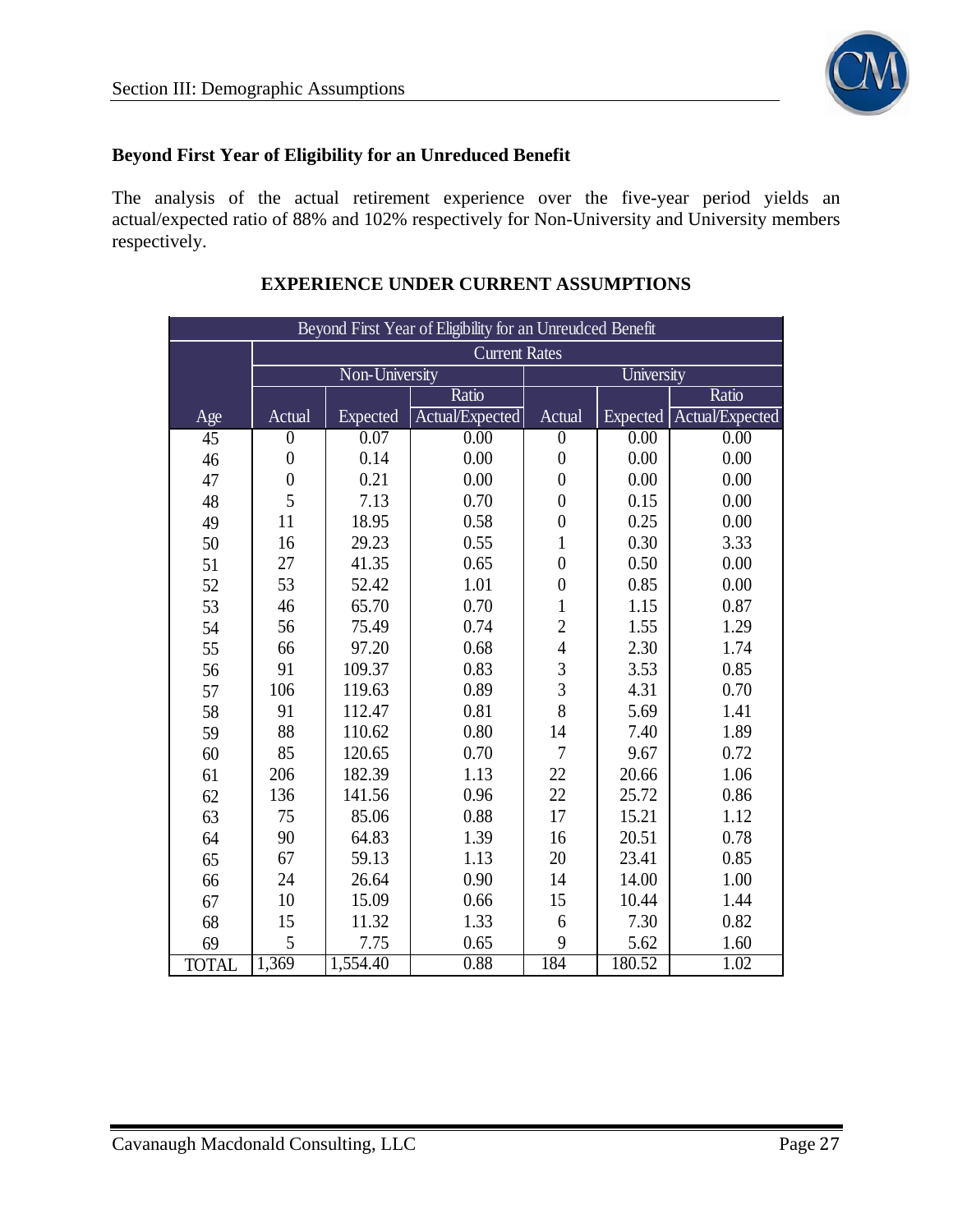### Beyond First Year of Eligibility for an Unreduced Benefit

The analysis of the actual retirement experience over the five-year period yields an actual/expected ratio of 88% and 102% respectively for Non-University and University members respectively.

**EXPERIENCE UNDER CURRENT ASSUMPTIONS**

| Beyond First Year of Eligibility for an Unreudced Benefit | | | | | | |
|---|---|---|---|---|---|---|
| | Current Rates | | | | | |
| | Non-University | | | University | | |
| | | | Ratio | | | Ratio |
| Age | Actual | Expected | Actual/Expected | Actual | Expected | Actual/Expected |
| 45 | 0 | 0.07 | 0.00 | 0 | 0.00 | 0.00 |
| 46 | 0 | 0.14 | 0.00 | 0 | 0.00 | 0.00 |
| 47 | 0 | 0.21 | 0.00 | 0 | 0.00 | 0.00 |
| 48 | 5 | 7.13 | 0.70 | 0 | 0.15 | 0.00 |
| 49 | 11 | 18.95 | 0.58 | 0 | 0.25 | 0.00 |
| 50 | 16 | 29.23 | 0.55 | 1 | 0.30 | 3.33 |
| 51 | 27 | 41.35 | 0.65 | 0 | 0.50 | 0.00 |
| 52 | 53 | 52.42 | 1.01 | 0 | 0.85 | 0.00 |
| 53 | 46 | 65.70 | 0.70 | 1 | 1.15 | 0.87 |
| 54 | 56 | 75.49 | 0.74 | 2 | 1.55 | 1.29 |
| 55 | 66 | 97.20 | 0.68 | 4 | 2.30 | 1.74 |
| 56 | 91 | 109.37 | 0.83 | 3 | 3.53 | 0.85 |
| 57 | 106 | 119.63 | 0.89 | 3 | 4.31 | 0.70 |
| 58 | 91 | 112.47 | 0.81 | 8 | 5.69 | 1.41 |
| 59 | 88 | 110.62 | 0.80 | 14 | 7.40 | 1.89 |
| 60 | 85 | 120.65 | 0.70 | 7 | 9.67 | 0.72 |
| 61 | 206 | 182.39 | 1.13 | 22 | 20.66 | 1.06 |
| 62 | 136 | 141.56 | 0.96 | 22 | 25.72 | 0.86 |
| 63 | 75 | 85.06 | 0.88 | 17 | 15.21 | 1.12 |
| 64 | 90 | 64.83 | 1.39 | 16 | 20.51 | 0.78 |
| 65 | 67 | 59.13 | 1.13 | 20 | 23.41 | 0.85 |
| 66 | 24 | 26.64 | 0.90 | 14 | 14.00 | 1.00 |
| 67 | 10 | 15.09 | 0.66 | 15 | 10.44 | 1.44 |
| 68 | 15 | 11.32 | 1.33 | 6 | 7.30 | 0.82 |
| 69 | 5 | 7.75 | 0.65 | 9 | 5.62 | 1.60 |
| TOTAL | 1,369 | 1,554.40 | 0.88 | 184 | 180.52 | 1.02 |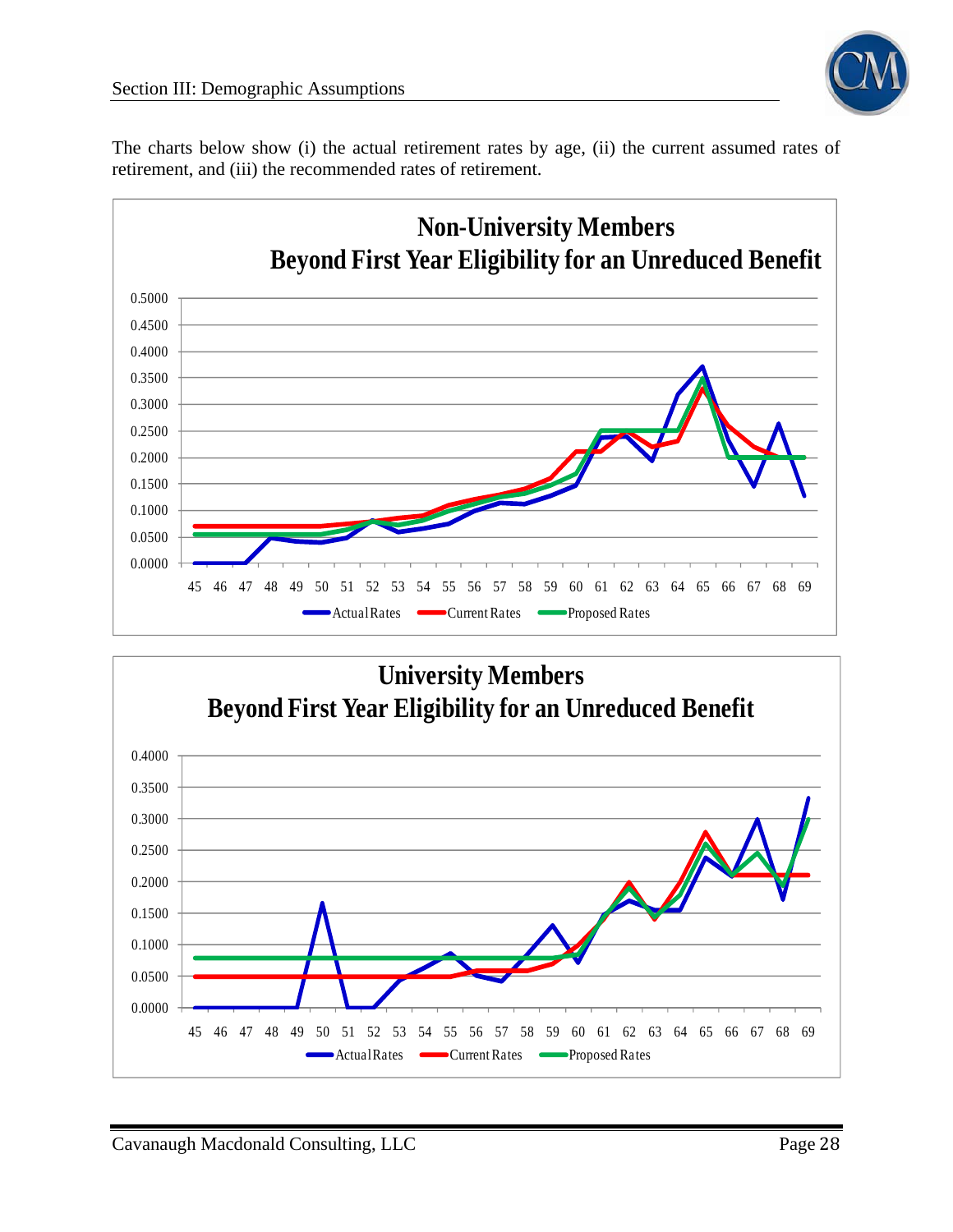The charts below show (i) the actual retirement rates by age, (ii) the current assumed rates of retirement, and (iii) the recommended rates of retirement.

**Non-University Members**
**Beyond First Year Eligibility for an Unreduced Benefit**

**University Members**
**Beyond First Year Eligibility for an Unreduced Benefit**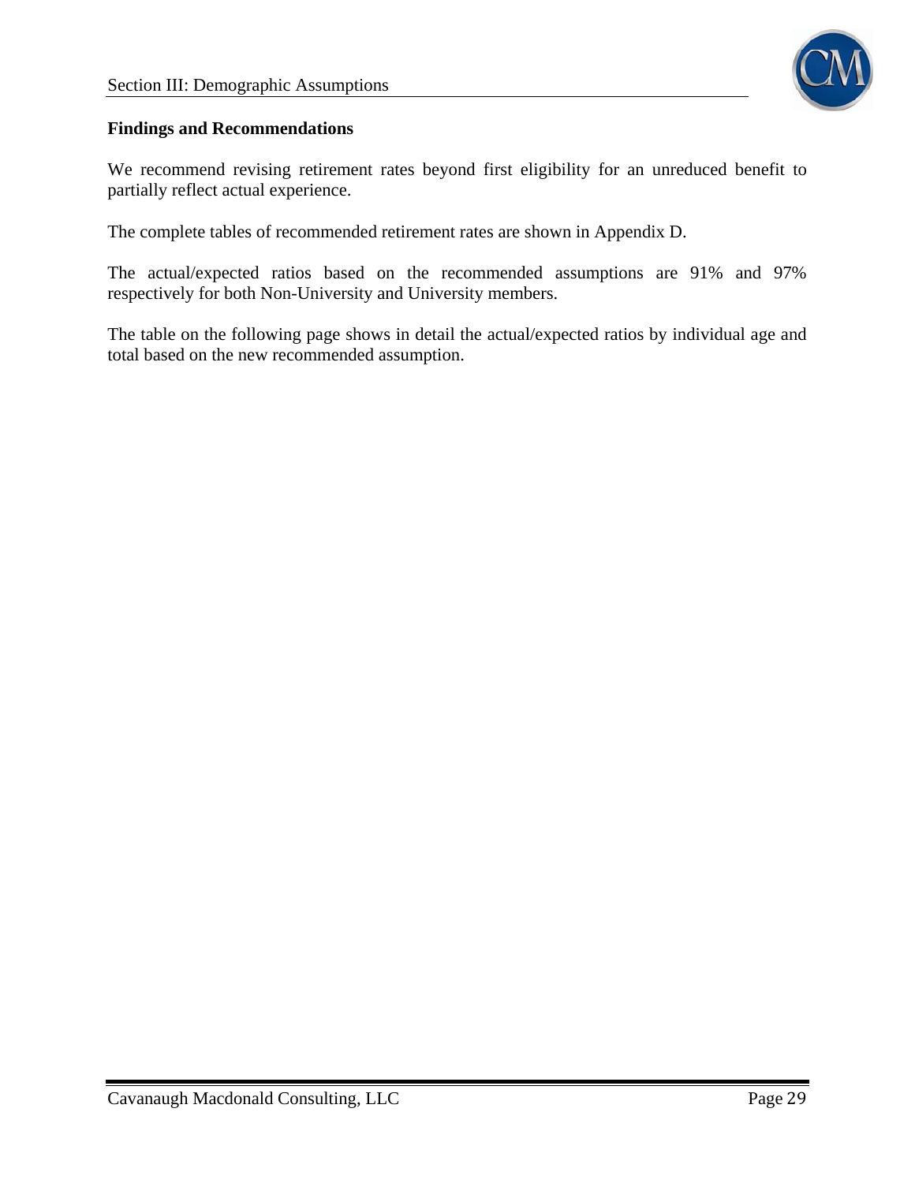**Findings and Recommendations**

We recommend revising retirement rates beyond first eligibility for an unreduced benefit to partially reflect actual experience.

The complete tables of recommended retirement rates are shown in Appendix D.

The actual/expected ratios based on the recommended assumptions are 91% and 97% respectively for both Non-University and University members.

The table on the following page shows in detail the actual/expected ratios by individual age and total based on the new recommended assumption.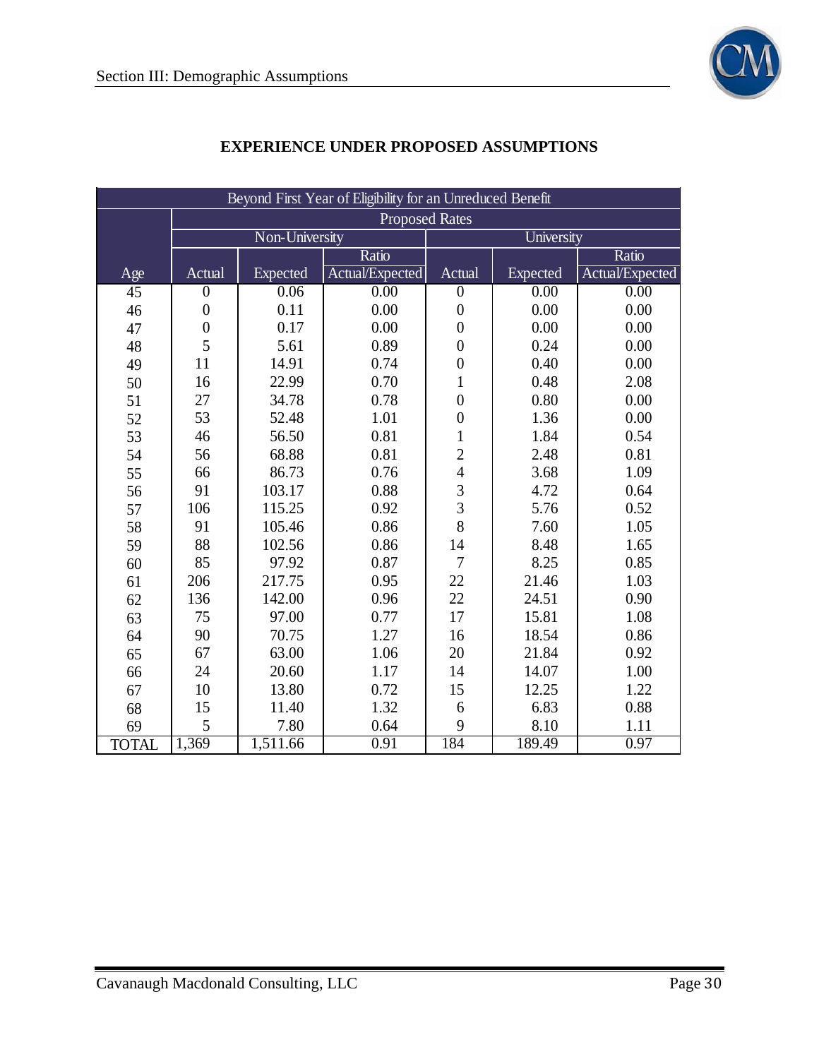## EXPERIENCE UNDER PROPOSED ASSUMPTIONS

| Beyond First Year of Eligibility for an Unreduced Benefit | | | | | | |
|---|---|---|---|---|---|---|
| | Proposed Rates | | | | | |
| | Non-University | | | University | | |
| | | | Ratio | | | Ratio |
| Age | Actual | Expected | Actual/Expected | Actual | Expected | Actual/Expected |
| 45 | 0 | 0.06 | 0.00 | 0 | 0.00 | 0.00 |
| 46 | 0 | 0.11 | 0.00 | 0 | 0.00 | 0.00 |
| 47 | 0 | 0.17 | 0.00 | 0 | 0.00 | 0.00 |
| 48 | 5 | 5.61 | 0.89 | 0 | 0.24 | 0.00 |
| 49 | 11 | 14.91 | 0.74 | 0 | 0.40 | 0.00 |
| 50 | 16 | 22.99 | 0.70 | 1 | 0.48 | 2.08 |
| 51 | 27 | 34.78 | 0.78 | 0 | 0.80 | 0.00 |
| 52 | 53 | 52.48 | 1.01 | 0 | 1.36 | 0.00 |
| 53 | 46 | 56.50 | 0.81 | 1 | 1.84 | 0.54 |
| 54 | 56 | 68.88 | 0.81 | 2 | 2.48 | 0.81 |
| 55 | 66 | 86.73 | 0.76 | 4 | 3.68 | 1.09 |
| 56 | 91 | 103.17 | 0.88 | 3 | 4.72 | 0.64 |
| 57 | 106 | 115.25 | 0.92 | 3 | 5.76 | 0.52 |
| 58 | 91 | 105.46 | 0.86 | 8 | 7.60 | 1.05 |
| 59 | 88 | 102.56 | 0.86 | 14 | 8.48 | 1.65 |
| 60 | 85 | 97.92 | 0.87 | 7 | 8.25 | 0.85 |
| 61 | 206 | 217.75 | 0.95 | 22 | 21.46 | 1.03 |
| 62 | 136 | 142.00 | 0.96 | 22 | 24.51 | 0.90 |
| 63 | 75 | 97.00 | 0.77 | 17 | 15.81 | 1.08 |
| 64 | 90 | 70.75 | 1.27 | 16 | 18.54 | 0.86 |
| 65 | 67 | 63.00 | 1.06 | 20 | 21.84 | 0.92 |
| 66 | 24 | 20.60 | 1.17 | 14 | 14.07 | 1.00 |
| 67 | 10 | 13.80 | 0.72 | 15 | 12.25 | 1.22 |
| 68 | 15 | 11.40 | 1.32 | 6 | 6.83 | 0.88 |
| 69 | 5 | 7.80 | 0.64 | 9 | 8.10 | 1.11 |
| TOTAL | 1,369 | 1,511.66 | 0.91 | 184 | 189.49 | 0.97 |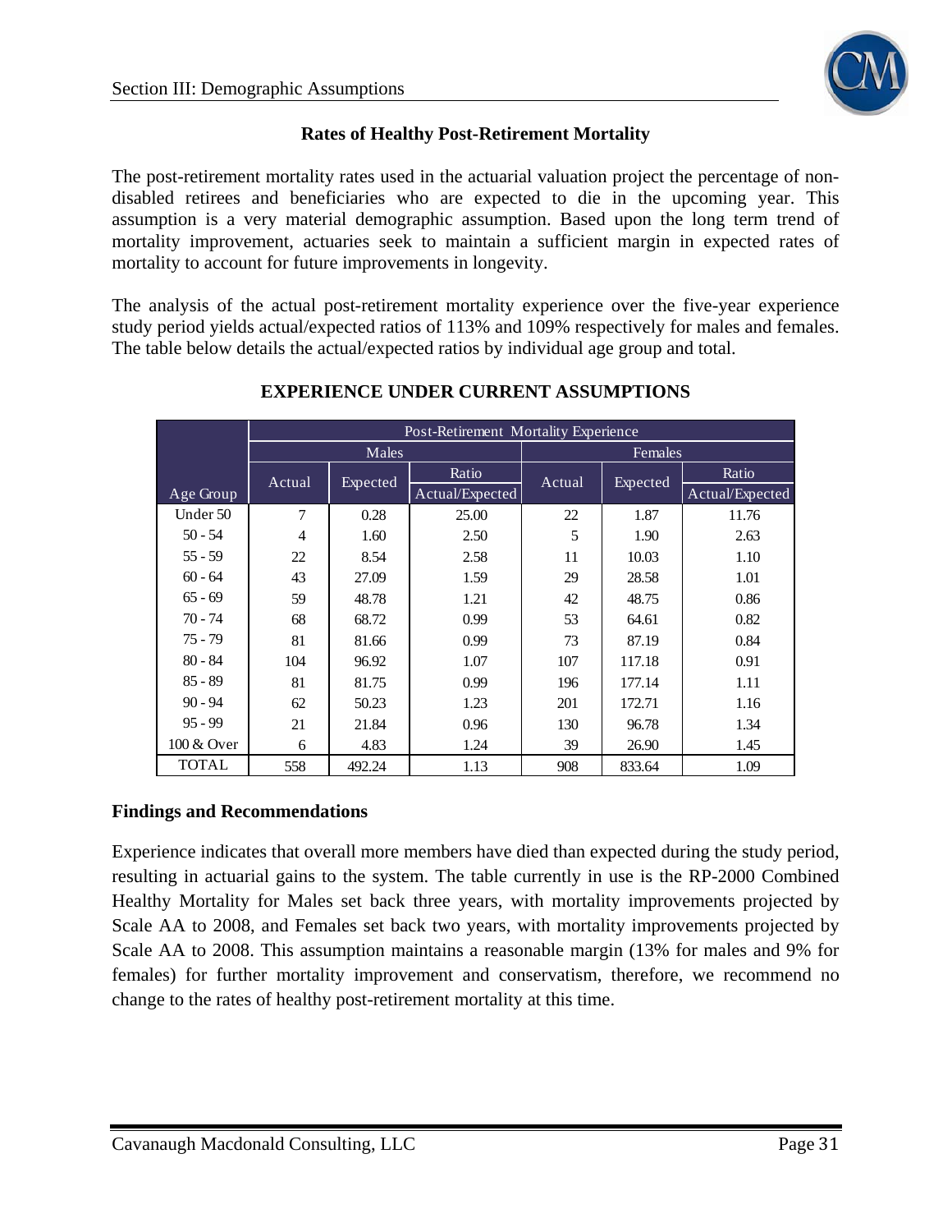## Rates of Healthy Post-Retirement Mortality

The post-retirement mortality rates used in the actuarial valuation project the percentage of non-disabled retirees and beneficiaries who are expected to die in the upcoming year. This assumption is a very material demographic assumption. Based upon the long term trend of mortality improvement, actuaries seek to maintain a sufficient margin in expected rates of mortality to account for future improvements in longevity.

The analysis of the actual post-retirement mortality experience over the five-year experience study period yields actual/expected ratios of 113% and 109% respectively for males and females. The table below details the actual/expected ratios by individual age group and total.

### EXPERIENCE UNDER CURRENT ASSUMPTIONS

| | Post-Retirement Mortality Experience | | | | | |
|---|---|---|---|---|---|---|
| | Males | | | Females | | |
| Age Group | Actual | Expected | Ratio Actual/Expected | Actual | Expected | Ratio Actual/Expected |
| Under 50 | 7 | 0.28 | 25.00 | 22 | 1.87 | 11.76 |
| 50 - 54 | 4 | 1.60 | 2.50 | 5 | 1.90 | 2.63 |
| 55 - 59 | 22 | 8.54 | 2.58 | 11 | 10.03 | 1.10 |
| 60 - 64 | 43 | 27.09 | 1.59 | 29 | 28.58 | 1.01 |
| 65 - 69 | 59 | 48.78 | 1.21 | 42 | 48.75 | 0.86 |
| 70 - 74 | 68 | 68.72 | 0.99 | 53 | 64.61 | 0.82 |
| 75 - 79 | 81 | 81.66 | 0.99 | 73 | 87.19 | 0.84 |
| 80 - 84 | 104 | 96.92 | 1.07 | 107 | 117.18 | 0.91 |
| 85 - 89 | 81 | 81.75 | 0.99 | 196 | 177.14 | 1.11 |
| 90 - 94 | 62 | 50.23 | 1.23 | 201 | 172.71 | 1.16 |
| 95 - 99 | 21 | 21.84 | 0.96 | 130 | 96.78 | 1.34 |
| 100 & Over | 6 | 4.83 | 1.24 | 39 | 26.90 | 1.45 |
| TOTAL | 558 | 492.24 | 1.13 | 908 | 833.64 | 1.09 |

**Findings and Recommendations**

Experience indicates that overall more members have died than expected during the study period, resulting in actuarial gains to the system. The table currently in use is the RP-2000 Combined Healthy Mortality for Males set back three years, with mortality improvements projected by Scale AA to 2008, and Females set back two years, with mortality improvements projected by Scale AA to 2008. This assumption maintains a reasonable margin (13% for males and 9% for females) for further mortality improvement and conservatism, therefore, we recommend no change to the rates of healthy post-retirement mortality at this time.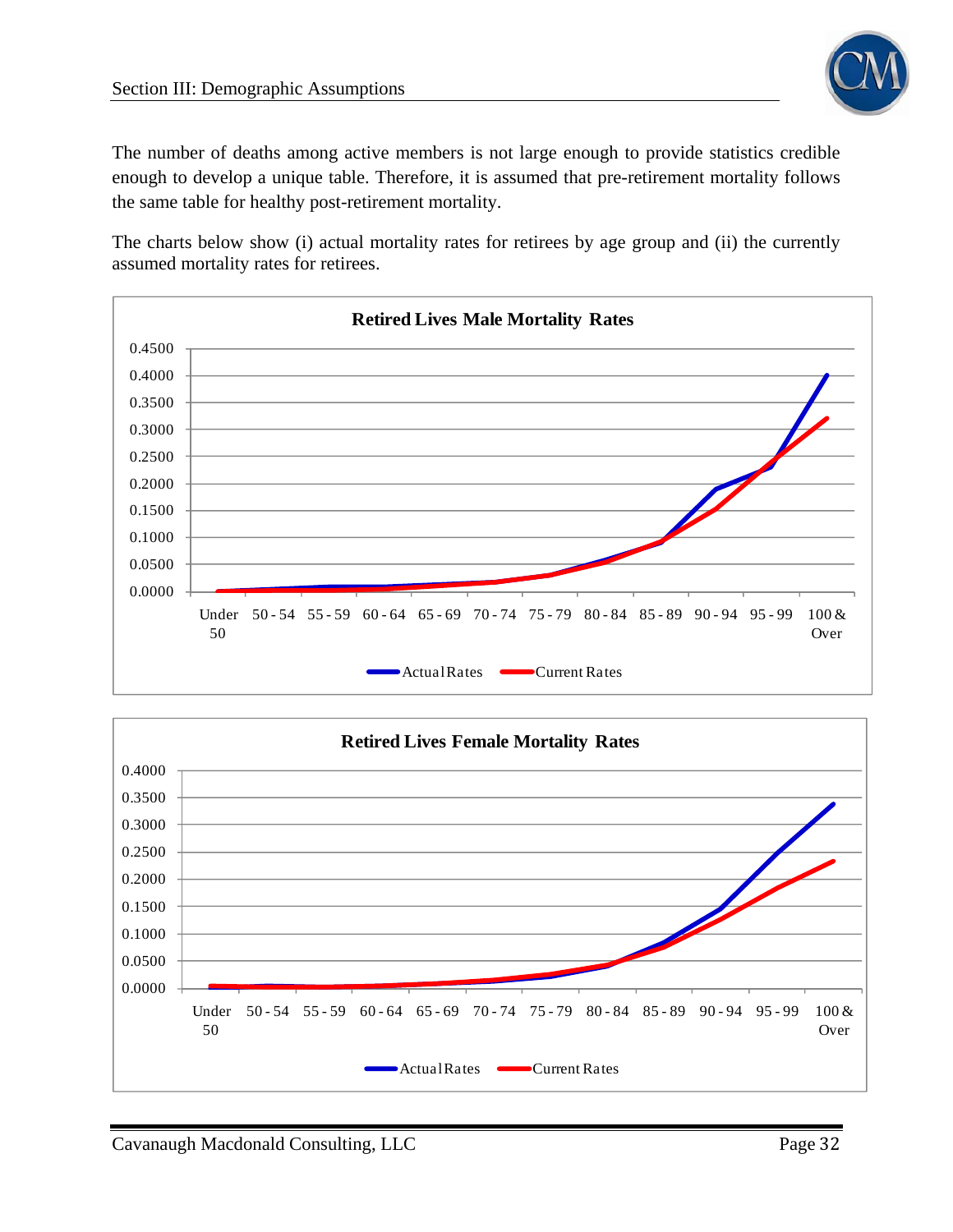The number of deaths among active members is not large enough to provide statistics credible enough to develop a unique table. Therefore, it is assumed that pre-retirement mortality follows the same table for healthy post-retirement mortality.

The charts below show (i) actual mortality rates for retirees by age group and (ii) the currently assumed mortality rates for retirees.

**Retired Lives Male Mortality Rates**

**Retired Lives Female Mortality Rates**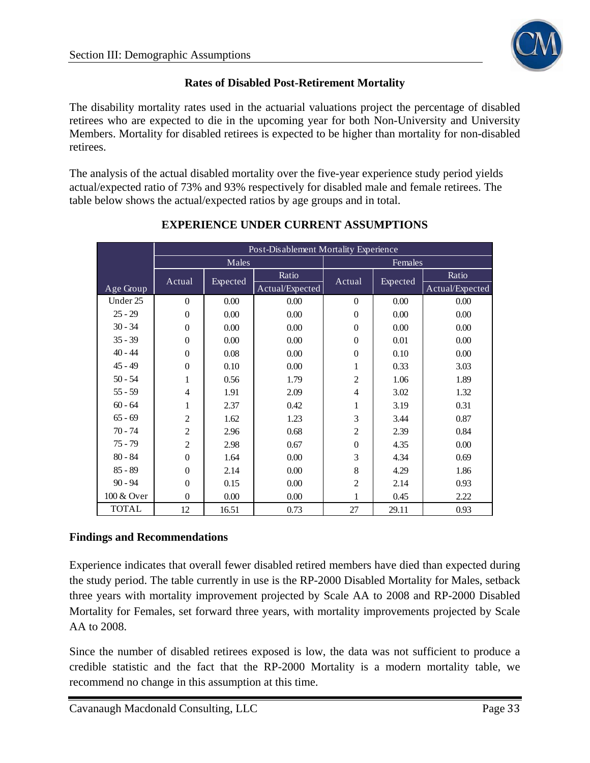### Rates of Disabled Post-Retirement Mortality

The disability mortality rates used in the actuarial valuations project the percentage of disabled retirees who are expected to die in the upcoming year for both Non-University and University Members. Mortality for disabled retirees is expected to be higher than mortality for non-disabled retirees.

The analysis of the actual disabled mortality over the five-year experience study period yields actual/expected ratio of 73% and 93% respectively for disabled male and female retirees. The table below shows the actual/expected ratios by age groups and in total.

### EXPERIENCE UNDER CURRENT ASSUMPTIONS

| | Post-Disablement Mortality Experience | | | | | |
|---|---|---|---|---|---|---|
| | Males | | | Females | | |
| Age Group | Actual | Expected | Ratio Actual/Expected | Actual | Expected | Ratio Actual/Expected |
| Under 25 | 0 | 0.00 | 0.00 | 0 | 0.00 | 0.00 |
| 25 - 29 | 0 | 0.00 | 0.00 | 0 | 0.00 | 0.00 |
| 30 - 34 | 0 | 0.00 | 0.00 | 0 | 0.00 | 0.00 |
| 35 - 39 | 0 | 0.00 | 0.00 | 0 | 0.01 | 0.00 |
| 40 - 44 | 0 | 0.08 | 0.00 | 0 | 0.10 | 0.00 |
| 45 - 49 | 0 | 0.10 | 0.00 | 1 | 0.33 | 3.03 |
| 50 - 54 | 1 | 0.56 | 1.79 | 2 | 1.06 | 1.89 |
| 55 - 59 | 4 | 1.91 | 2.09 | 4 | 3.02 | 1.32 |
| 60 - 64 | 1 | 2.37 | 0.42 | 1 | 3.19 | 0.31 |
| 65 - 69 | 2 | 1.62 | 1.23 | 3 | 3.44 | 0.87 |
| 70 - 74 | 2 | 2.96 | 0.68 | 2 | 2.39 | 0.84 |
| 75 - 79 | 2 | 2.98 | 0.67 | 0 | 4.35 | 0.00 |
| 80 - 84 | 0 | 1.64 | 0.00 | 3 | 4.34 | 0.69 |
| 85 - 89 | 0 | 2.14 | 0.00 | 8 | 4.29 | 1.86 |
| 90 - 94 | 0 | 0.15 | 0.00 | 2 | 2.14 | 0.93 |
| 100 & Over | 0 | 0.00 | 0.00 | 1 | 0.45 | 2.22 |
| TOTAL | 12 | 16.51 | 0.73 | 27 | 29.11 | 0.93 |

**Findings and Recommendations**

Experience indicates that overall fewer disabled retired members have died than expected during the study period. The table currently in use is the RP-2000 Disabled Mortality for Males, setback three years with mortality improvement projected by Scale AA to 2008 and RP-2000 Disabled Mortality for Females, set forward three years, with mortality improvements projected by Scale AA to 2008.

Since the number of disabled retirees exposed is low, the data was not sufficient to produce a credible statistic and the fact that the RP-2000 Mortality is a modern mortality table, we recommend no change in this assumption at this time.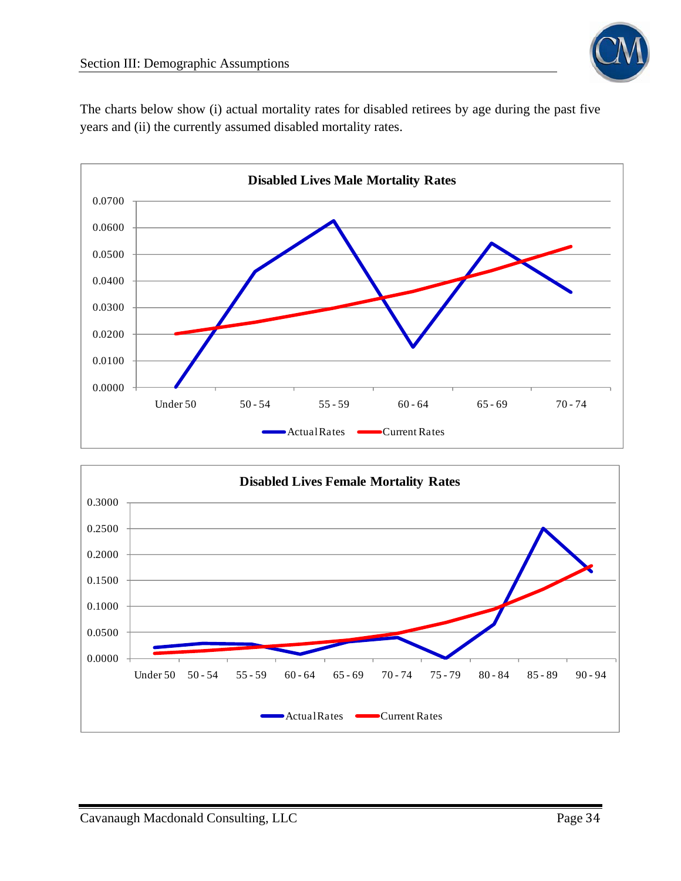The charts below show (i) actual mortality rates for disabled retirees by age during the past five years and (ii) the currently assumed disabled mortality rates.

**Disabled Lives Male Mortality Rates**

**Disabled Lives Female Mortality Rates**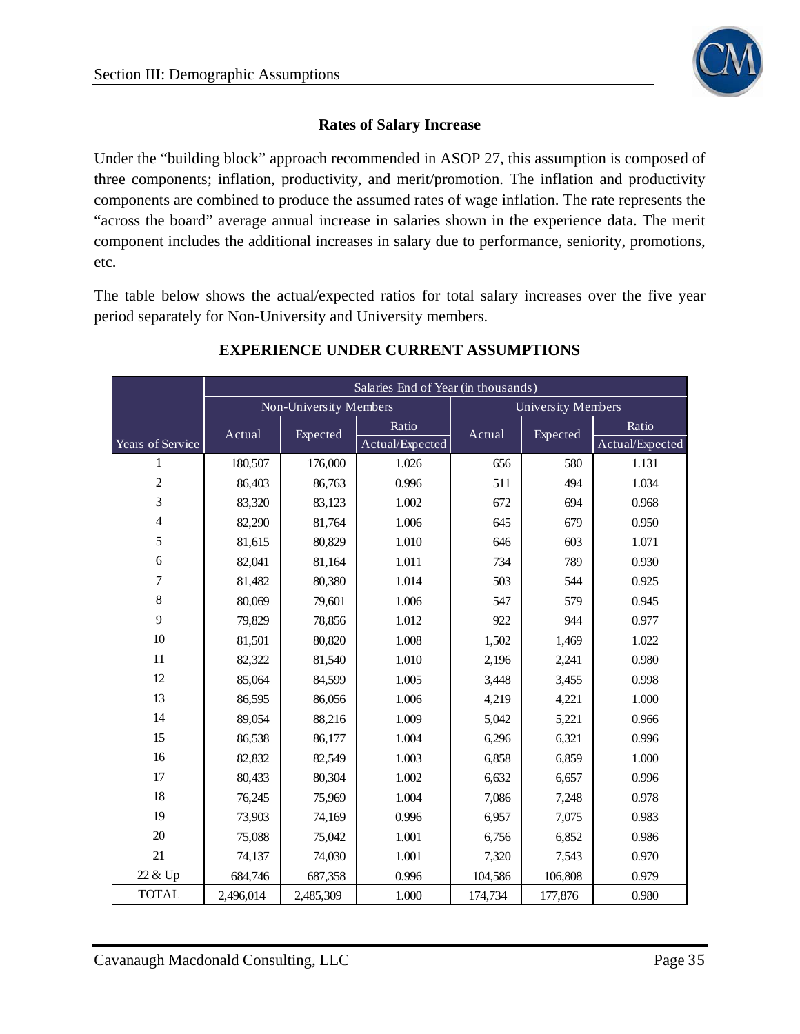### Rates of Salary Increase

Under the "building block" approach recommended in ASOP 27, this assumption is composed of three components; inflation, productivity, and merit/promotion. The inflation and productivity components are combined to produce the assumed rates of wage inflation. The rate represents the "across the board" average annual increase in salaries shown in the experience data. The merit component includes the additional increases in salary due to performance, seniority, promotions, etc.

The table below shows the actual/expected ratios for total salary increases over the five year period separately for Non-University and University members.

### EXPERIENCE UNDER CURRENT ASSUMPTIONS

| | Salaries End of Year (in thousands) | | | | | |
|---|---|---|---|---|---|---|
| | Non-University Members | | | University Members | | |
| Years of Service | Actual | Expected | Ratio Actual/Expected | Actual | Expected | Ratio Actual/Expected |
| 1 | 180,507 | 176,000 | 1.026 | 656 | 580 | 1.131 |
| 2 | 86,403 | 86,763 | 0.996 | 511 | 494 | 1.034 |
| 3 | 83,320 | 83,123 | 1.002 | 672 | 694 | 0.968 |
| 4 | 82,290 | 81,764 | 1.006 | 645 | 679 | 0.950 |
| 5 | 81,615 | 80,829 | 1.010 | 646 | 603 | 1.071 |
| 6 | 82,041 | 81,164 | 1.011 | 734 | 789 | 0.930 |
| 7 | 81,482 | 80,380 | 1.014 | 503 | 544 | 0.925 |
| 8 | 80,069 | 79,601 | 1.006 | 547 | 579 | 0.945 |
| 9 | 79,829 | 78,856 | 1.012 | 922 | 944 | 0.977 |
| 10 | 81,501 | 80,820 | 1.008 | 1,502 | 1,469 | 1.022 |
| 11 | 82,322 | 81,540 | 1.010 | 2,196 | 2,241 | 0.980 |
| 12 | 85,064 | 84,599 | 1.005 | 3,448 | 3,455 | 0.998 |
| 13 | 86,595 | 86,056 | 1.006 | 4,219 | 4,221 | 1.000 |
| 14 | 89,054 | 88,216 | 1.009 | 5,042 | 5,221 | 0.966 |
| 15 | 86,538 | 86,177 | 1.004 | 6,296 | 6,321 | 0.996 |
| 16 | 82,832 | 82,549 | 1.003 | 6,858 | 6,859 | 1.000 |
| 17 | 80,433 | 80,304 | 1.002 | 6,632 | 6,657 | 0.996 |
| 18 | 76,245 | 75,969 | 1.004 | 7,086 | 7,248 | 0.978 |
| 19 | 73,903 | 74,169 | 0.996 | 6,957 | 7,075 | 0.983 |
| 20 | 75,088 | 75,042 | 1.001 | 6,756 | 6,852 | 0.986 |
| 21 | 74,137 | 74,030 | 1.001 | 7,320 | 7,543 | 0.970 |
| 22 & Up | 684,746 | 687,358 | 0.996 | 104,586 | 106,808 | 0.979 |
| TOTAL | 2,496,014 | 2,485,309 | 1.000 | 174,734 | 177,876 | 0.980 |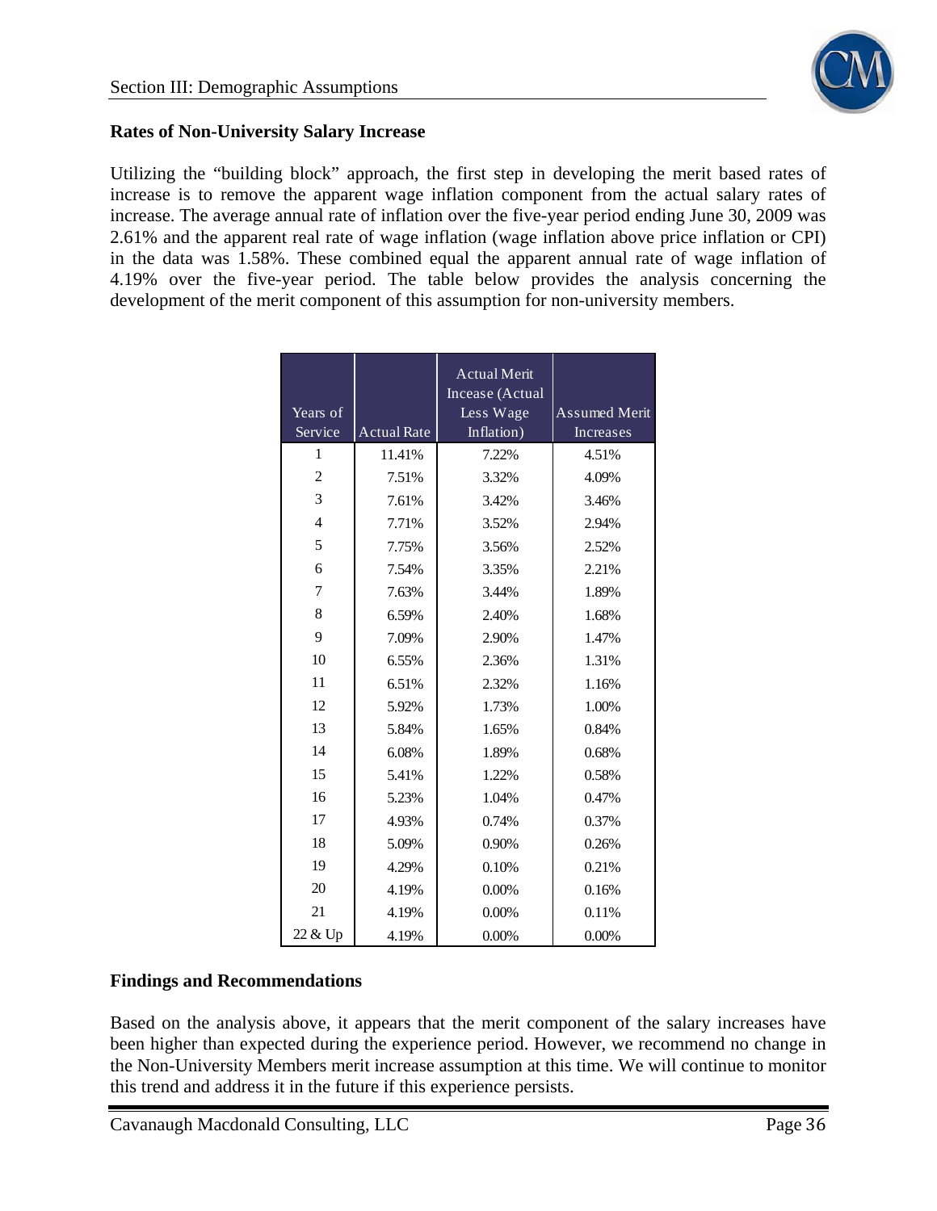## Rates of Non-University Salary Increase

Utilizing the "building block" approach, the first step in developing the merit based rates of increase is to remove the apparent wage inflation component from the actual salary rates of increase. The average annual rate of inflation over the five-year period ending June 30, 2009 was 2.61% and the apparent real rate of wage inflation (wage inflation above price inflation or CPI) in the data was 1.58%. These combined equal the apparent annual rate of wage inflation of 4.19% over the five-year period. The table below provides the analysis concerning the development of the merit component of this assumption for non-university members.

| Years of Service | Actual Rate | Actual Merit Incease (Actual Less Wage Inflation) | Assumed Merit Increases |
|---|---|---|---|
| 1 | 11.41% | 7.22% | 4.51% |
| 2 | 7.51% | 3.32% | 4.09% |
| 3 | 7.61% | 3.42% | 3.46% |
| 4 | 7.71% | 3.52% | 2.94% |
| 5 | 7.75% | 3.56% | 2.52% |
| 6 | 7.54% | 3.35% | 2.21% |
| 7 | 7.63% | 3.44% | 1.89% |
| 8 | 6.59% | 2.40% | 1.68% |
| 9 | 7.09% | 2.90% | 1.47% |
| 10 | 6.55% | 2.36% | 1.31% |
| 11 | 6.51% | 2.32% | 1.16% |
| 12 | 5.92% | 1.73% | 1.00% |
| 13 | 5.84% | 1.65% | 0.84% |
| 14 | 6.08% | 1.89% | 0.68% |
| 15 | 5.41% | 1.22% | 0.58% |
| 16 | 5.23% | 1.04% | 0.47% |
| 17 | 4.93% | 0.74% | 0.37% |
| 18 | 5.09% | 0.90% | 0.26% |
| 19 | 4.29% | 0.10% | 0.21% |
| 20 | 4.19% | 0.00% | 0.16% |
| 21 | 4.19% | 0.00% | 0.11% |
| 22 & Up | 4.19% | 0.00% | 0.00% |

## Findings and Recommendations

Based on the analysis above, it appears that the merit component of the salary increases have been higher than expected during the experience period. However, we recommend no change in the Non-University Members merit increase assumption at this time. We will continue to monitor this trend and address it in the future if this experience persists.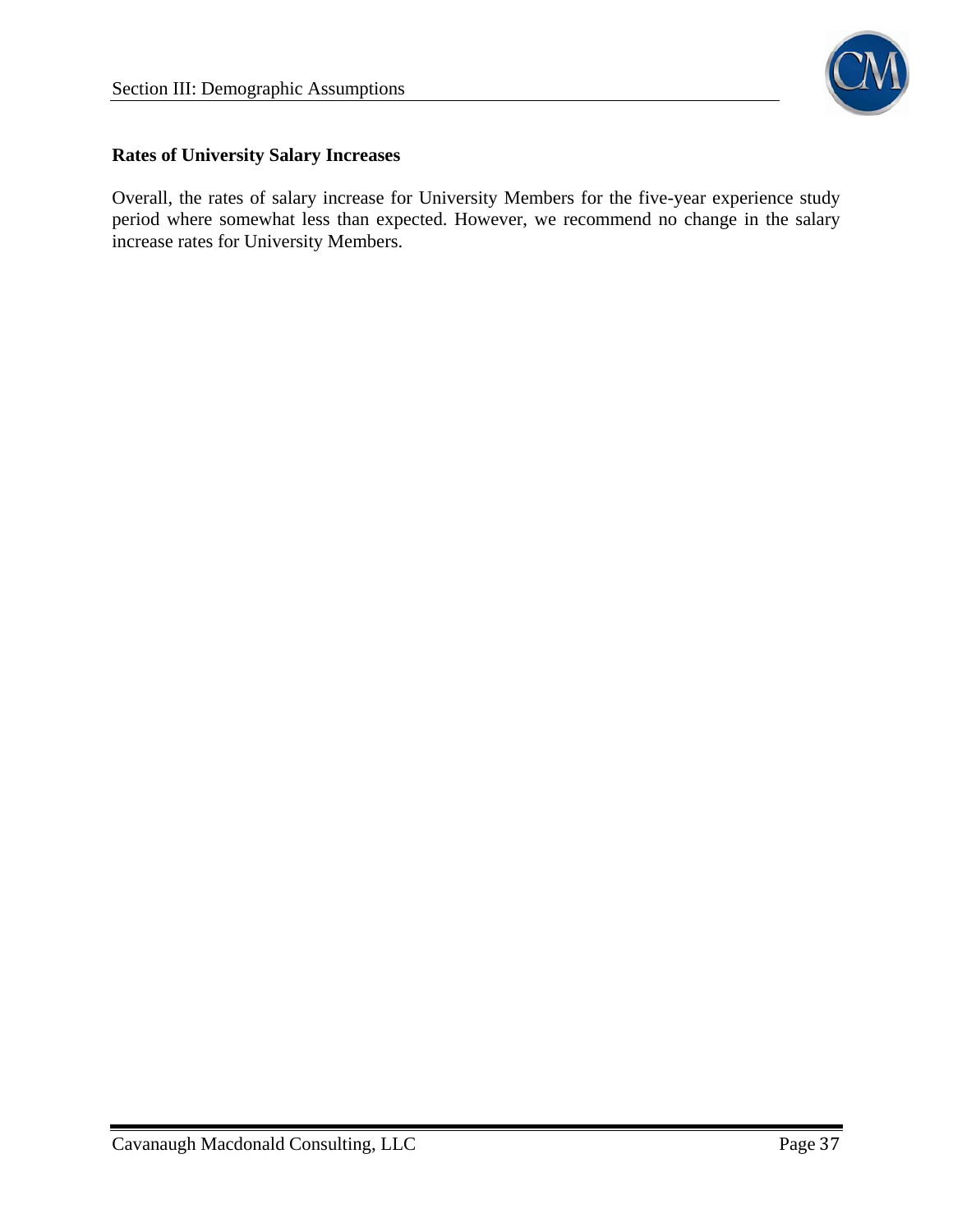### Rates of University Salary Increases

Overall, the rates of salary increase for University Members for the five-year experience study period where somewhat less than expected. However, we recommend no change in the salary increase rates for University Members.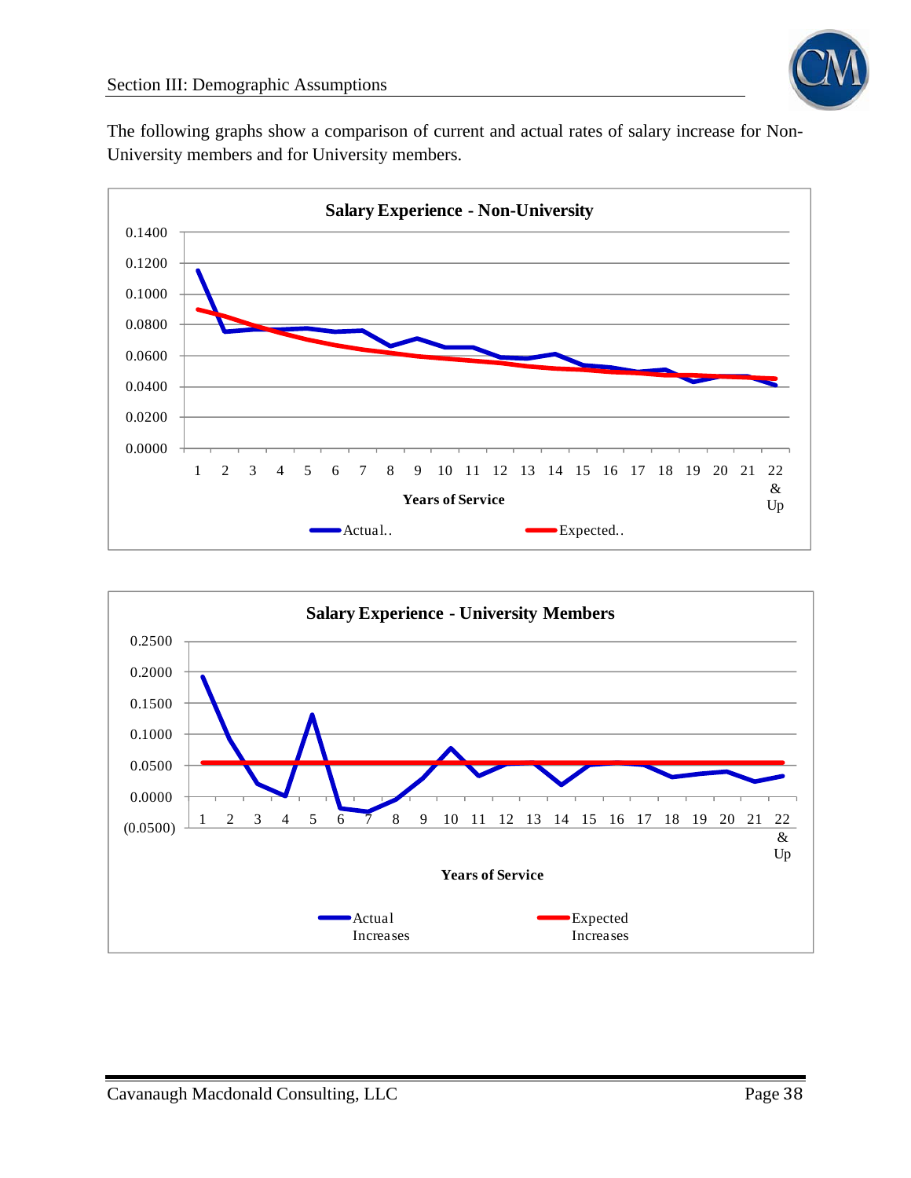The following graphs show a comparison of current and actual rates of salary increase for Non-University members and for University members.

**Salary Experience - Non-University**

0.1400
0.1200
0.1000
0.0800
0.0600
0.0400
0.0200
0.0000

1 2 3 4 5 6 7 8 9 10 11 12 13 14 15 16 17 18 19 20 21 22 & Up

Years of Service

Actual.. Expected..

**Salary Experience - University Members**

0.2500
0.2000
0.1500
0.1000
0.0500
0.0000
(0.0500)

1 2 3 4 5 6 7 8 9 10 11 12 13 14 15 16 17 18 19 20 21 22 & Up

Years of Service

Actual Increases Expected Increases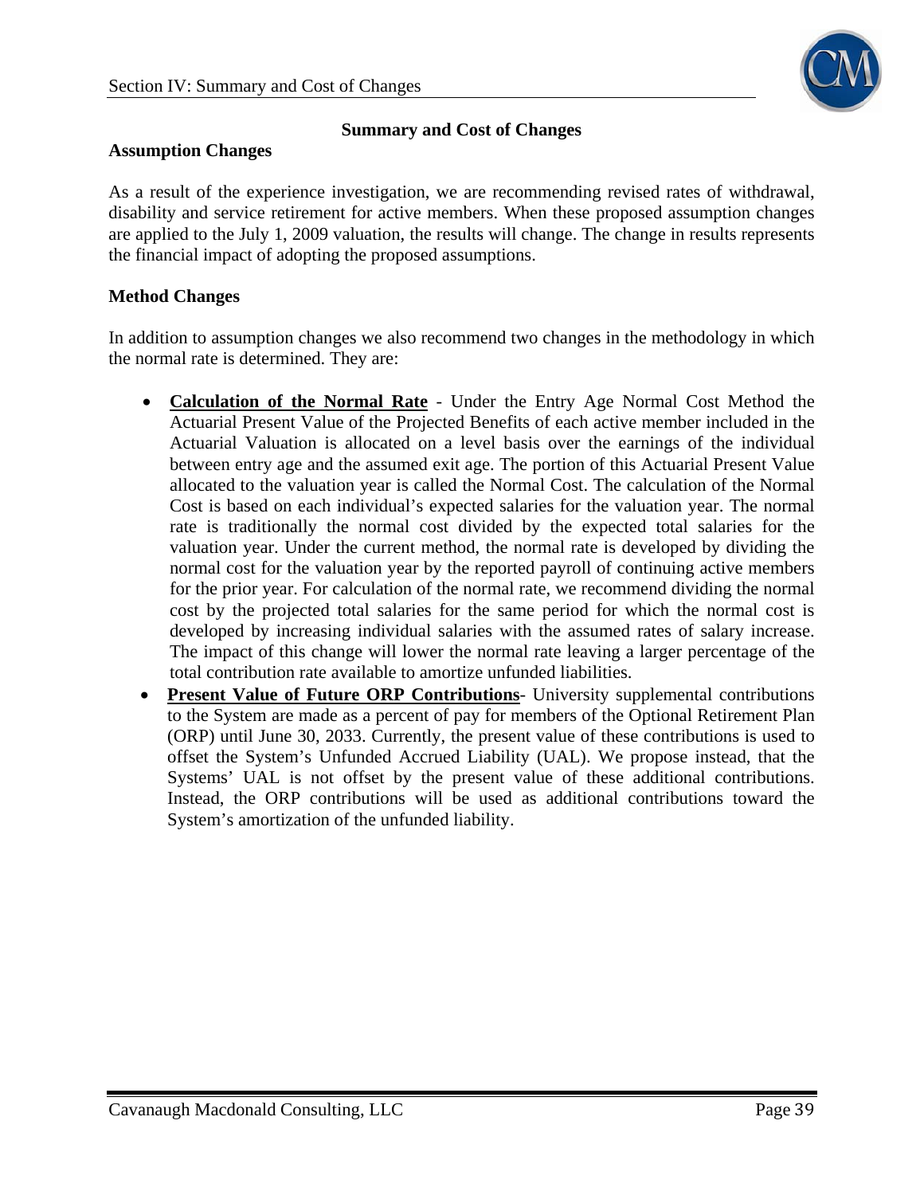## Summary and Cost of Changes

### Assumption Changes

As a result of the experience investigation, we are recommending revised rates of withdrawal, disability and service retirement for active members. When these proposed assumption changes are applied to the July 1, 2009 valuation, the results will change. The change in results represents the financial impact of adopting the proposed assumptions.

### Method Changes

In addition to assumption changes we also recommend two changes in the methodology in which the normal rate is determined. They are:

- **Calculation of the Normal Rate** - Under the Entry Age Normal Cost Method the Actuarial Present Value of the Projected Benefits of each active member included in the Actuarial Valuation is allocated on a level basis over the earnings of the individual between entry age and the assumed exit age. The portion of this Actuarial Present Value allocated to the valuation year is called the Normal Cost. The calculation of the Normal Cost is based on each individual's expected salaries for the valuation year. The normal rate is traditionally the normal cost divided by the expected total salaries for the valuation year. Under the current method, the normal rate is developed by dividing the normal cost for the valuation year by the reported payroll of continuing active members for the prior year. For calculation of the normal rate, we recommend dividing the normal cost by the projected total salaries for the same period for which the normal cost is developed by increasing individual salaries with the assumed rates of salary increase. The impact of this change will lower the normal rate leaving a larger percentage of the total contribution rate available to amortize unfunded liabilities.
- **Present Value of Future ORP Contributions**- University supplemental contributions to the System are made as a percent of pay for members of the Optional Retirement Plan (ORP) until June 30, 2033. Currently, the present value of these contributions is used to offset the System's Unfunded Accrued Liability (UAL). We propose instead, that the Systems' UAL is not offset by the present value of these additional contributions. Instead, the ORP contributions will be used as additional contributions toward the System's amortization of the unfunded liability.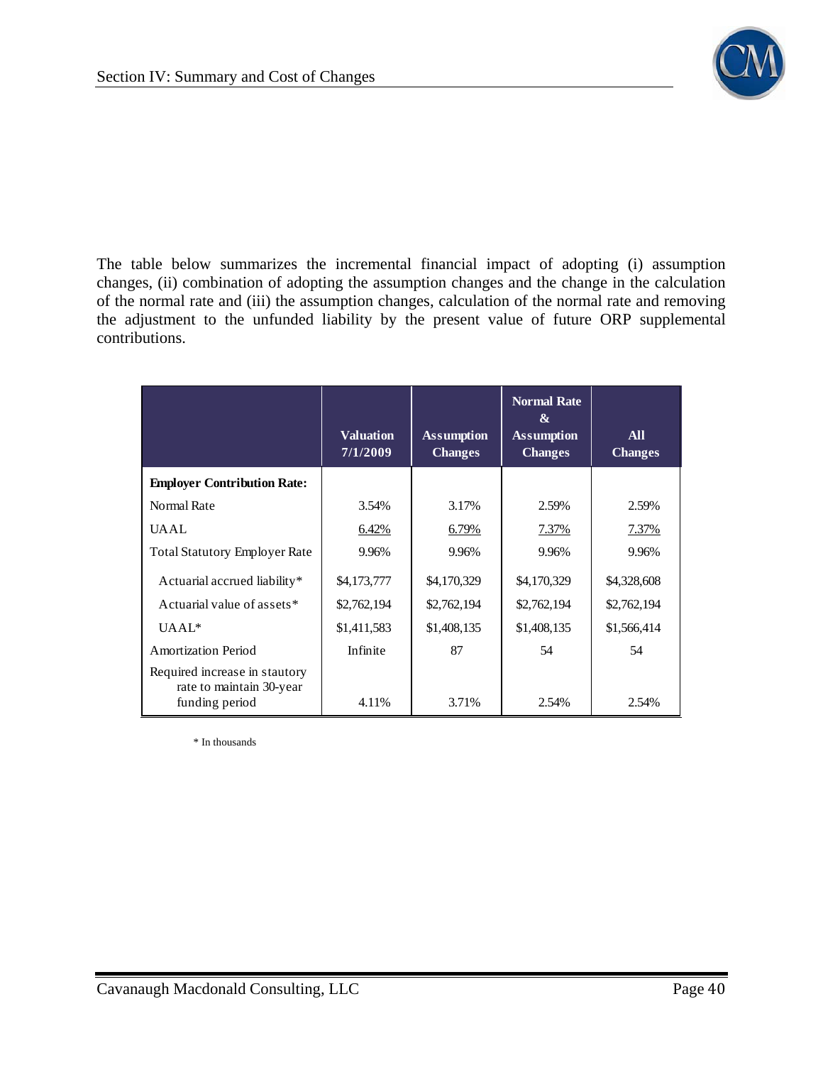The table below summarizes the incremental financial impact of adopting (i) assumption changes, (ii) combination of adopting the assumption changes and the change in the calculation of the normal rate and (iii) the assumption changes, calculation of the normal rate and removing the adjustment to the unfunded liability by the present value of future ORP supplemental contributions.

| | Valuation 7/1/2009 | Assumption Changes | Normal Rate & Assumption Changes | All Changes |
|---|---|---|---|---|
| **Employer Contribution Rate:** | | | | |
| Normal Rate | 3.54% | 3.17% | 2.59% | 2.59% |
| UAAL | 6.42% | 6.79% | 7.37% | 7.37% |
| Total Statutory Employer Rate | 9.96% | 9.96% | 9.96% | 9.96% |
| Actuarial accrued liability* | $4,173,777 | $4,170,329 | $4,170,329 | $4,328,608 |
| Actuarial value of assets* | $2,762,194 | $2,762,194 | $2,762,194 | $2,762,194 |
| UAAL* | $1,411,583 | $1,408,135 | $1,408,135 | $1,566,414 |
| Amortization Period | Infinite | 87 | 54 | 54 |
| Required increase in stautory rate to maintain 30-year funding period | 4.11% | 3.71% | 2.54% | 2.54% |

* In thousands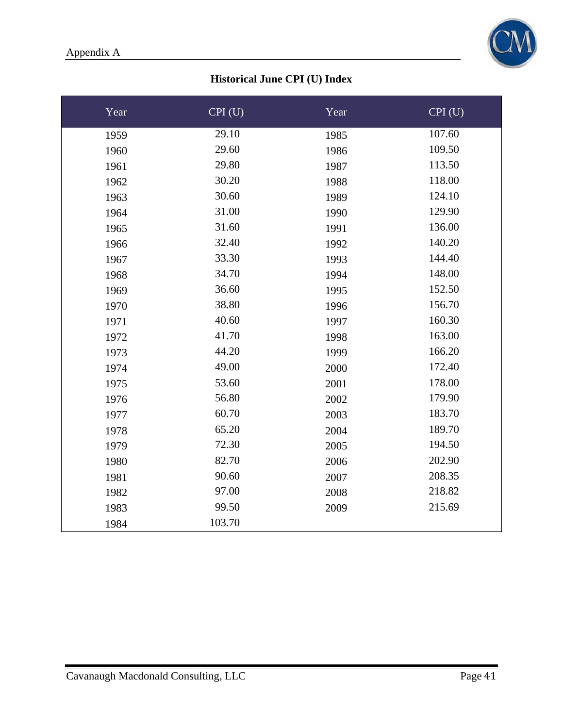Appendix A

## Historical June CPI (U) Index

| Year | CPI (U) | Year | CPI (U) |
|---|---|---|---|
| 1959 | 29.10 | 1985 | 107.60 |
| 1960 | 29.60 | 1986 | 109.50 |
| 1961 | 29.80 | 1987 | 113.50 |
| 1962 | 30.20 | 1988 | 118.00 |
| 1963 | 30.60 | 1989 | 124.10 |
| 1964 | 31.00 | 1990 | 129.90 |
| 1965 | 31.60 | 1991 | 136.00 |
| 1966 | 32.40 | 1992 | 140.20 |
| 1967 | 33.30 | 1993 | 144.40 |
| 1968 | 34.70 | 1994 | 148.00 |
| 1969 | 36.60 | 1995 | 152.50 |
| 1970 | 38.80 | 1996 | 156.70 |
| 1971 | 40.60 | 1997 | 160.30 |
| 1972 | 41.70 | 1998 | 163.00 |
| 1973 | 44.20 | 1999 | 166.20 |
| 1974 | 49.00 | 2000 | 172.40 |
| 1975 | 53.60 | 2001 | 178.00 |
| 1976 | 56.80 | 2002 | 179.90 |
| 1977 | 60.70 | 2003 | 183.70 |
| 1978 | 65.20 | 2004 | 189.70 |
| 1979 | 72.30 | 2005 | 194.50 |
| 1980 | 82.70 | 2006 | 202.90 |
| 1981 | 90.60 | 2007 | 208.35 |
| 1982 | 97.00 | 2008 | 218.82 |
| 1983 | 99.50 | 2009 | 215.69 |
| 1984 | 103.70 | | |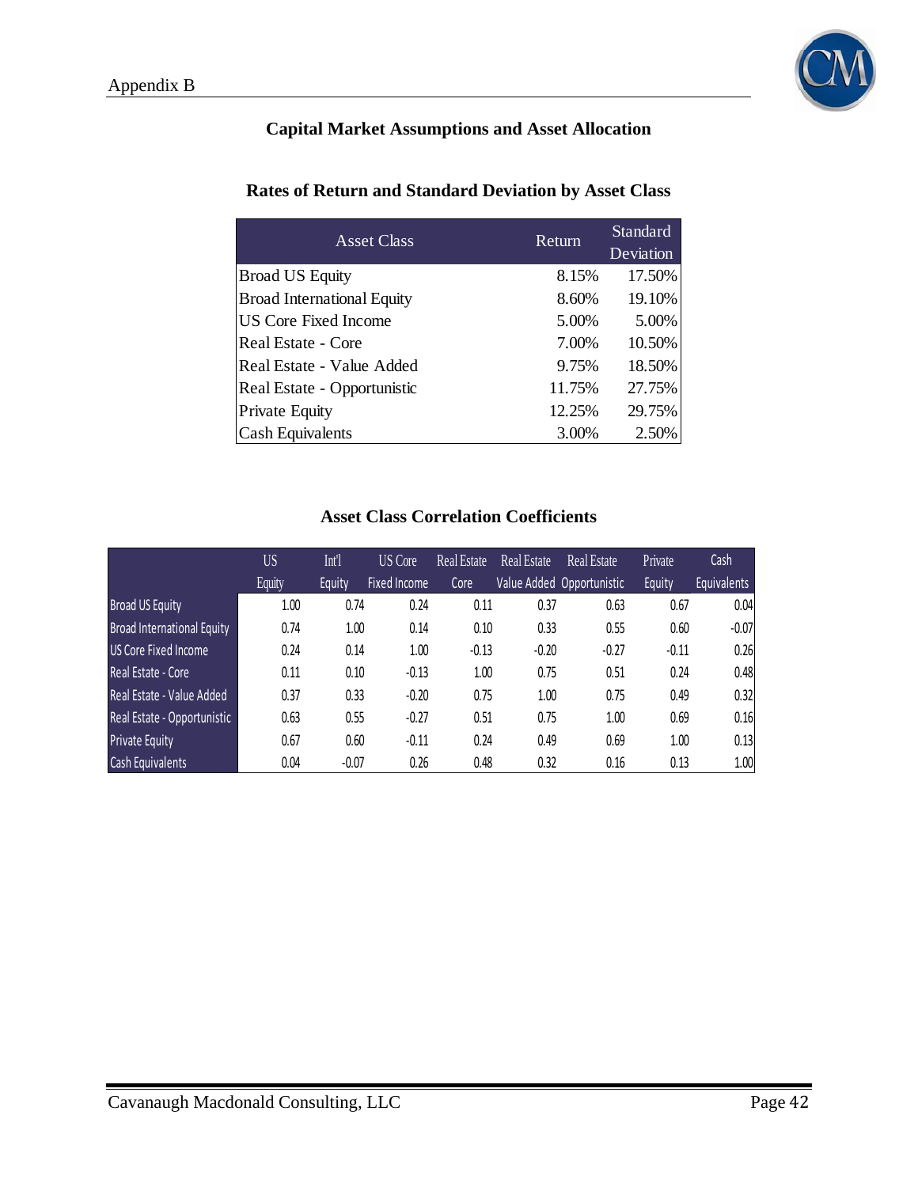Appendix B

## Capital Market Assumptions and Asset Allocation

### Rates of Return and Standard Deviation by Asset Class

| Asset Class | Return | Standard Deviation |
|---|---|---|
| Broad US Equity | 8.15% | 17.50% |
| Broad International Equity | 8.60% | 19.10% |
| US Core Fixed Income | 5.00% | 5.00% |
| Real Estate - Core | 7.00% | 10.50% |
| Real Estate - Value Added | 9.75% | 18.50% |
| Real Estate - Opportunistic | 11.75% | 27.75% |
| Private Equity | 12.25% | 29.75% |
| Cash Equivalents | 3.00% | 2.50% |

### Asset Class Correlation Coefficients

| | US Equity | Int'l Equity | US Core Fixed Income | Real Estate Core | Real Estate Value Added | Real Estate Opportunistic | Private Equity | Cash Equivalents |
|---|---|---|---|---|---|---|---|---|
| Broad US Equity | 1.00 | 0.74 | 0.24 | 0.11 | 0.37 | 0.63 | 0.67 | 0.04 |
| Broad International Equity | 0.74 | 1.00 | 0.14 | 0.10 | 0.33 | 0.55 | 0.60 | -0.07 |
| US Core Fixed Income | 0.24 | 0.14 | 1.00 | -0.13 | -0.20 | -0.27 | -0.11 | 0.26 |
| Real Estate - Core | 0.11 | 0.10 | -0.13 | 1.00 | 0.75 | 0.51 | 0.24 | 0.48 |
| Real Estate - Value Added | 0.37 | 0.33 | -0.20 | 0.75 | 1.00 | 0.75 | 0.49 | 0.32 |
| Real Estate - Opportunistic | 0.63 | 0.55 | -0.27 | 0.51 | 0.75 | 1.00 | 0.69 | 0.16 |
| Private Equity | 0.67 | 0.60 | -0.11 | 0.24 | 0.49 | 0.69 | 1.00 | 0.13 |
| Cash Equivalents | 0.04 | -0.07 | 0.26 | 0.48 | 0.32 | 0.16 | 0.13 | 1.00 |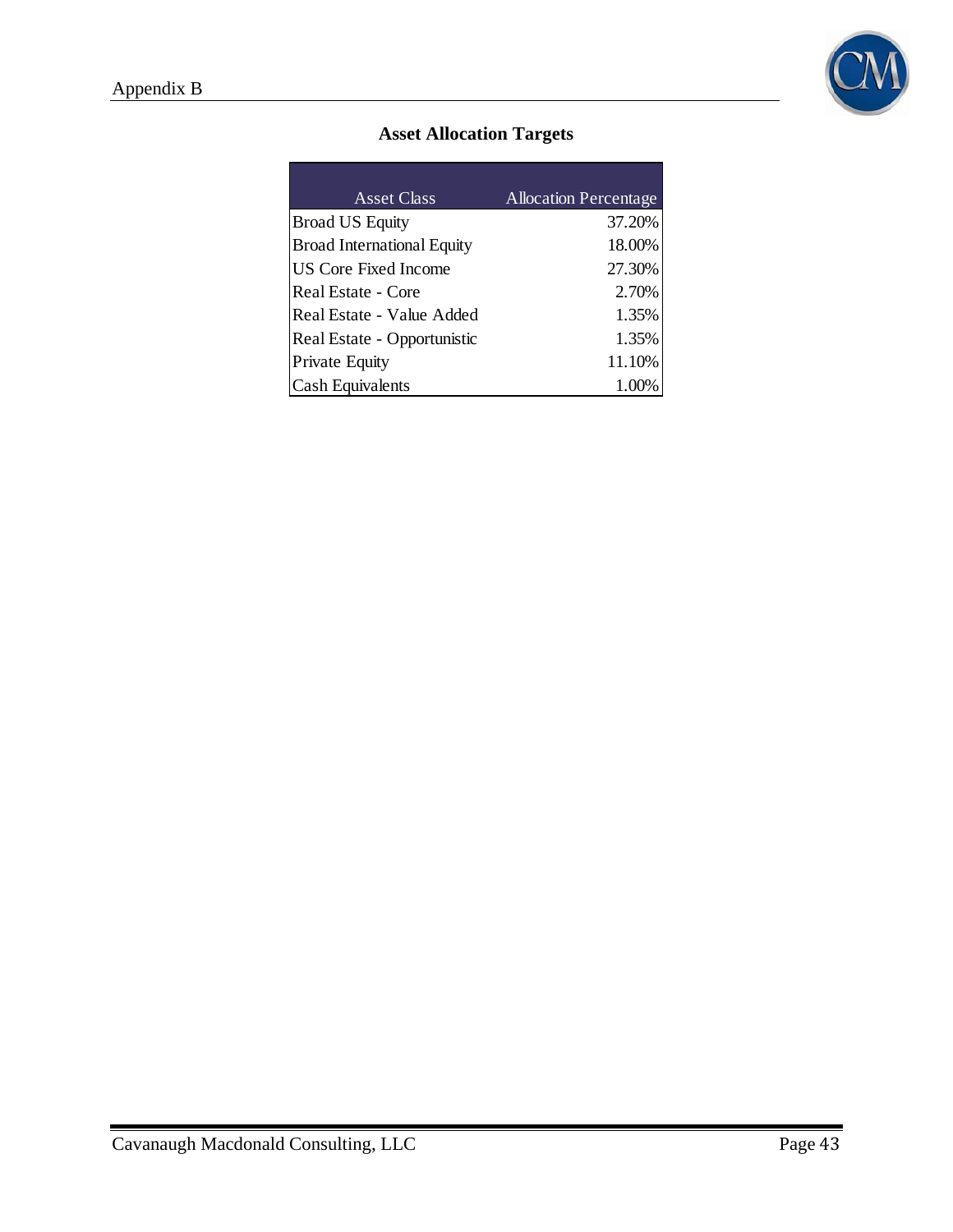Appendix B

## Asset Allocation Targets

| Asset Class | Allocation Percentage |
|---|---|
| Broad US Equity | 37.20% |
| Broad International Equity | 18.00% |
| US Core Fixed Income | 27.30% |
| Real Estate - Core | 2.70% |
| Real Estate - Value Added | 1.35% |
| Real Estate - Opportunistic | 1.35% |
| Private Equity | 11.10% |
| Cash Equivalents | 1.00% |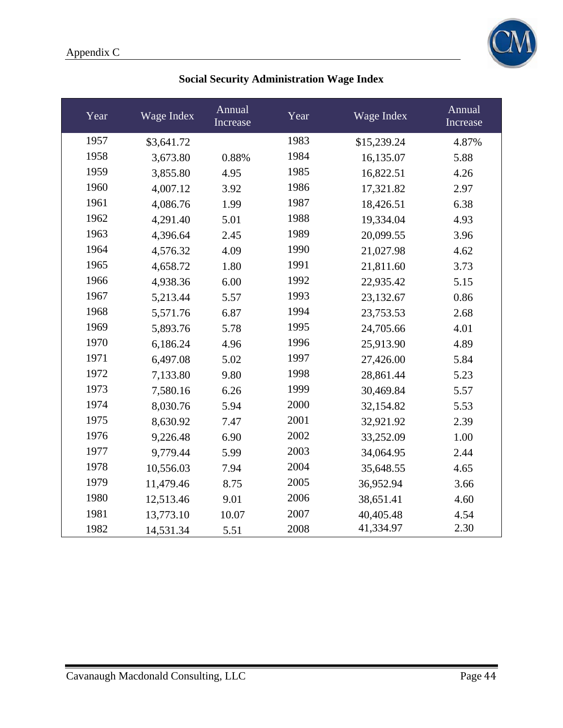Appendix C

## Social Security Administration Wage Index

| Year | Wage Index | Annual Increase | Year | Wage Index | Annual Increase |
|---|---|---|---|---|---|
| 1957 | $3,641.72 | | 1983 | $15,239.24 | 4.87% |
| 1958 | 3,673.80 | 0.88% | 1984 | 16,135.07 | 5.88 |
| 1959 | 3,855.80 | 4.95 | 1985 | 16,822.51 | 4.26 |
| 1960 | 4,007.12 | 3.92 | 1986 | 17,321.82 | 2.97 |
| 1961 | 4,086.76 | 1.99 | 1987 | 18,426.51 | 6.38 |
| 1962 | 4,291.40 | 5.01 | 1988 | 19,334.04 | 4.93 |
| 1963 | 4,396.64 | 2.45 | 1989 | 20,099.55 | 3.96 |
| 1964 | 4,576.32 | 4.09 | 1990 | 21,027.98 | 4.62 |
| 1965 | 4,658.72 | 1.80 | 1991 | 21,811.60 | 3.73 |
| 1966 | 4,938.36 | 6.00 | 1992 | 22,935.42 | 5.15 |
| 1967 | 5,213.44 | 5.57 | 1993 | 23,132.67 | 0.86 |
| 1968 | 5,571.76 | 6.87 | 1994 | 23,753.53 | 2.68 |
| 1969 | 5,893.76 | 5.78 | 1995 | 24,705.66 | 4.01 |
| 1970 | 6,186.24 | 4.96 | 1996 | 25,913.90 | 4.89 |
| 1971 | 6,497.08 | 5.02 | 1997 | 27,426.00 | 5.84 |
| 1972 | 7,133.80 | 9.80 | 1998 | 28,861.44 | 5.23 |
| 1973 | 7,580.16 | 6.26 | 1999 | 30,469.84 | 5.57 |
| 1974 | 8,030.76 | 5.94 | 2000 | 32,154.82 | 5.53 |
| 1975 | 8,630.92 | 7.47 | 2001 | 32,921.92 | 2.39 |
| 1976 | 9,226.48 | 6.90 | 2002 | 33,252.09 | 1.00 |
| 1977 | 9,779.44 | 5.99 | 2003 | 34,064.95 | 2.44 |
| 1978 | 10,556.03 | 7.94 | 2004 | 35,648.55 | 4.65 |
| 1979 | 11,479.46 | 8.75 | 2005 | 36,952.94 | 3.66 |
| 1980 | 12,513.46 | 9.01 | 2006 | 38,651.41 | 4.60 |
| 1981 | 13,773.10 | 10.07 | 2007 | 40,405.48 | 4.54 |
| 1982 | 14,531.34 | 5.51 | 2008 | 41,334.97 | 2.30 |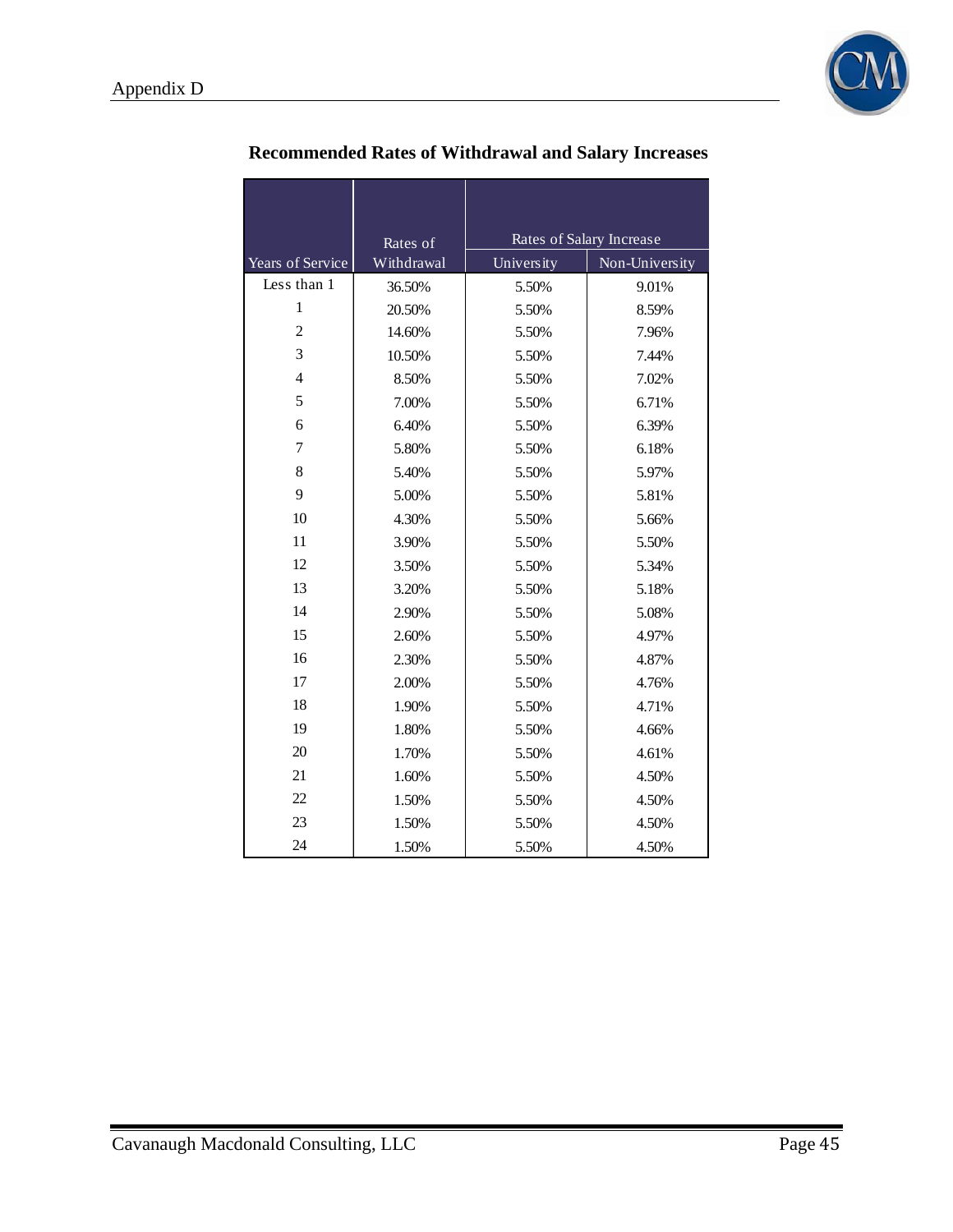## Recommended Rates of Withdrawal and Salary Increases

| Years of Service | Rates of Withdrawal | Rates of Salary Increase | |
|---|---|---|---|
| | | University | Non-University |
| Less than 1 | 36.50% | 5.50% | 9.01% |
| 1 | 20.50% | 5.50% | 8.59% |
| 2 | 14.60% | 5.50% | 7.96% |
| 3 | 10.50% | 5.50% | 7.44% |
| 4 | 8.50% | 5.50% | 7.02% |
| 5 | 7.00% | 5.50% | 6.71% |
| 6 | 6.40% | 5.50% | 6.39% |
| 7 | 5.80% | 5.50% | 6.18% |
| 8 | 5.40% | 5.50% | 5.97% |
| 9 | 5.00% | 5.50% | 5.81% |
| 10 | 4.30% | 5.50% | 5.66% |
| 11 | 3.90% | 5.50% | 5.50% |
| 12 | 3.50% | 5.50% | 5.34% |
| 13 | 3.20% | 5.50% | 5.18% |
| 14 | 2.90% | 5.50% | 5.08% |
| 15 | 2.60% | 5.50% | 4.97% |
| 16 | 2.30% | 5.50% | 4.87% |
| 17 | 2.00% | 5.50% | 4.76% |
| 18 | 1.90% | 5.50% | 4.71% |
| 19 | 1.80% | 5.50% | 4.66% |
| 20 | 1.70% | 5.50% | 4.61% |
| 21 | 1.60% | 5.50% | 4.50% |
| 22 | 1.50% | 5.50% | 4.50% |
| 23 | 1.50% | 5.50% | 4.50% |
| 24 | 1.50% | 5.50% | 4.50% |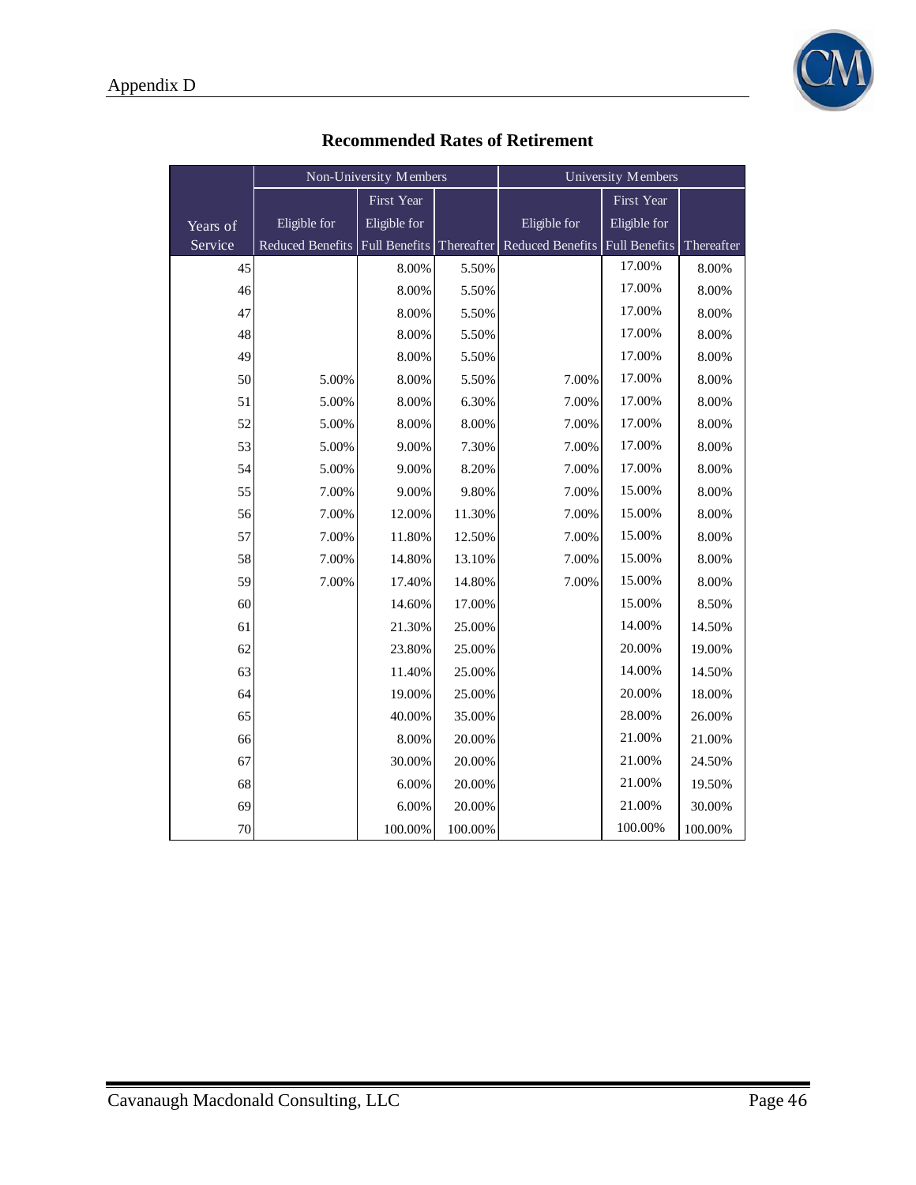Appendix D

## Recommended Rates of Retirement

| | Non-University Members | | | University Members | | |
|---|---|---|---|---|---|---|
| Years of Service | Eligible for Reduced Benefits | First Year Eligible for Full Benefits | Thereafter | Eligible for Reduced Benefits | First Year Eligible for Full Benefits | Thereafter |
| 45 | | 8.00% | 5.50% | | 17.00% | 8.00% |
| 46 | | 8.00% | 5.50% | | 17.00% | 8.00% |
| 47 | | 8.00% | 5.50% | | 17.00% | 8.00% |
| 48 | | 8.00% | 5.50% | | 17.00% | 8.00% |
| 49 | | 8.00% | 5.50% | | 17.00% | 8.00% |
| 50 | 5.00% | 8.00% | 5.50% | 7.00% | 17.00% | 8.00% |
| 51 | 5.00% | 8.00% | 6.30% | 7.00% | 17.00% | 8.00% |
| 52 | 5.00% | 8.00% | 8.00% | 7.00% | 17.00% | 8.00% |
| 53 | 5.00% | 9.00% | 7.30% | 7.00% | 17.00% | 8.00% |
| 54 | 5.00% | 9.00% | 8.20% | 7.00% | 17.00% | 8.00% |
| 55 | 7.00% | 9.00% | 9.80% | 7.00% | 15.00% | 8.00% |
| 56 | 7.00% | 12.00% | 11.30% | 7.00% | 15.00% | 8.00% |
| 57 | 7.00% | 11.80% | 12.50% | 7.00% | 15.00% | 8.00% |
| 58 | 7.00% | 14.80% | 13.10% | 7.00% | 15.00% | 8.00% |
| 59 | 7.00% | 17.40% | 14.80% | 7.00% | 15.00% | 8.00% |
| 60 | | 14.60% | 17.00% | | 15.00% | 8.50% |
| 61 | | 21.30% | 25.00% | | 14.00% | 14.50% |
| 62 | | 23.80% | 25.00% | | 20.00% | 19.00% |
| 63 | | 11.40% | 25.00% | | 14.00% | 14.50% |
| 64 | | 19.00% | 25.00% | | 20.00% | 18.00% |
| 65 | | 40.00% | 35.00% | | 28.00% | 26.00% |
| 66 | | 8.00% | 20.00% | | 21.00% | 21.00% |
| 67 | | 30.00% | 20.00% | | 21.00% | 24.50% |
| 68 | | 6.00% | 20.00% | | 21.00% | 19.50% |
| 69 | | 6.00% | 20.00% | | 21.00% | 30.00% |
| 70 | | 100.00% | 100.00% | | 100.00% | 100.00% |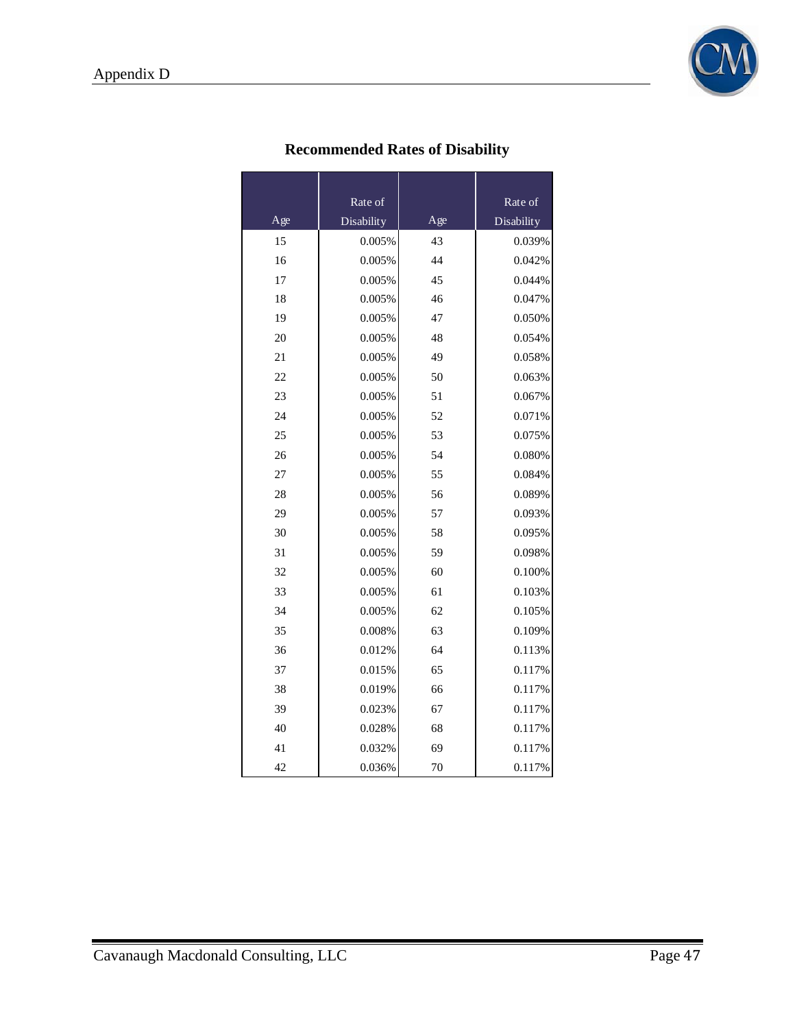Appendix D

## Recommended Rates of Disability

| Age | Rate of Disability | Age | Rate of Disability |
|---|---|---|---|
| 15 | 0.005% | 43 | 0.039% |
| 16 | 0.005% | 44 | 0.042% |
| 17 | 0.005% | 45 | 0.044% |
| 18 | 0.005% | 46 | 0.047% |
| 19 | 0.005% | 47 | 0.050% |
| 20 | 0.005% | 48 | 0.054% |
| 21 | 0.005% | 49 | 0.058% |
| 22 | 0.005% | 50 | 0.063% |
| 23 | 0.005% | 51 | 0.067% |
| 24 | 0.005% | 52 | 0.071% |
| 25 | 0.005% | 53 | 0.075% |
| 26 | 0.005% | 54 | 0.080% |
| 27 | 0.005% | 55 | 0.084% |
| 28 | 0.005% | 56 | 0.089% |
| 29 | 0.005% | 57 | 0.093% |
| 30 | 0.005% | 58 | 0.095% |
| 31 | 0.005% | 59 | 0.098% |
| 32 | 0.005% | 60 | 0.100% |
| 33 | 0.005% | 61 | 0.103% |
| 34 | 0.005% | 62 | 0.105% |
| 35 | 0.008% | 63 | 0.109% |
| 36 | 0.012% | 64 | 0.113% |
| 37 | 0.015% | 65 | 0.117% |
| 38 | 0.019% | 66 | 0.117% |
| 39 | 0.023% | 67 | 0.117% |
| 40 | 0.028% | 68 | 0.117% |
| 41 | 0.032% | 69 | 0.117% |
| 42 | 0.036% | 70 | 0.117% |